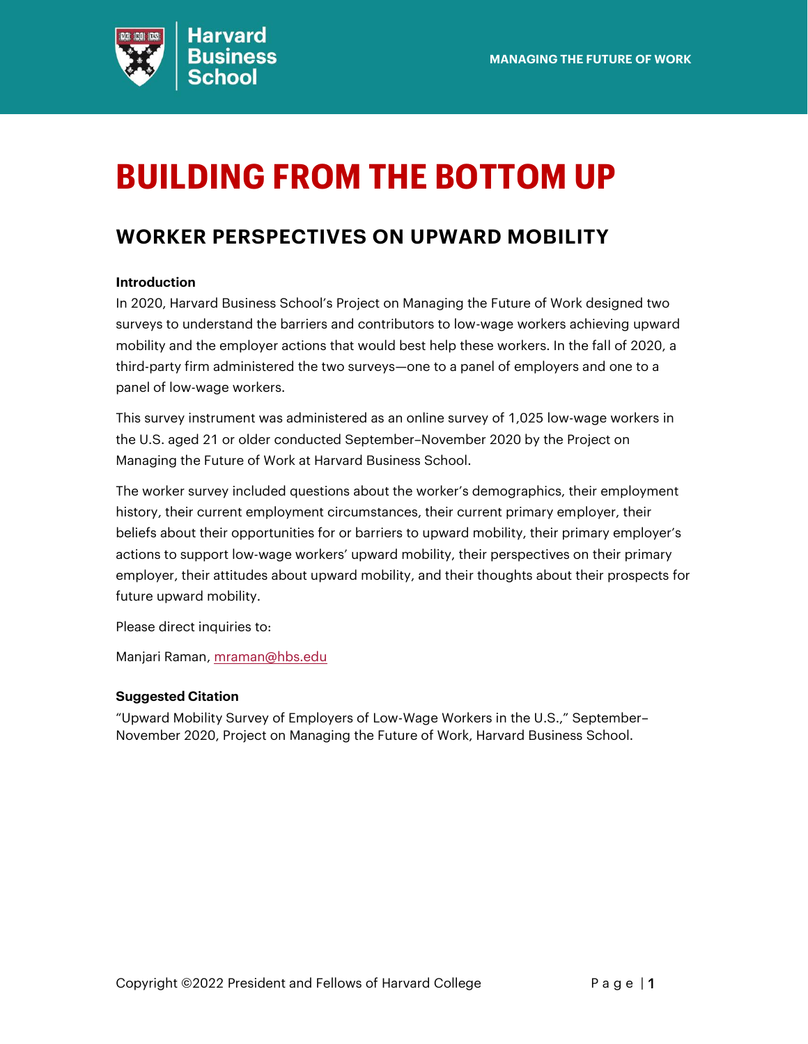Harvard Business School

MANAGING THE FUTURE OF WORK

# BUILDING FROM THE BOTTOM UP

## WORKER PERSPECTIVES ON UPWARD MOBILITY

**Introduction**

In 2020, Harvard Business School's Project on Managing the Future of Work designed two surveys to understand the barriers and contributors to low-wage workers achieving upward mobility and the employer actions that would best help these workers. In the fall of 2020, a third-party firm administered the two surveys—one to a panel of employers and one to a panel of low-wage workers.

This survey instrument was administered as an online survey of 1,025 low-wage workers in the U.S. aged 21 or older conducted September–November 2020 by the Project on Managing the Future of Work at Harvard Business School.

The worker survey included questions about the worker's demographics, their employment history, their current employment circumstances, their current primary employer, their beliefs about their opportunities for or barriers to upward mobility, their primary employer's actions to support low-wage workers' upward mobility, their perspectives on their primary employer, their attitudes about upward mobility, and their thoughts about their prospects for future upward mobility.

Please direct inquiries to:

Manjari Raman, mraman@hbs.edu

**Suggested Citation**

"Upward Mobility Survey of Employers of Low-Wage Workers in the U.S.," September–November 2020, Project on Managing the Future of Work, Harvard Business School.

Copyright ©2022 President and Fellows of Harvard College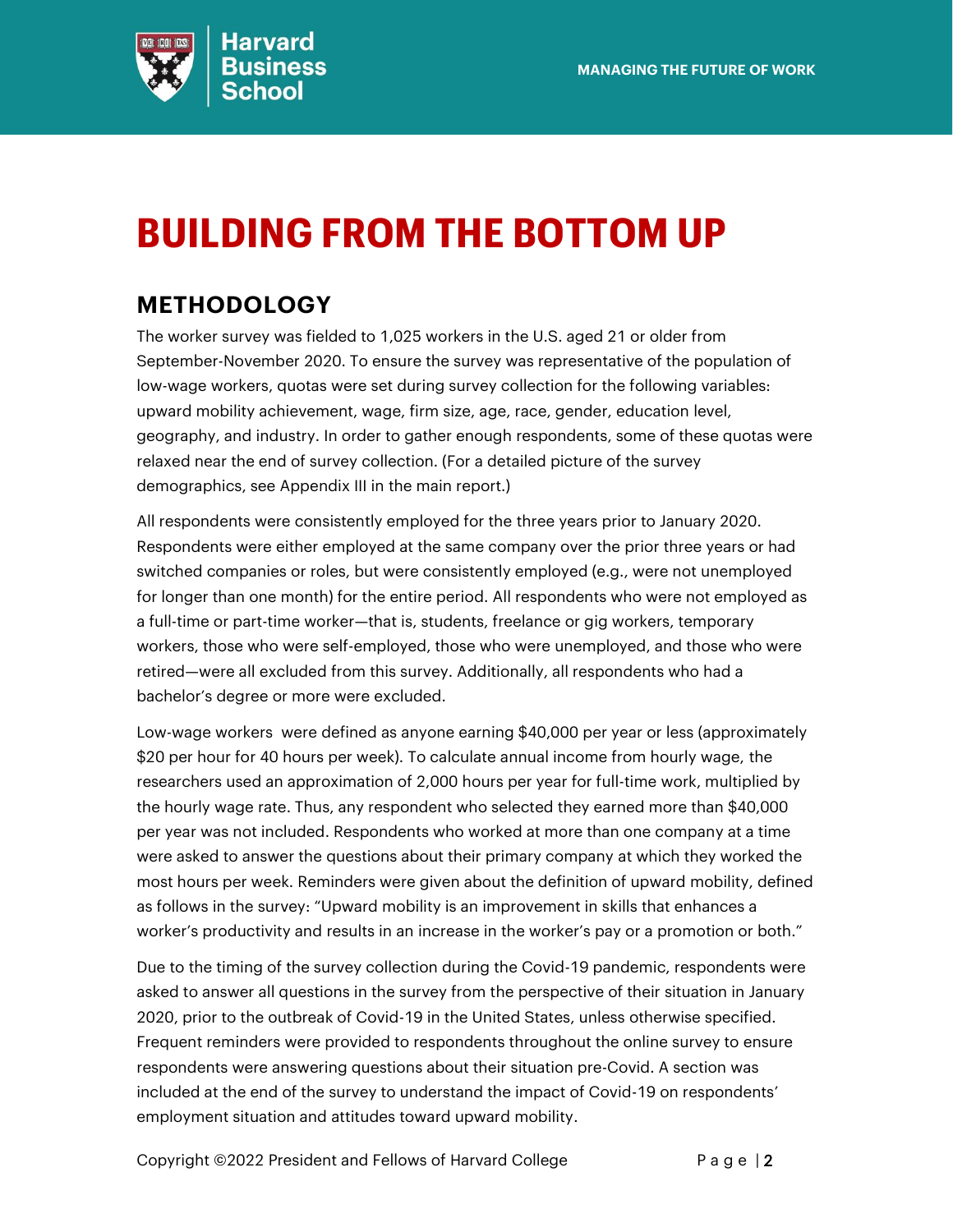# BUILDING FROM THE BOTTOM UP

## METHODOLOGY

The worker survey was fielded to 1,025 workers in the U.S. aged 21 or older from September-November 2020. To ensure the survey was representative of the population of low-wage workers, quotas were set during survey collection for the following variables: upward mobility achievement, wage, firm size, age, race, gender, education level, geography, and industry. In order to gather enough respondents, some of these quotas were relaxed near the end of survey collection. (For a detailed picture of the survey demographics, see Appendix III in the main report.)

All respondents were consistently employed for the three years prior to January 2020. Respondents were either employed at the same company over the prior three years or had switched companies or roles, but were consistently employed (e.g., were not unemployed for longer than one month) for the entire period. All respondents who were not employed as a full-time or part-time worker—that is, students, freelance or gig workers, temporary workers, those who were self-employed, those who were unemployed, and those who were retired—were all excluded from this survey. Additionally, all respondents who had a bachelor's degree or more were excluded.

Low-wage workers were defined as anyone earning $40,000 per year or less (approximately $20 per hour for 40 hours per week). To calculate annual income from hourly wage, the researchers used an approximation of 2,000 hours per year for full-time work, multiplied by the hourly wage rate. Thus, any respondent who selected they earned more than $40,000 per year was not included. Respondents who worked at more than one company at a time were asked to answer the questions about their primary company at which they worked the most hours per week. Reminders were given about the definition of upward mobility, defined as follows in the survey: "Upward mobility is an improvement in skills that enhances a worker's productivity and results in an increase in the worker's pay or a promotion or both."

Due to the timing of the survey collection during the Covid-19 pandemic, respondents were asked to answer all questions in the survey from the perspective of their situation in January 2020, prior to the outbreak of Covid-19 in the United States, unless otherwise specified. Frequent reminders were provided to respondents throughout the online survey to ensure respondents were answering questions about their situation pre-Covid. A section was included at the end of the survey to understand the impact of Covid-19 on respondents' employment situation and attitudes toward upward mobility.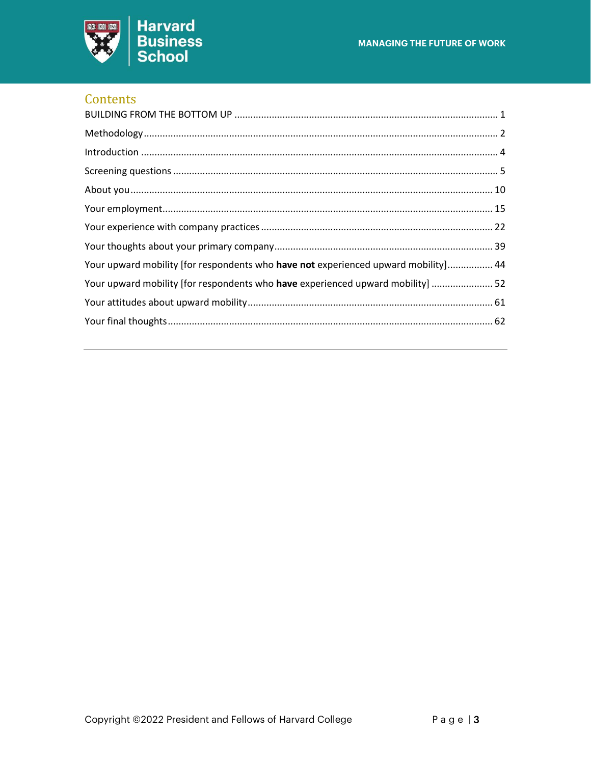## Contents

BUILDING FROM THE BOTTOM UP ........................................................................................ 1

Methodology ........................................................................................................................ 2

Introduction ......................................................................................................................... 4

Screening questions ............................................................................................................ 5

About you ........................................................................................................................... 10

Your employment ............................................................................................................... 15

Your experience with company practices .......................................................................... 22

Your thoughts about your primary company ..................................................................... 39

Your upward mobility [for respondents who **have not** experienced upward mobility] ................. 44

Your upward mobility [for respondents who **have** experienced upward mobility] ....................... 52

Your attitudes about upward mobility ................................................................................ 61

Your final thoughts ............................................................................................................ 62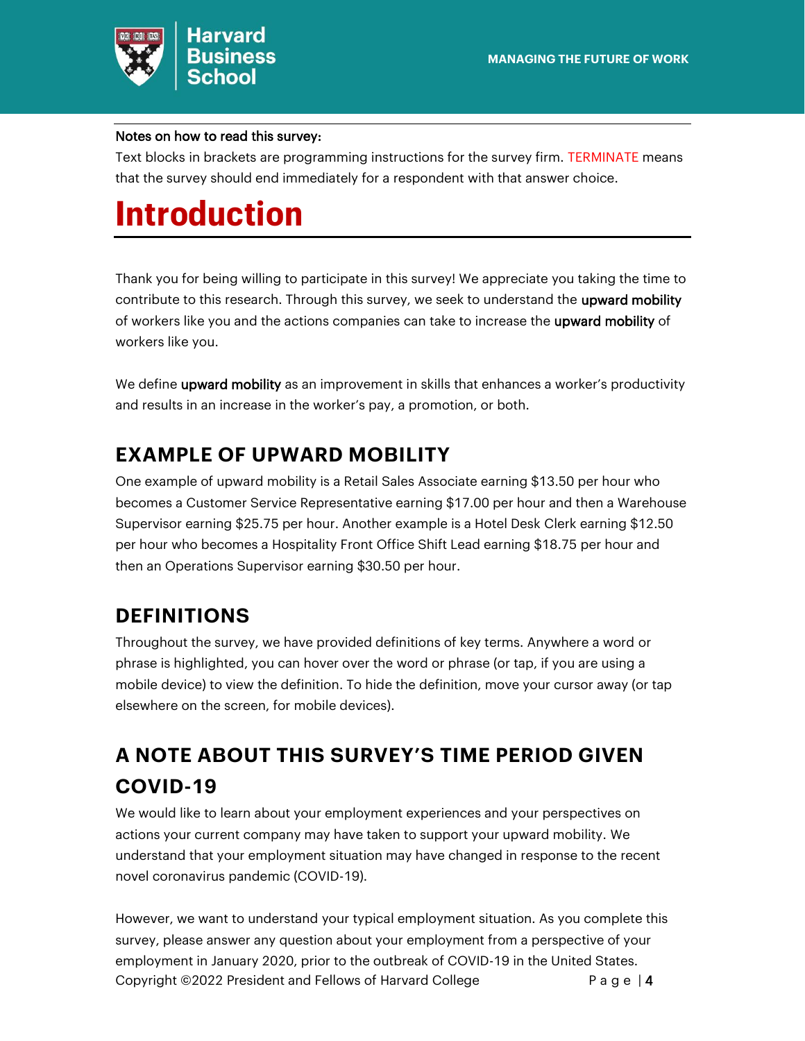**Notes on how to read this survey:**

Text blocks in brackets are programming instructions for the survey firm. TERMINATE means that the survey should end immediately for a respondent with that answer choice.

# Introduction

Thank you for being willing to participate in this survey! We appreciate you taking the time to contribute to this research. Through this survey, we seek to understand the **upward mobility** of workers like you and the actions companies can take to increase the **upward mobility** of workers like you.

We define **upward mobility** as an improvement in skills that enhances a worker's productivity and results in an increase in the worker's pay, a promotion, or both.

## EXAMPLE OF UPWARD MOBILITY

One example of upward mobility is a Retail Sales Associate earning $13.50 per hour who becomes a Customer Service Representative earning $17.00 per hour and then a Warehouse Supervisor earning $25.75 per hour. Another example is a Hotel Desk Clerk earning $12.50 per hour who becomes a Hospitality Front Office Shift Lead earning $18.75 per hour and then an Operations Supervisor earning $30.50 per hour.

## DEFINITIONS

Throughout the survey, we have provided definitions of key terms. Anywhere a word or phrase is highlighted, you can hover over the word or phrase (or tap, if you are using a mobile device) to view the definition. To hide the definition, move your cursor away (or tap elsewhere on the screen, for mobile devices).

## A NOTE ABOUT THIS SURVEY'S TIME PERIOD GIVEN COVID-19

We would like to learn about your employment experiences and your perspectives on actions your current company may have taken to support your upward mobility. We understand that your employment situation may have changed in response to the recent novel coronavirus pandemic (COVID-19).

However, we want to understand your typical employment situation. As you complete this survey, please answer any question about your employment from a perspective of your employment in January 2020, prior to the outbreak of COVID-19 in the United States.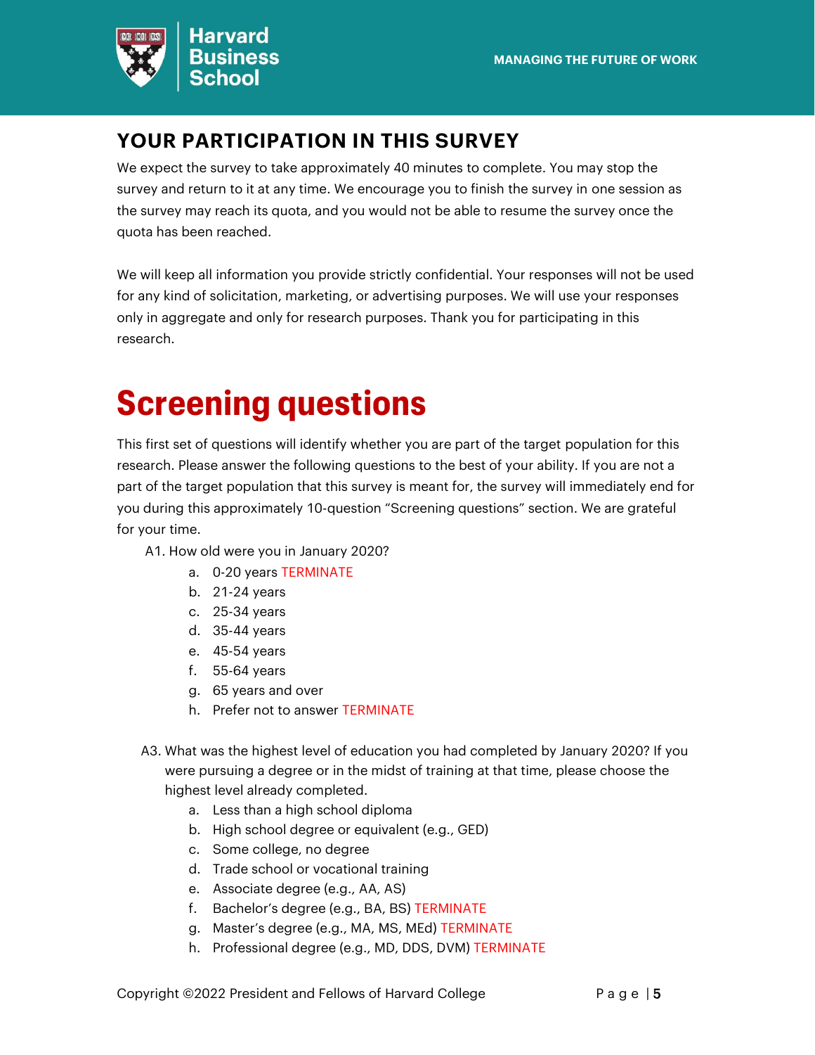## YOUR PARTICIPATION IN THIS SURVEY

We expect the survey to take approximately 40 minutes to complete. You may stop the survey and return to it at any time. We encourage you to finish the survey in one session as the survey may reach its quota, and you would not be able to resume the survey once the quota has been reached.

We will keep all information you provide strictly confidential. Your responses will not be used for any kind of solicitation, marketing, or advertising purposes. We will use your responses only in aggregate and only for research purposes. Thank you for participating in this research.

# Screening questions

This first set of questions will identify whether you are part of the target population for this research. Please answer the following questions to the best of your ability. If you are not a part of the target population that this survey is meant for, the survey will immediately end for you during this approximately 10-question "Screening questions" section. We are grateful for your time.

A1. How old were you in January 2020?

a. 0-20 years TERMINATE
b. 21-24 years
c. 25-34 years
d. 35-44 years
e. 45-54 years
f. 55-64 years
g. 65 years and over
h. Prefer not to answer TERMINATE

A3. What was the highest level of education you had completed by January 2020? If you were pursuing a degree or in the midst of training at that time, please choose the highest level already completed.

a. Less than a high school diploma
b. High school degree or equivalent (e.g., GED)
c. Some college, no degree
d. Trade school or vocational training
e. Associate degree (e.g., AA, AS)
f. Bachelor's degree (e.g., BA, BS) TERMINATE
g. Master's degree (e.g., MA, MS, MEd) TERMINATE
h. Professional degree (e.g., MD, DDS, DVM) TERMINATE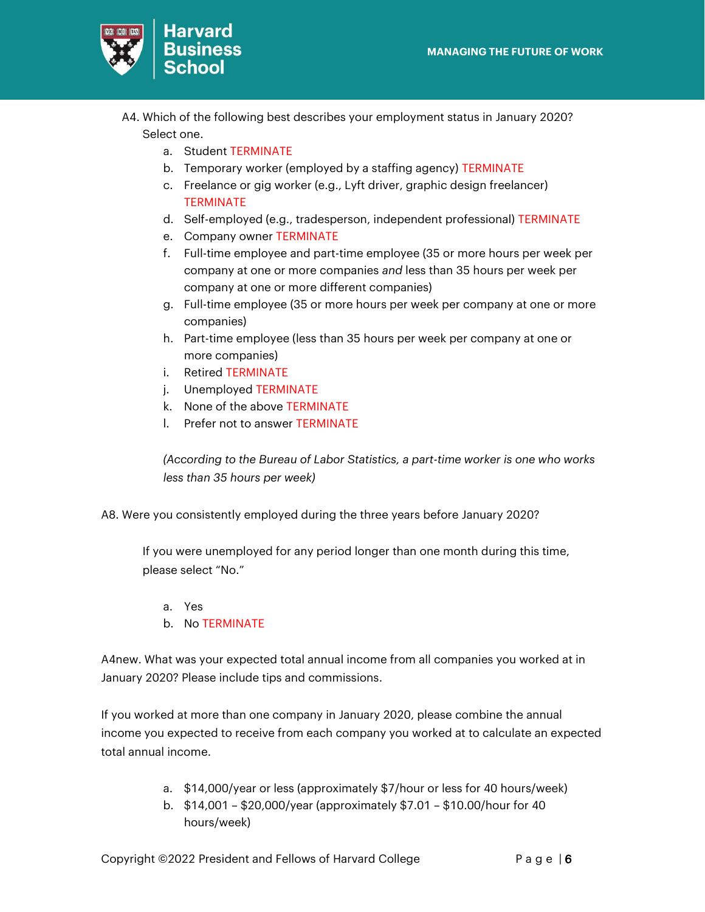A4. Which of the following best describes your employment status in January 2020? Select one.

a. Student TERMINATE
b. Temporary worker (employed by a staffing agency) TERMINATE
c. Freelance or gig worker (e.g., Lyft driver, graphic design freelancer) TERMINATE
d. Self-employed (e.g., tradesperson, independent professional) TERMINATE
e. Company owner TERMINATE
f. Full-time employee and part-time employee (35 or more hours per week per company at one or more companies *and* less than 35 hours per week per company at one or more different companies)
g. Full-time employee (35 or more hours per week per company at one or more companies)
h. Part-time employee (less than 35 hours per week per company at one or more companies)
i. Retired TERMINATE
j. Unemployed TERMINATE
k. None of the above TERMINATE
l. Prefer not to answer TERMINATE

*(According to the Bureau of Labor Statistics, a part-time worker is one who works less than 35 hours per week)*

A8. Were you consistently employed during the three years before January 2020?

If you were unemployed for any period longer than one month during this time, please select "No."

a. Yes
b. No TERMINATE

A4new. What was your expected total annual income from all companies you worked at in January 2020? Please include tips and commissions.

If you worked at more than one company in January 2020, please combine the annual income you expected to receive from each company you worked at to calculate an expected total annual income.

a. $14,000/year or less (approximately $7/hour or less for 40 hours/week)
b. $14,001 – $20,000/year (approximately $7.01 – $10.00/hour for 40 hours/week)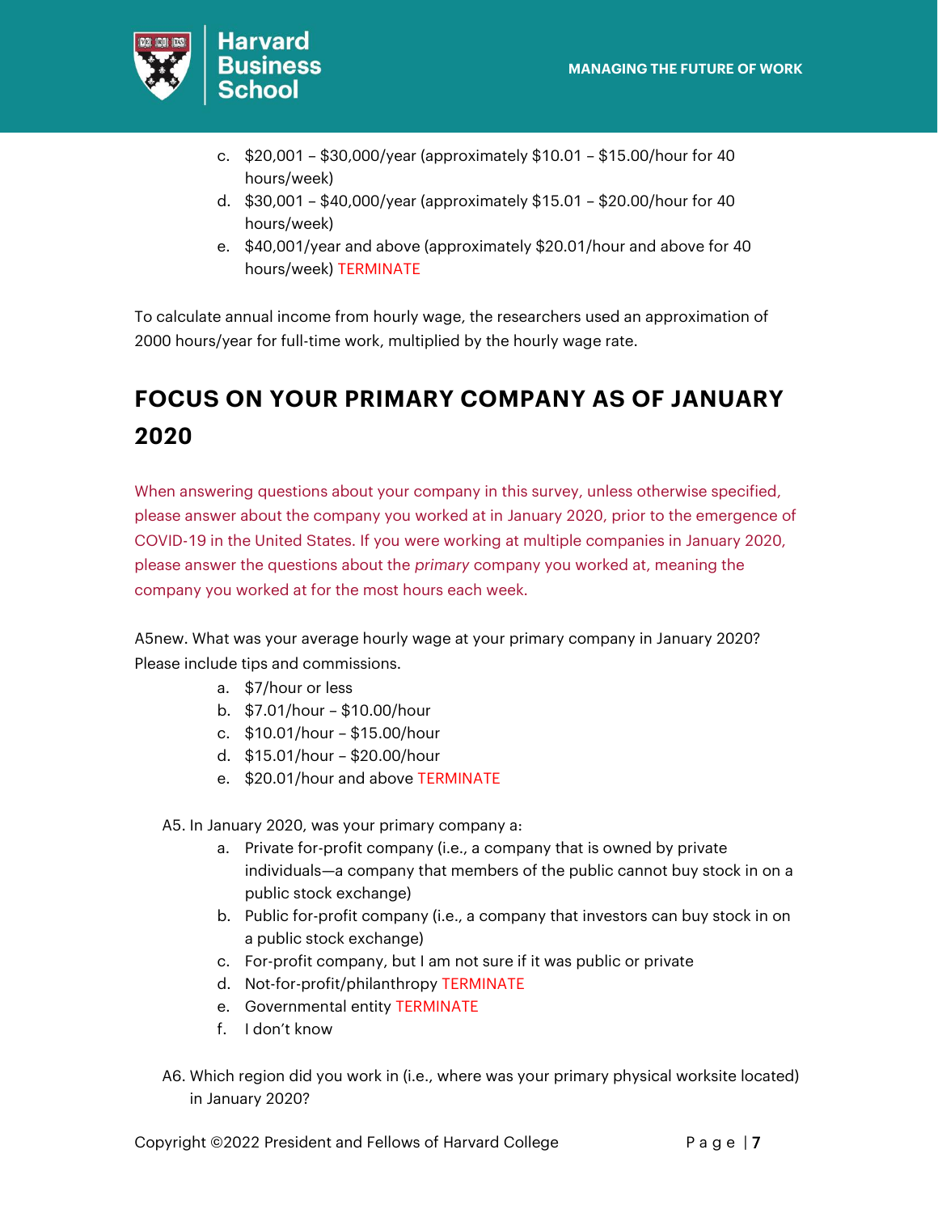c. $20,001 – $30,000/year (approximately $10.01 – $15.00/hour for 40 hours/week)
d. $30,001 – $40,000/year (approximately $15.01 – $20.00/hour for 40 hours/week)
e. $40,001/year and above (approximately $20.01/hour and above for 40 hours/week) TERMINATE

To calculate annual income from hourly wage, the researchers used an approximation of 2000 hours/year for full-time work, multiplied by the hourly wage rate.

## FOCUS ON YOUR PRIMARY COMPANY AS OF JANUARY 2020

When answering questions about your company in this survey, unless otherwise specified, please answer about the company you worked at in January 2020, prior to the emergence of COVID-19 in the United States. If you were working at multiple companies in January 2020, please answer the questions about the *primary* company you worked at, meaning the company you worked at for the most hours each week.

A5new. What was your average hourly wage at your primary company in January 2020? Please include tips and commissions.

a. $7/hour or less
b. $7.01/hour – $10.00/hour
c. $10.01/hour – $15.00/hour
d. $15.01/hour – $20.00/hour
e. $20.01/hour and above TERMINATE

A5. In January 2020, was your primary company a:

a. Private for-profit company (i.e., a company that is owned by private individuals—a company that members of the public cannot buy stock in on a public stock exchange)
b. Public for-profit company (i.e., a company that investors can buy stock in on a public stock exchange)
c. For-profit company, but I am not sure if it was public or private
d. Not-for-profit/philanthropy TERMINATE
e. Governmental entity TERMINATE
f. I don't know

A6. Which region did you work in (i.e., where was your primary physical worksite located) in January 2020?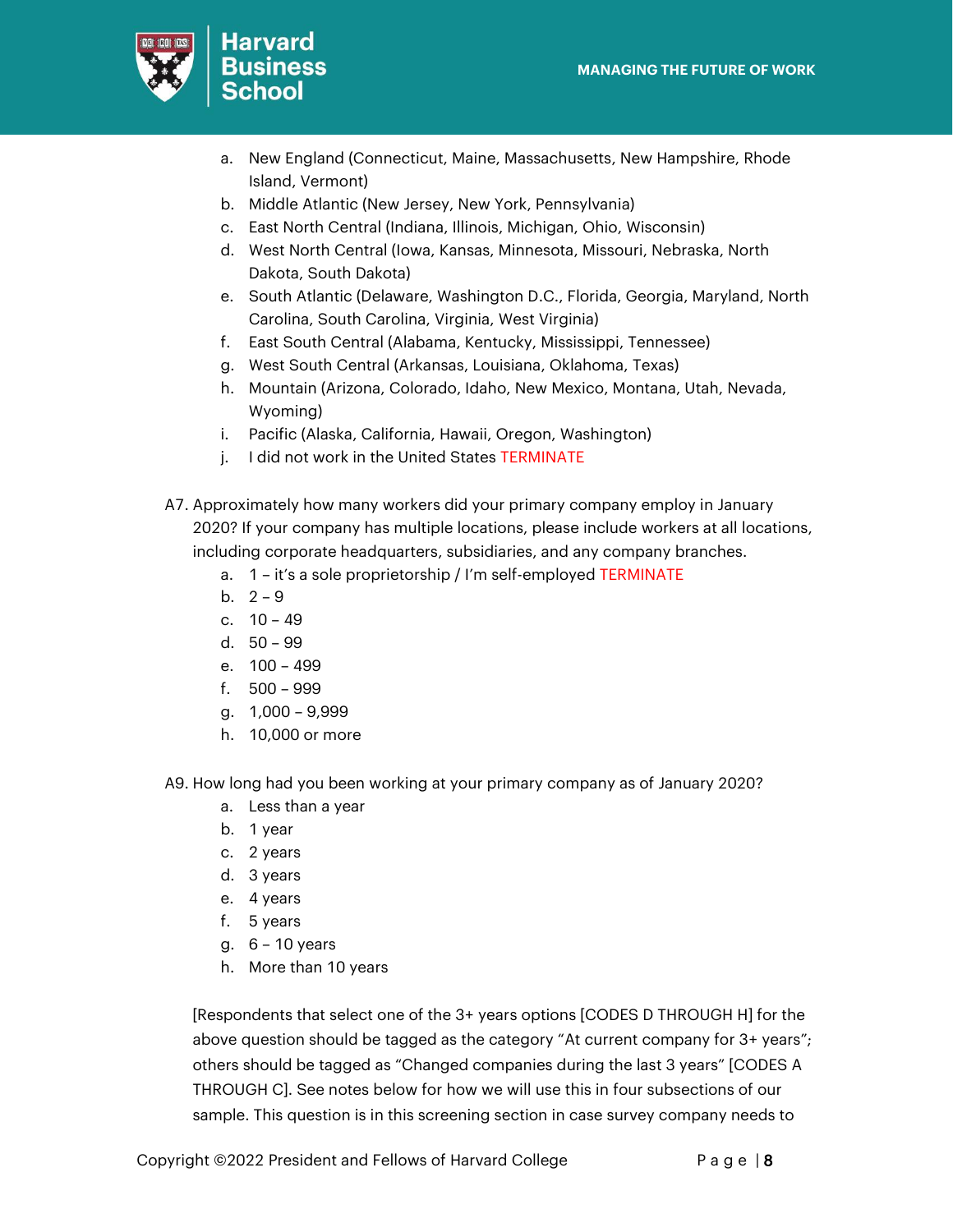a. New England (Connecticut, Maine, Massachusetts, New Hampshire, Rhode Island, Vermont)
b. Middle Atlantic (New Jersey, New York, Pennsylvania)
c. East North Central (Indiana, Illinois, Michigan, Ohio, Wisconsin)
d. West North Central (Iowa, Kansas, Minnesota, Missouri, Nebraska, North Dakota, South Dakota)
e. South Atlantic (Delaware, Washington D.C., Florida, Georgia, Maryland, North Carolina, South Carolina, Virginia, West Virginia)
f. East South Central (Alabama, Kentucky, Mississippi, Tennessee)
g. West South Central (Arkansas, Louisiana, Oklahoma, Texas)
h. Mountain (Arizona, Colorado, Idaho, New Mexico, Montana, Utah, Nevada, Wyoming)
i. Pacific (Alaska, California, Hawaii, Oregon, Washington)
j. I did not work in the United States TERMINATE

A7. Approximately how many workers did your primary company employ in January 2020? If your company has multiple locations, please include workers at all locations, including corporate headquarters, subsidiaries, and any company branches.

a. 1 – it's a sole proprietorship / I'm self-employed TERMINATE
b. 2 – 9
c. 10 – 49
d. 50 – 99
e. 100 – 499
f. 500 – 999
g. 1,000 – 9,999
h. 10,000 or more

A9. How long had you been working at your primary company as of January 2020?

a. Less than a year
b. 1 year
c. 2 years
d. 3 years
e. 4 years
f. 5 years
g. 6 – 10 years
h. More than 10 years

[Respondents that select one of the 3+ years options [CODES D THROUGH H] for the above question should be tagged as the category "At current company for 3+ years"; others should be tagged as "Changed companies during the last 3 years" [CODES A THROUGH C]. See notes below for how we will use this in four subsections of our sample. This question is in this screening section in case survey company needs to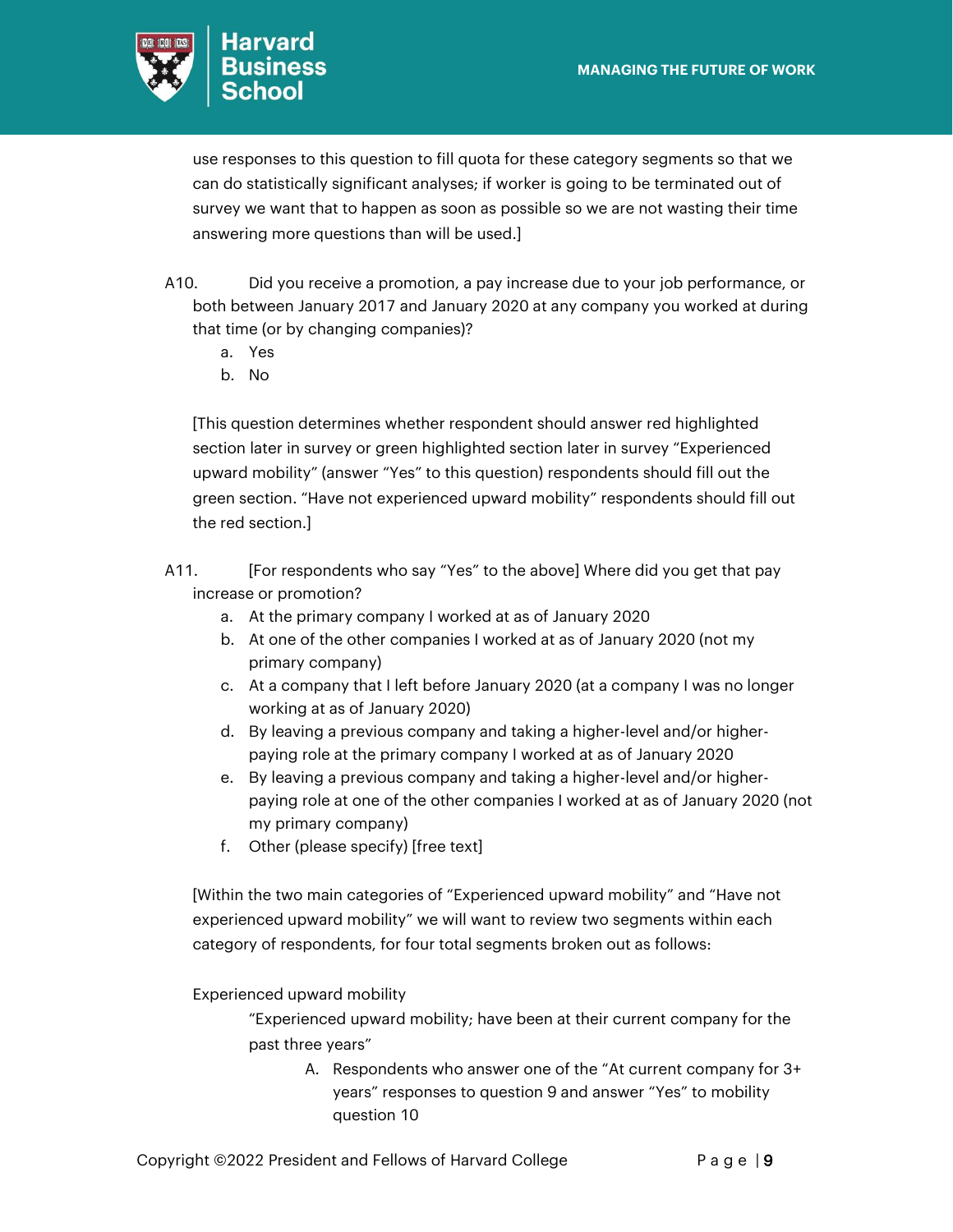use responses to this question to fill quota for these category segments so that we can do statistically significant analyses; if worker is going to be terminated out of survey we want that to happen as soon as possible so we are not wasting their time answering more questions than will be used.]

A10. Did you receive a promotion, a pay increase due to your job performance, or both between January 2017 and January 2020 at any company you worked at during that time (or by changing companies)?

a. Yes
b. No

[This question determines whether respondent should answer red highlighted section later in survey or green highlighted section later in survey "Experienced upward mobility" (answer "Yes" to this question) respondents should fill out the green section. "Have not experienced upward mobility" respondents should fill out the red section.]

A11. [For respondents who say "Yes" to the above] Where did you get that pay increase or promotion?

a. At the primary company I worked at as of January 2020
b. At one of the other companies I worked at as of January 2020 (not my primary company)
c. At a company that I left before January 2020 (at a company I was no longer working at as of January 2020)
d. By leaving a previous company and taking a higher-level and/or higher-paying role at the primary company I worked at as of January 2020
e. By leaving a previous company and taking a higher-level and/or higher-paying role at one of the other companies I worked at as of January 2020 (not my primary company)
f. Other (please specify) [free text]

[Within the two main categories of "Experienced upward mobility" and "Have not experienced upward mobility" we will want to review two segments within each category of respondents, for four total segments broken out as follows:

Experienced upward mobility

"Experienced upward mobility; have been at their current company for the past three years"

A. Respondents who answer one of the "At current company for 3+ years" responses to question 9 and answer "Yes" to mobility question 10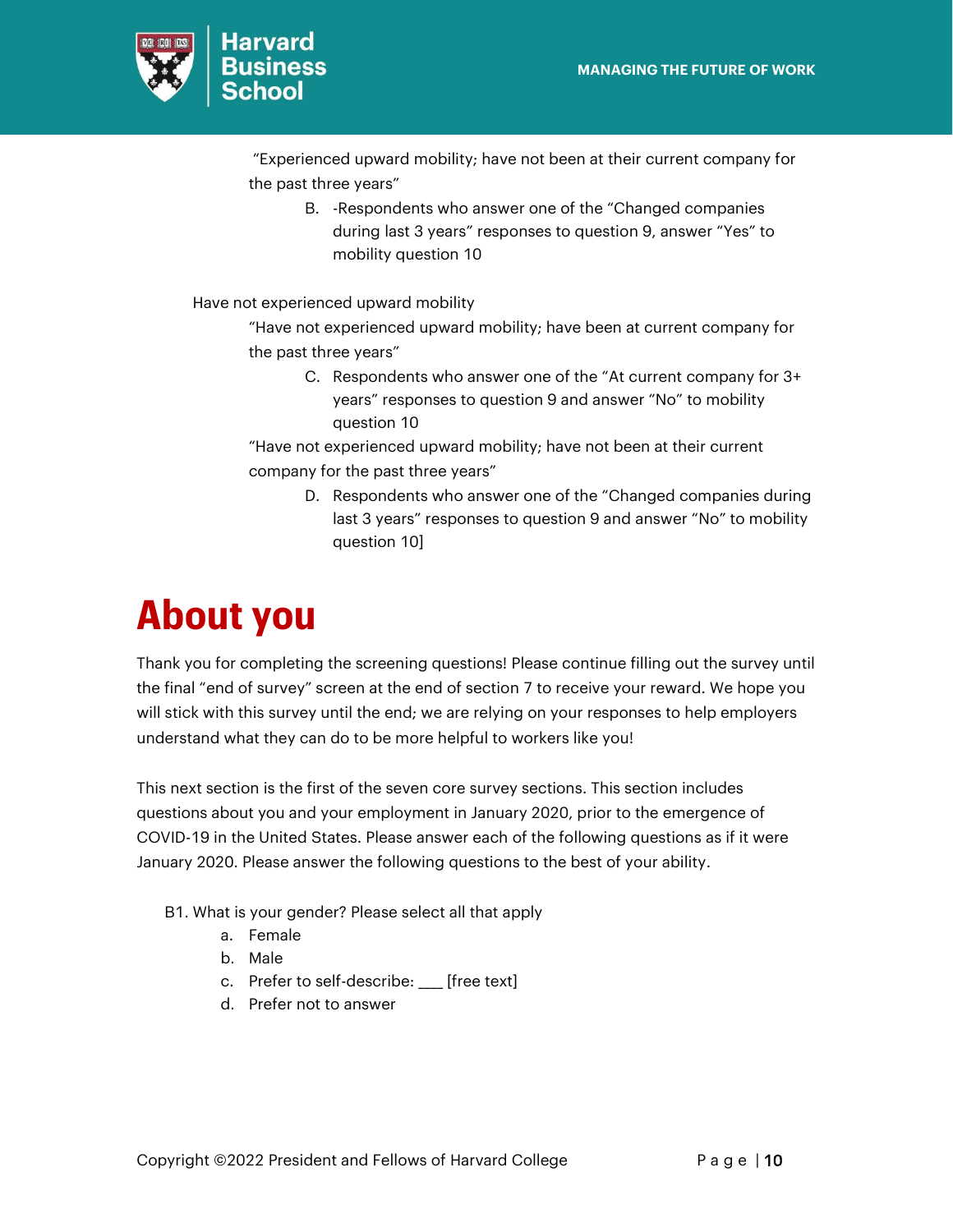"Experienced upward mobility; have not been at their current company for the past three years"

B. -Respondents who answer one of the "Changed companies during last 3 years" responses to question 9, answer "Yes" to mobility question 10

Have not experienced upward mobility

"Have not experienced upward mobility; have been at current company for the past three years"

C. Respondents who answer one of the "At current company for 3+ years" responses to question 9 and answer "No" to mobility question 10

"Have not experienced upward mobility; have not been at their current company for the past three years"

D. Respondents who answer one of the "Changed companies during last 3 years" responses to question 9 and answer "No" to mobility question 10]

# About you

Thank you for completing the screening questions! Please continue filling out the survey until the final "end of survey" screen at the end of section 7 to receive your reward. We hope you will stick with this survey until the end; we are relying on your responses to help employers understand what they can do to be more helpful to workers like you!

This next section is the first of the seven core survey sections. This section includes questions about you and your employment in January 2020, prior to the emergence of COVID-19 in the United States. Please answer each of the following questions as if it were January 2020. Please answer the following questions to the best of your ability.

B1. What is your gender? Please select all that apply

a. Female
b. Male
c. Prefer to self-describe: ___ [free text]
d. Prefer not to answer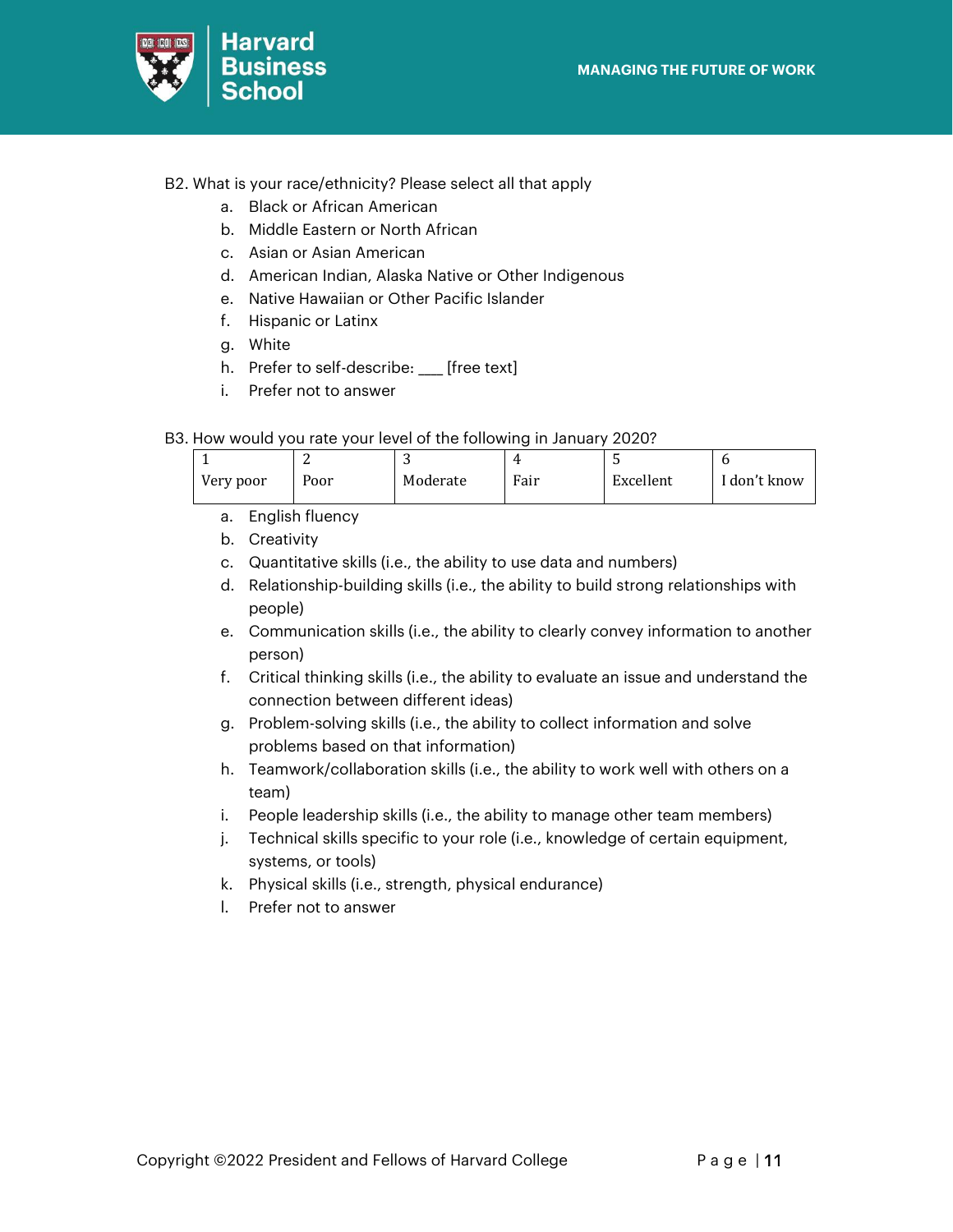B2. What is your race/ethnicity? Please select all that apply

a. Black or African American
b. Middle Eastern or North African
c. Asian or Asian American
d. American Indian, Alaska Native or Other Indigenous
e. Native Hawaiian or Other Pacific Islander
f. Hispanic or Latinx
g. White
h. Prefer to self-describe: ___ [free text]
i. Prefer not to answer

B3. How would you rate your level of the following in January 2020?

| 1<br>Very poor | 2<br>Poor | 3<br>Moderate | 4<br>Fair | 5<br>Excellent | 6<br>I don't know |
|---|---|---|---|---|---|

a. English fluency
b. Creativity
c. Quantitative skills (i.e., the ability to use data and numbers)
d. Relationship-building skills (i.e., the ability to build strong relationships with people)
e. Communication skills (i.e., the ability to clearly convey information to another person)
f. Critical thinking skills (i.e., the ability to evaluate an issue and understand the connection between different ideas)
g. Problem-solving skills (i.e., the ability to collect information and solve problems based on that information)
h. Teamwork/collaboration skills (i.e., the ability to work well with others on a team)
i. People leadership skills (i.e., the ability to manage other team members)
j. Technical skills specific to your role (i.e., knowledge of certain equipment, systems, or tools)
k. Physical skills (i.e., strength, physical endurance)
l. Prefer not to answer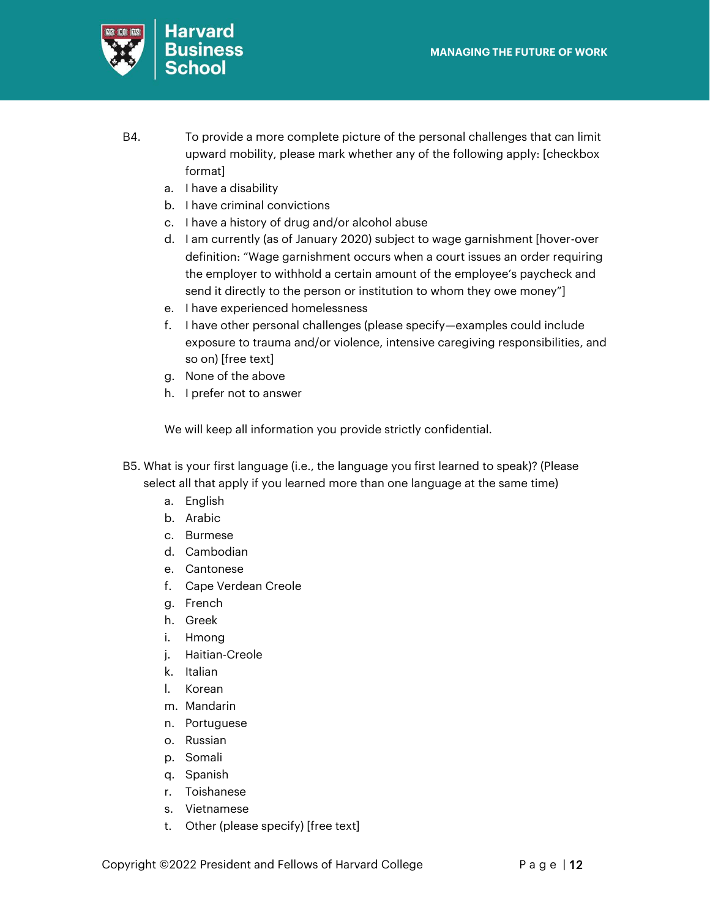B4. To provide a more complete picture of the personal challenges that can limit upward mobility, please mark whether any of the following apply: [checkbox format]

a. I have a disability
b. I have criminal convictions
c. I have a history of drug and/or alcohol abuse
d. I am currently (as of January 2020) subject to wage garnishment [hover-over definition: "Wage garnishment occurs when a court issues an order requiring the employer to withhold a certain amount of the employee's paycheck and send it directly to the person or institution to whom they owe money"]
e. I have experienced homelessness
f. I have other personal challenges (please specify—examples could include exposure to trauma and/or violence, intensive caregiving responsibilities, and so on) [free text]
g. None of the above
h. I prefer not to answer

We will keep all information you provide strictly confidential.

B5. What is your first language (i.e., the language you first learned to speak)? (Please select all that apply if you learned more than one language at the same time)

a. English
b. Arabic
c. Burmese
d. Cambodian
e. Cantonese
f. Cape Verdean Creole
g. French
h. Greek
i. Hmong
j. Haitian-Creole
k. Italian
l. Korean
m. Mandarin
n. Portuguese
o. Russian
p. Somali
q. Spanish
r. Toishanese
s. Vietnamese
t. Other (please specify) [free text]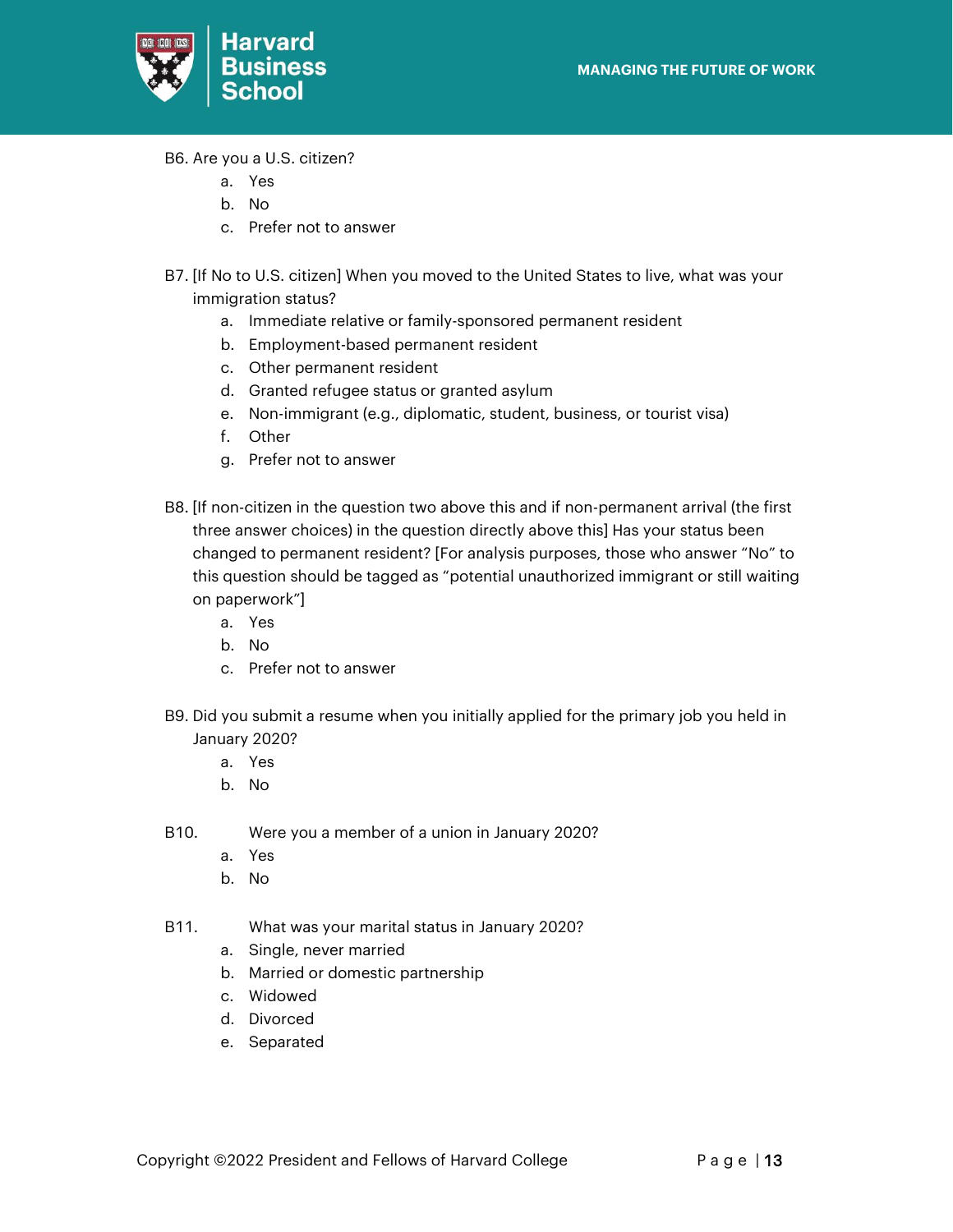B6. Are you a U.S. citizen?

a. Yes
b. No
c. Prefer not to answer

B7. [If No to U.S. citizen] When you moved to the United States to live, what was your immigration status?

a. Immediate relative or family-sponsored permanent resident
b. Employment-based permanent resident
c. Other permanent resident
d. Granted refugee status or granted asylum
e. Non-immigrant (e.g., diplomatic, student, business, or tourist visa)
f. Other
g. Prefer not to answer

B8. [If non-citizen in the question two above this and if non-permanent arrival (the first three answer choices) in the question directly above this] Has your status been changed to permanent resident? [For analysis purposes, those who answer “No” to this question should be tagged as “potential unauthorized immigrant or still waiting on paperwork”]

a. Yes
b. No
c. Prefer not to answer

B9. Did you submit a resume when you initially applied for the primary job you held in January 2020?

a. Yes
b. No

B10. Were you a member of a union in January 2020?

a. Yes
b. No

B11. What was your marital status in January 2020?

a. Single, never married
b. Married or domestic partnership
c. Widowed
d. Divorced
e. Separated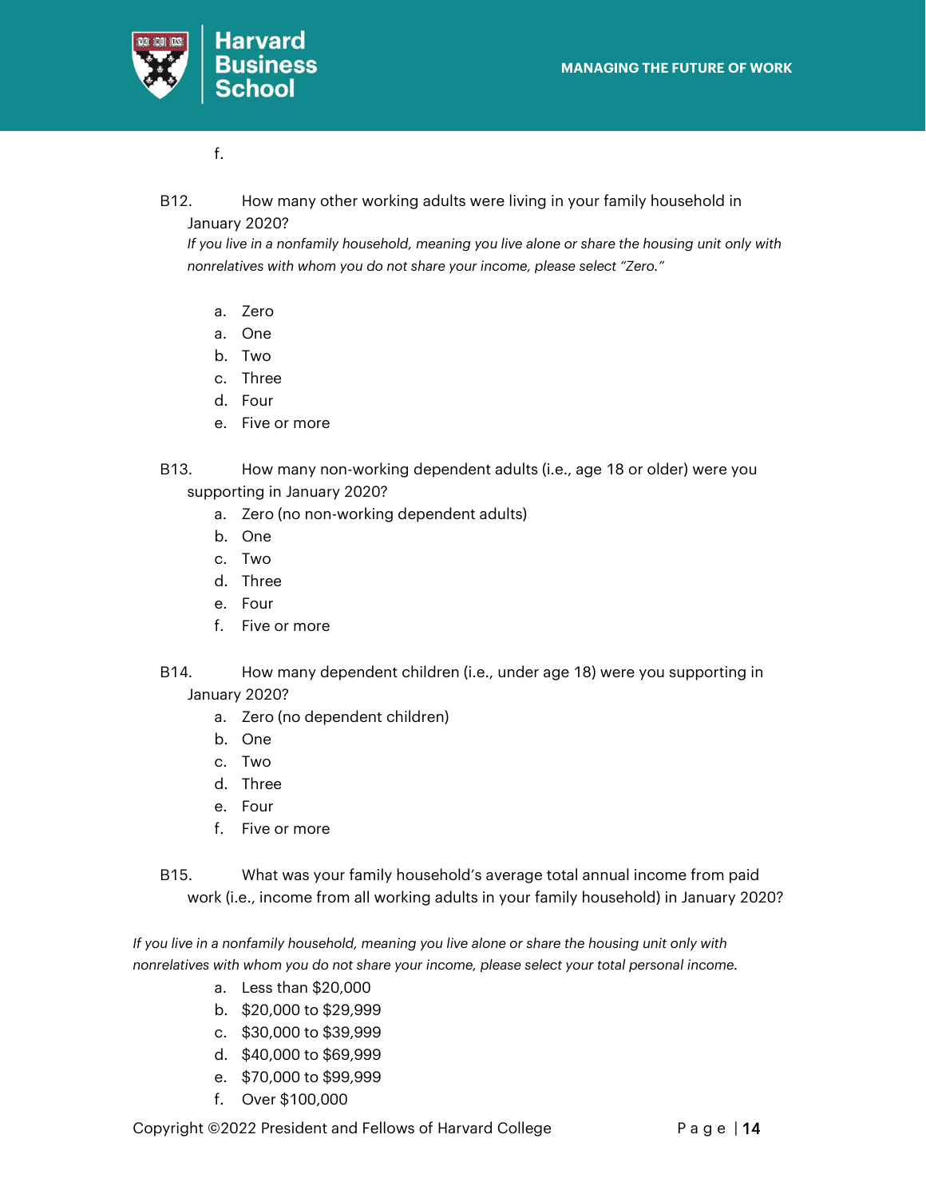f.

B12. How many other working adults were living in your family household in January 2020?
*If you live in a nonfamily household, meaning you live alone or share the housing unit only with nonrelatives with whom you do not share your income, please select "Zero."*

a. Zero
a. One
b. Two
c. Three
d. Four
e. Five or more

B13. How many non-working dependent adults (i.e., age 18 or older) were you supporting in January 2020?

a. Zero (no non-working dependent adults)
b. One
c. Two
d. Three
e. Four
f. Five or more

B14. How many dependent children (i.e., under age 18) were you supporting in January 2020?

a. Zero (no dependent children)
b. One
c. Two
d. Three
e. Four
f. Five or more

B15. What was your family household's average total annual income from paid work (i.e., income from all working adults in your family household) in January 2020?

*If you live in a nonfamily household, meaning you live alone or share the housing unit only with nonrelatives with whom you do not share your income, please select your total personal income.*

a. Less than $20,000
b. $20,000 to $29,999
c. $30,000 to $39,999
d. $40,000 to $69,999
e. $70,000 to $99,999
f. Over $100,000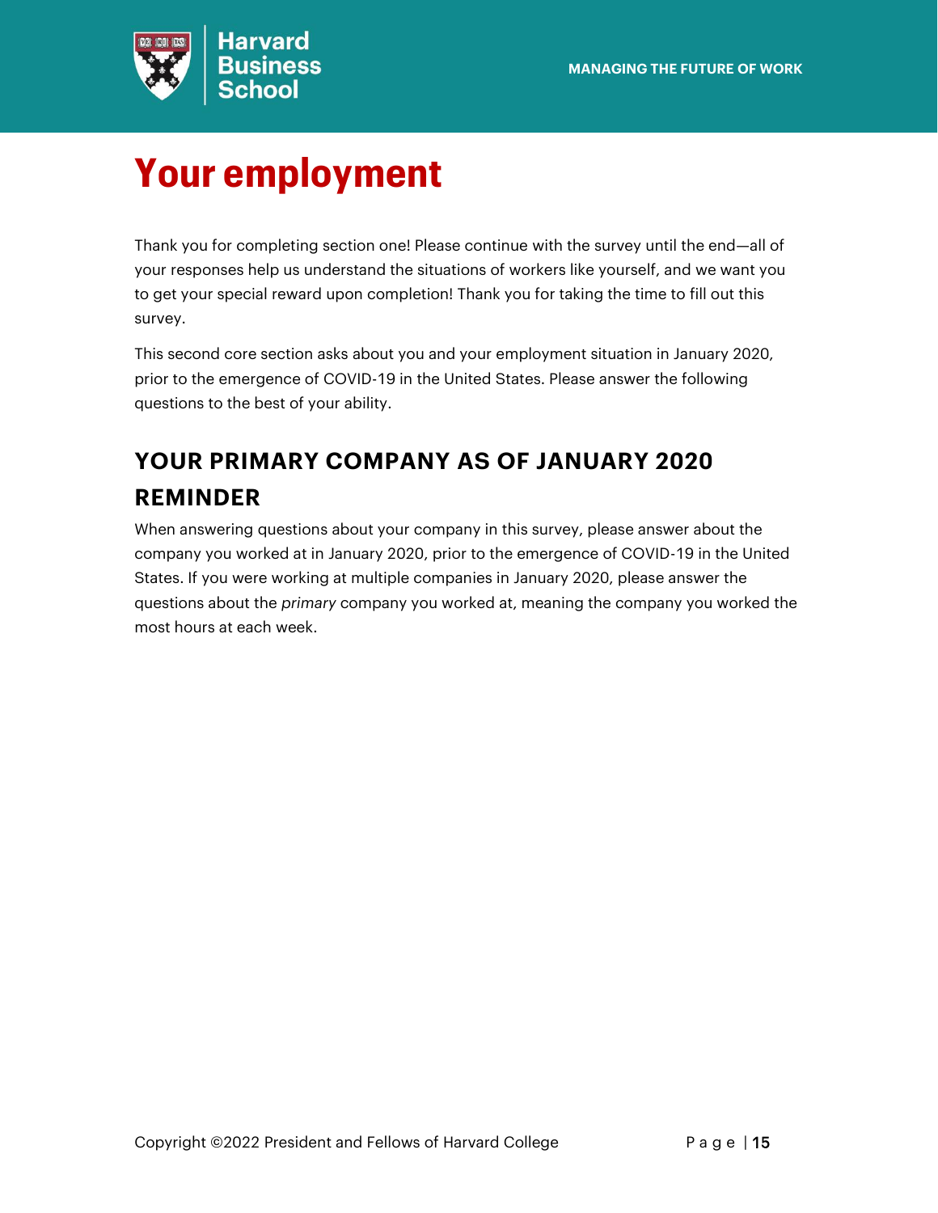# Your employment

Thank you for completing section one! Please continue with the survey until the end—all of your responses help us understand the situations of workers like yourself, and we want you to get your special reward upon completion! Thank you for taking the time to fill out this survey.

This second core section asks about you and your employment situation in January 2020, prior to the emergence of COVID-19 in the United States. Please answer the following questions to the best of your ability.

## YOUR PRIMARY COMPANY AS OF JANUARY 2020 REMINDER

When answering questions about your company in this survey, please answer about the company you worked at in January 2020, prior to the emergence of COVID-19 in the United States. If you were working at multiple companies in January 2020, please answer the questions about the *primary* company you worked at, meaning the company you worked the most hours at each week.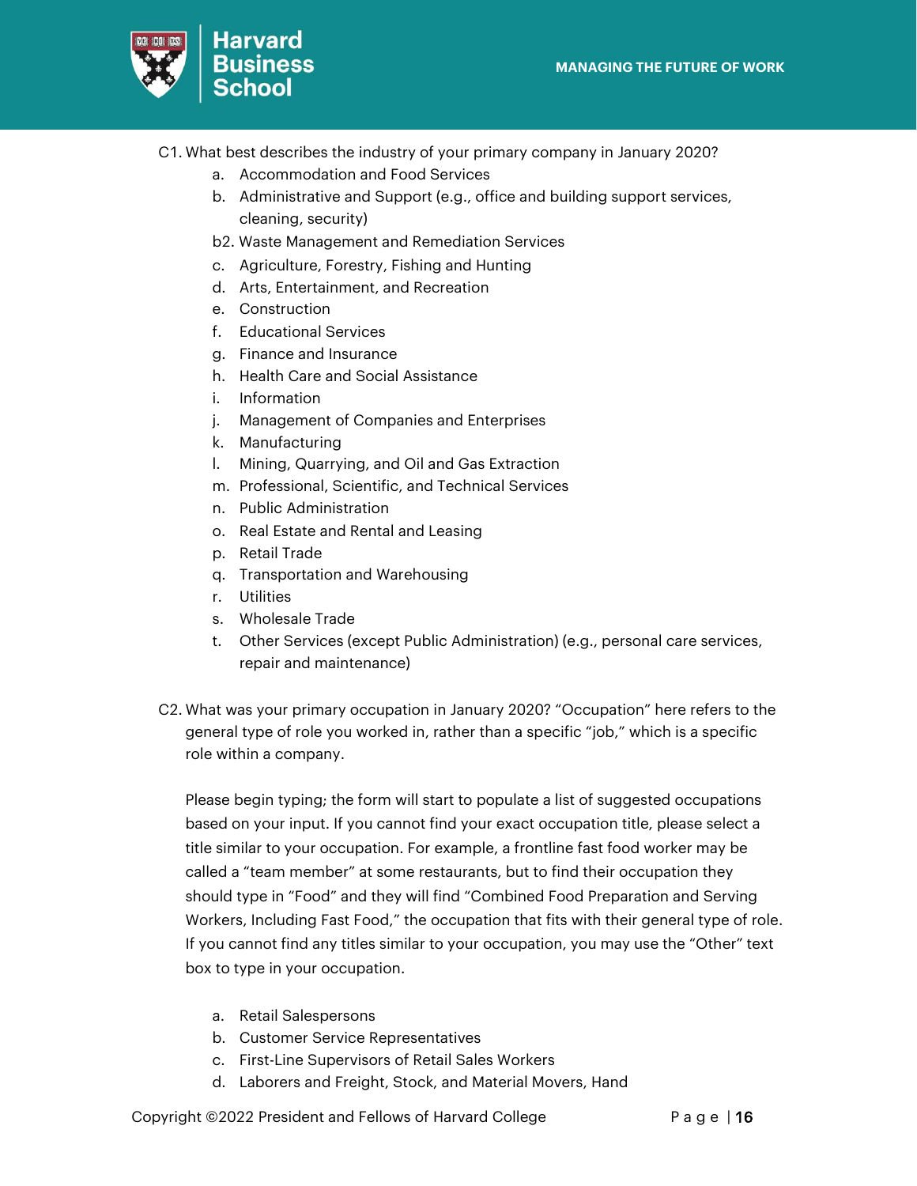C1. What best describes the industry of your primary company in January 2020?

a. Accommodation and Food Services
b. Administrative and Support (e.g., office and building support services, cleaning, security)
b2. Waste Management and Remediation Services
c. Agriculture, Forestry, Fishing and Hunting
d. Arts, Entertainment, and Recreation
e. Construction
f. Educational Services
g. Finance and Insurance
h. Health Care and Social Assistance
i. Information
j. Management of Companies and Enterprises
k. Manufacturing
l. Mining, Quarrying, and Oil and Gas Extraction
m. Professional, Scientific, and Technical Services
n. Public Administration
o. Real Estate and Rental and Leasing
p. Retail Trade
q. Transportation and Warehousing
r. Utilities
s. Wholesale Trade
t. Other Services (except Public Administration) (e.g., personal care services, repair and maintenance)

C2. What was your primary occupation in January 2020? "Occupation" here refers to the general type of role you worked in, rather than a specific "job," which is a specific role within a company.

Please begin typing; the form will start to populate a list of suggested occupations based on your input. If you cannot find your exact occupation title, please select a title similar to your occupation. For example, a frontline fast food worker may be called a "team member" at some restaurants, but to find their occupation they should type in "Food" and they will find "Combined Food Preparation and Serving Workers, Including Fast Food," the occupation that fits with their general type of role. If you cannot find any titles similar to your occupation, you may use the "Other" text box to type in your occupation.

a. Retail Salespersons
b. Customer Service Representatives
c. First-Line Supervisors of Retail Sales Workers
d. Laborers and Freight, Stock, and Material Movers, Hand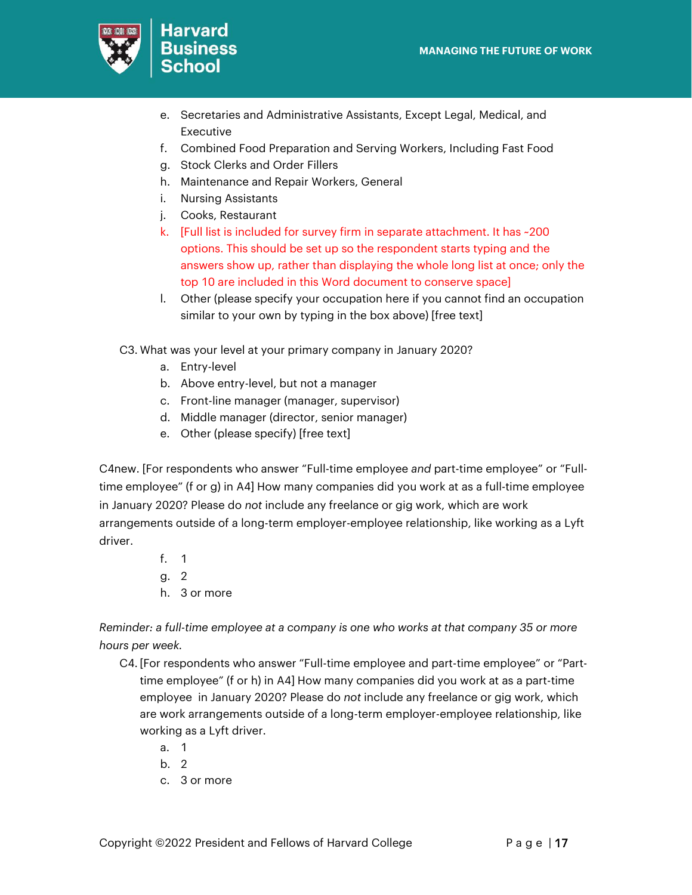e. Secretaries and Administrative Assistants, Except Legal, Medical, and Executive
f. Combined Food Preparation and Serving Workers, Including Fast Food
g. Stock Clerks and Order Fillers
h. Maintenance and Repair Workers, General
i. Nursing Assistants
j. Cooks, Restaurant
k. [Full list is included for survey firm in separate attachment. It has ~200 options. This should be set up so the respondent starts typing and the answers show up, rather than displaying the whole long list at once; only the top 10 are included in this Word document to conserve space]
l. Other (please specify your occupation here if you cannot find an occupation similar to your own by typing in the box above) [free text]

C3. What was your level at your primary company in January 2020?

a. Entry-level
b. Above entry-level, but not a manager
c. Front-line manager (manager, supervisor)
d. Middle manager (director, senior manager)
e. Other (please specify) [free text]

C4new. [For respondents who answer “Full-time employee *and* part-time employee” or “Full-time employee” (f or g) in A4] How many companies did you work at as a full-time employee in January 2020? Please do *not* include any freelance or gig work, which are work arrangements outside of a long-term employer-employee relationship, like working as a Lyft driver.

f. 1
g. 2
h. 3 or more

*Reminder: a full-time employee at a company is one who works at that company 35 or more hours per week.*

C4. [For respondents who answer “Full-time employee and part-time employee” or “Part-time employee” (f or h) in A4] How many companies did you work at as a part-time employee in January 2020? Please do *not* include any freelance or gig work, which are work arrangements outside of a long-term employer-employee relationship, like working as a Lyft driver.

a. 1
b. 2
c. 3 or more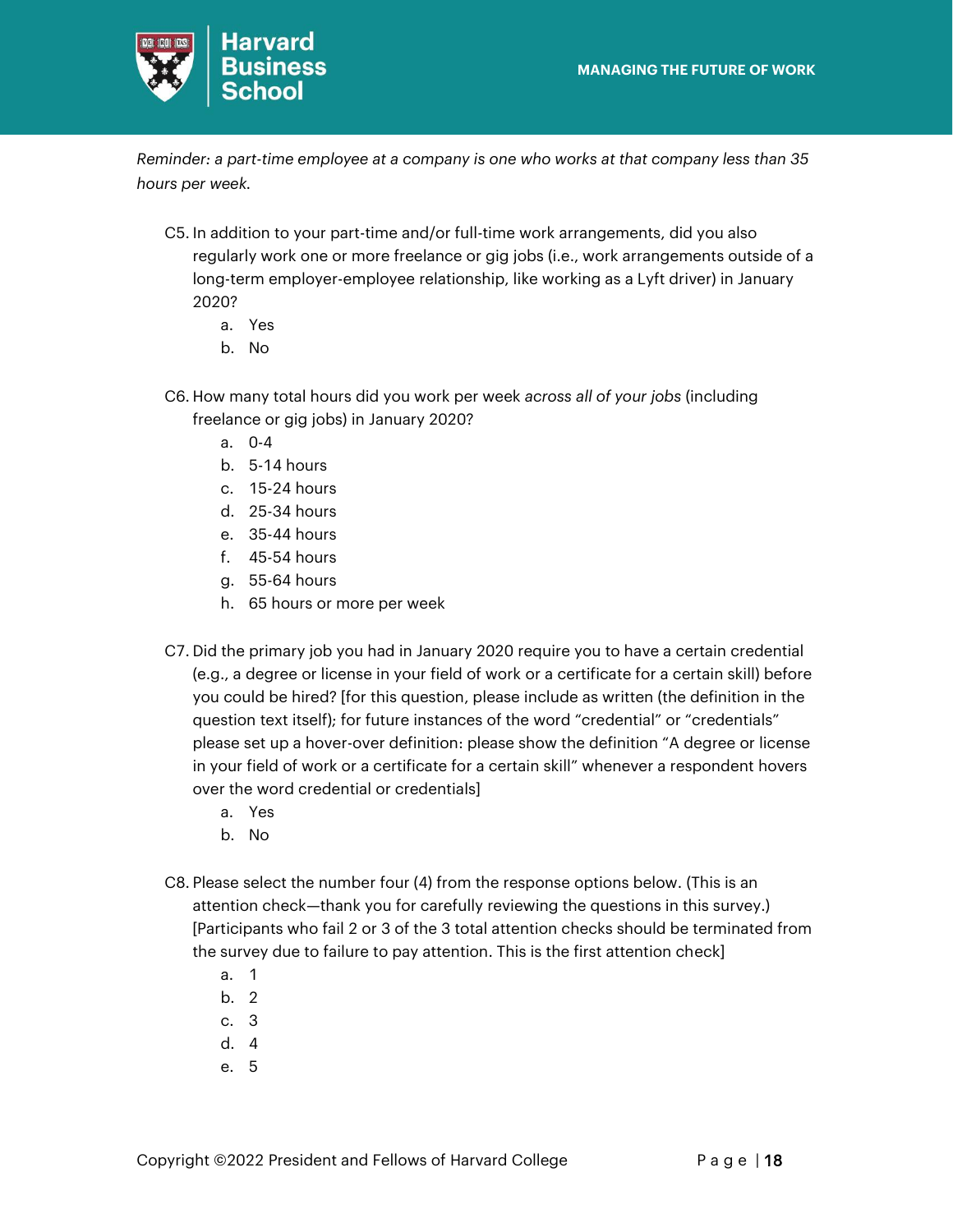*Reminder: a part-time employee at a company is one who works at that company less than 35 hours per week.*

C5. In addition to your part-time and/or full-time work arrangements, did you also regularly work one or more freelance or gig jobs (i.e., work arrangements outside of a long-term employer-employee relationship, like working as a Lyft driver) in January 2020?

  a. Yes
  b. No

C6. How many total hours did you work per week *across all of your jobs* (including freelance or gig jobs) in January 2020?

  a. 0-4
  b. 5-14 hours
  c. 15-24 hours
  d. 25-34 hours
  e. 35-44 hours
  f. 45-54 hours
  g. 55-64 hours
  h. 65 hours or more per week

C7. Did the primary job you had in January 2020 require you to have a certain credential (e.g., a degree or license in your field of work or a certificate for a certain skill) before you could be hired? [for this question, please include as written (the definition in the question text itself); for future instances of the word "credential" or "credentials" please set up a hover-over definition: please show the definition "A degree or license in your field of work or a certificate for a certain skill" whenever a respondent hovers over the word credential or credentials]

  a. Yes
  b. No

C8. Please select the number four (4) from the response options below. (This is an attention check—thank you for carefully reviewing the questions in this survey.) [Participants who fail 2 or 3 of the 3 total attention checks should be terminated from the survey due to failure to pay attention. This is the first attention check]

  a. 1
  b. 2
  c. 3
  d. 4
  e. 5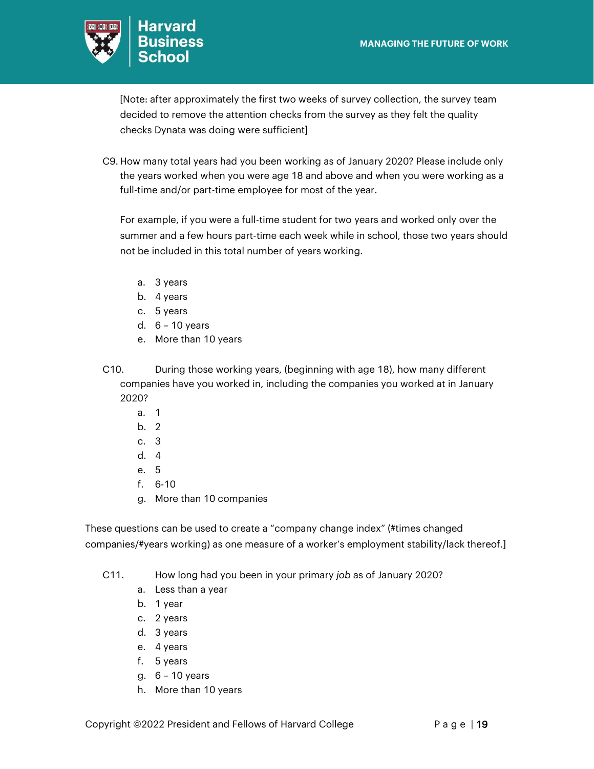[Note: after approximately the first two weeks of survey collection, the survey team decided to remove the attention checks from the survey as they felt the quality checks Dynata was doing were sufficient]

C9. How many total years had you been working as of January 2020? Please include only the years worked when you were age 18 and above and when you were working as a full-time and/or part-time employee for most of the year.

For example, if you were a full-time student for two years and worked only over the summer and a few hours part-time each week while in school, those two years should not be included in this total number of years working.

a. 3 years
b. 4 years
c. 5 years
d. 6 – 10 years
e. More than 10 years

C10. During those working years, (beginning with age 18), how many different companies have you worked in, including the companies you worked at in January 2020?

a. 1
b. 2
c. 3
d. 4
e. 5
f. 6-10
g. More than 10 companies

These questions can be used to create a "company change index" (#times changed companies/#years working) as one measure of a worker's employment stability/lack thereof.]

C11. How long had you been in your primary *job* as of January 2020?

a. Less than a year
b. 1 year
c. 2 years
d. 3 years
e. 4 years
f. 5 years
g. 6 – 10 years
h. More than 10 years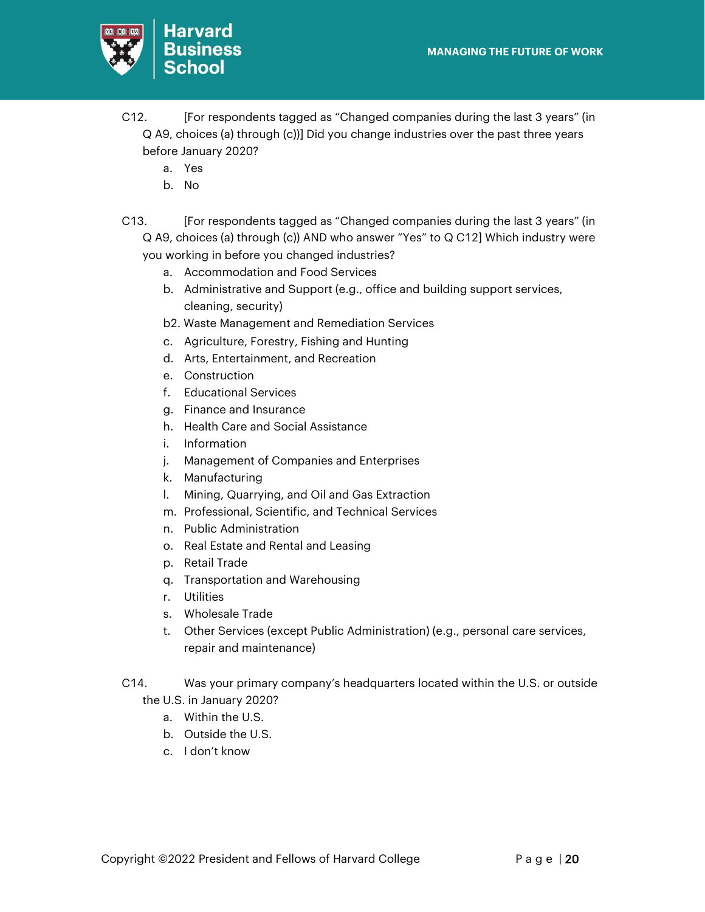C12. [For respondents tagged as "Changed companies during the last 3 years" (in Q A9, choices (a) through (c))] Did you change industries over the past three years before January 2020?

a. Yes
b. No

C13. [For respondents tagged as "Changed companies during the last 3 years" (in Q A9, choices (a) through (c)) AND who answer "Yes" to Q C12] Which industry were you working in before you changed industries?

a. Accommodation and Food Services
b. Administrative and Support (e.g., office and building support services, cleaning, security)
b2. Waste Management and Remediation Services
c. Agriculture, Forestry, Fishing and Hunting
d. Arts, Entertainment, and Recreation
e. Construction
f. Educational Services
g. Finance and Insurance
h. Health Care and Social Assistance
i. Information
j. Management of Companies and Enterprises
k. Manufacturing
l. Mining, Quarrying, and Oil and Gas Extraction
m. Professional, Scientific, and Technical Services
n. Public Administration
o. Real Estate and Rental and Leasing
p. Retail Trade
q. Transportation and Warehousing
r. Utilities
s. Wholesale Trade
t. Other Services (except Public Administration) (e.g., personal care services, repair and maintenance)

C14. Was your primary company's headquarters located within the U.S. or outside the U.S. in January 2020?

a. Within the U.S.
b. Outside the U.S.
c. I don't know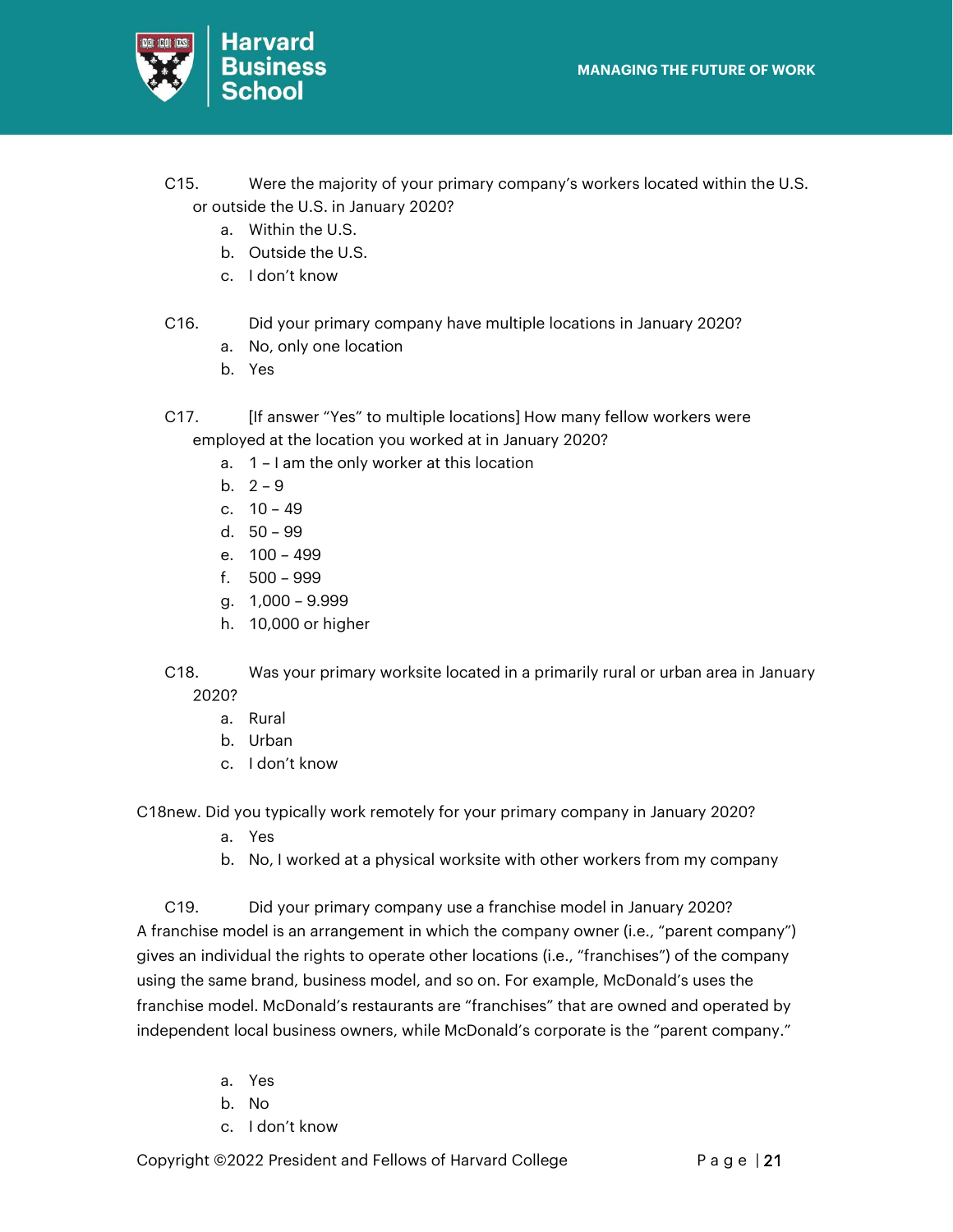C15. Were the majority of your primary company's workers located within the U.S. or outside the U.S. in January 2020?

a. Within the U.S.
b. Outside the U.S.
c. I don't know

C16. Did your primary company have multiple locations in January 2020?

a. No, only one location
b. Yes

C17. [If answer "Yes" to multiple locations] How many fellow workers were employed at the location you worked at in January 2020?

a. 1 – I am the only worker at this location
b. 2 – 9
c. 10 – 49
d. 50 – 99
e. 100 – 499
f. 500 – 999
g. 1,000 – 9.999
h. 10,000 or higher

C18. Was your primary worksite located in a primarily rural or urban area in January 2020?

a. Rural
b. Urban
c. I don't know

C18new. Did you typically work remotely for your primary company in January 2020?

a. Yes
b. No, I worked at a physical worksite with other workers from my company

C19. Did your primary company use a franchise model in January 2020?

A franchise model is an arrangement in which the company owner (i.e., "parent company") gives an individual the rights to operate other locations (i.e., "franchises") of the company using the same brand, business model, and so on. For example, McDonald's uses the franchise model. McDonald's restaurants are "franchises" that are owned and operated by independent local business owners, while McDonald's corporate is the "parent company."

a. Yes
b. No
c. I don't know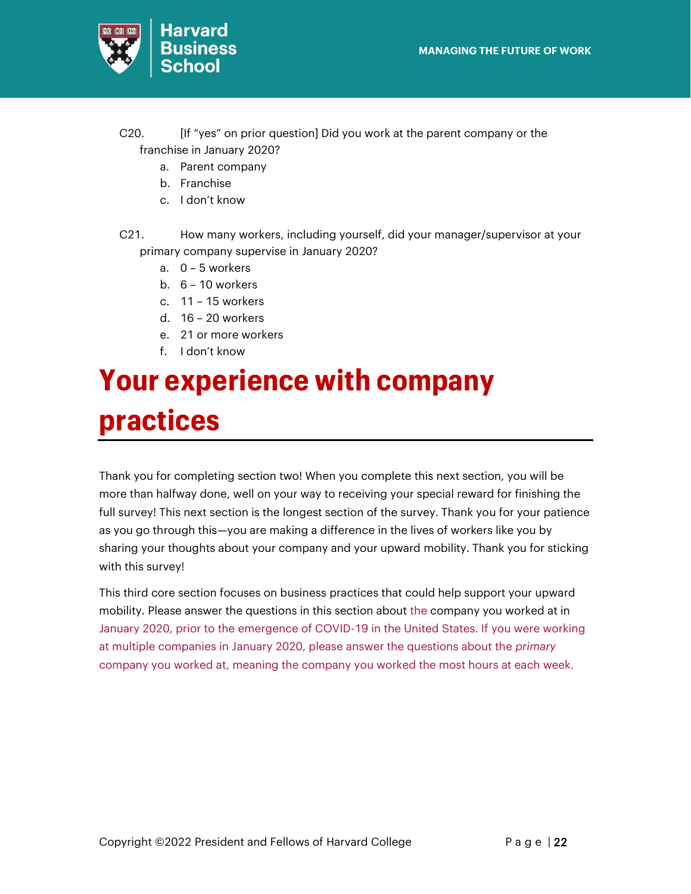C20. [If "yes" on prior question] Did you work at the parent company or the franchise in January 2020?

a. Parent company
b. Franchise
c. I don't know

C21. How many workers, including yourself, did your manager/supervisor at your primary company supervise in January 2020?

a. 0 – 5 workers
b. 6 – 10 workers
c. 11 – 15 workers
d. 16 – 20 workers
e. 21 or more workers
f. I don't know

# Your experience with company practices

Thank you for completing section two! When you complete this next section, you will be more than halfway done, well on your way to receiving your special reward for finishing the full survey! This next section is the longest section of the survey. Thank you for your patience as you go through this—you are making a difference in the lives of workers like you by sharing your thoughts about your company and your upward mobility. Thank you for sticking with this survey!

This third core section focuses on business practices that could help support your upward mobility. Please answer the questions in this section about the company you worked at in January 2020, prior to the emergence of COVID-19 in the United States. If you were working at multiple companies in January 2020, please answer the questions about the *primary* company you worked at, meaning the company you worked the most hours at each week.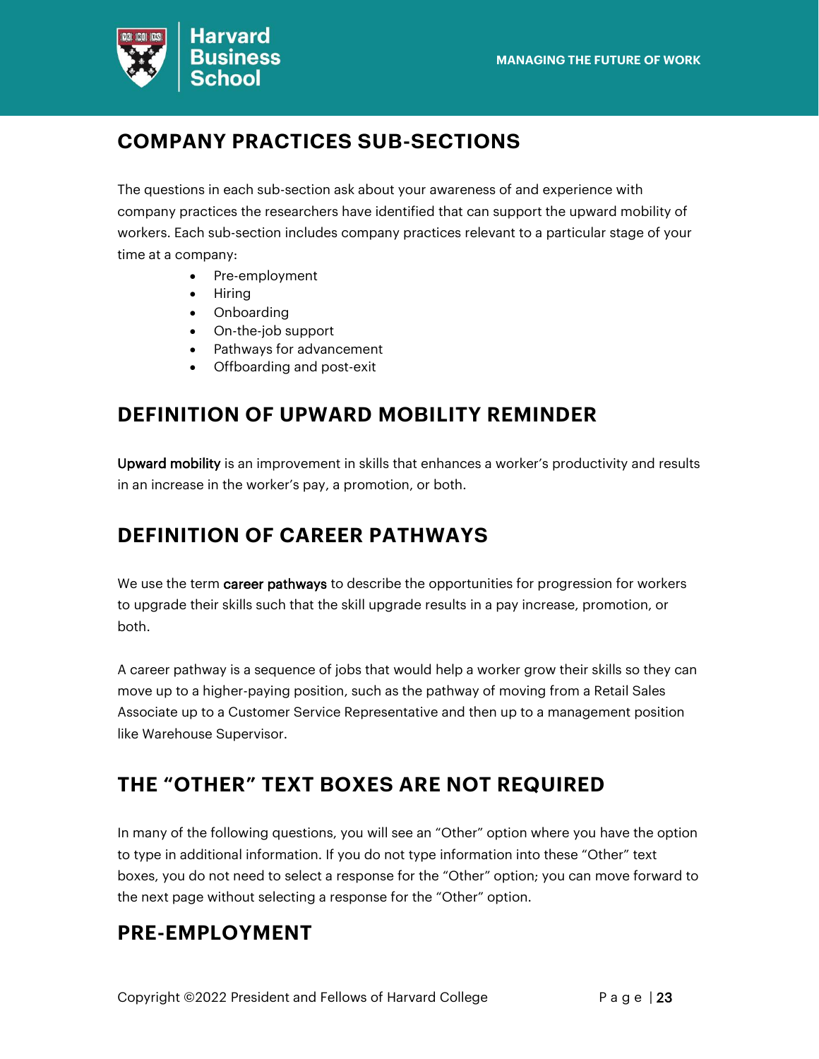## COMPANY PRACTICES SUB-SECTIONS

The questions in each sub-section ask about your awareness of and experience with company practices the researchers have identified that can support the upward mobility of workers. Each sub-section includes company practices relevant to a particular stage of your time at a company:

- Pre-employment
- Hiring
- Onboarding
- On-the-job support
- Pathways for advancement
- Offboarding and post-exit

## DEFINITION OF UPWARD MOBILITY REMINDER

**Upward mobility** is an improvement in skills that enhances a worker's productivity and results in an increase in the worker's pay, a promotion, or both.

## DEFINITION OF CAREER PATHWAYS

We use the term **career pathways** to describe the opportunities for progression for workers to upgrade their skills such that the skill upgrade results in a pay increase, promotion, or both.

A career pathway is a sequence of jobs that would help a worker grow their skills so they can move up to a higher-paying position, such as the pathway of moving from a Retail Sales Associate up to a Customer Service Representative and then up to a management position like Warehouse Supervisor.

## THE "OTHER" TEXT BOXES ARE NOT REQUIRED

In many of the following questions, you will see an "Other" option where you have the option to type in additional information. If you do not type information into these "Other" text boxes, you do not need to select a response for the "Other" option; you can move forward to the next page without selecting a response for the "Other" option.

## PRE-EMPLOYMENT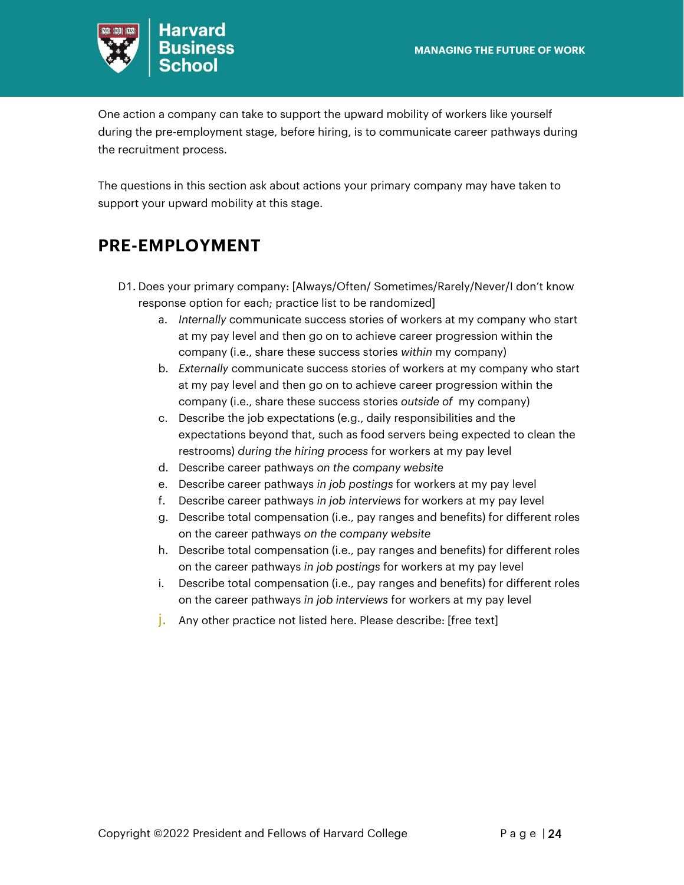One action a company can take to support the upward mobility of workers like yourself during the pre-employment stage, before hiring, is to communicate career pathways during the recruitment process.

The questions in this section ask about actions your primary company may have taken to support your upward mobility at this stage.

## PRE-EMPLOYMENT

D1. Does your primary company: [Always/Often/ Sometimes/Rarely/Never/I don't know response option for each; practice list to be randomized]

a. *Internally* communicate success stories of workers at my company who start at my pay level and then go on to achieve career progression within the company (i.e., share these success stories *within* my company)
b. *Externally* communicate success stories of workers at my company who start at my pay level and then go on to achieve career progression within the company (i.e., share these success stories *outside of* my company)
c. Describe the job expectations (e.g., daily responsibilities and the expectations beyond that, such as food servers being expected to clean the restrooms) *during the hiring process* for workers at my pay level
d. Describe career pathways *on the company website*
e. Describe career pathways *in job postings* for workers at my pay level
f. Describe career pathways *in job interviews* for workers at my pay level
g. Describe total compensation (i.e., pay ranges and benefits) for different roles on the career pathways *on the company website*
h. Describe total compensation (i.e., pay ranges and benefits) for different roles on the career pathways *in job postings* for workers at my pay level
i. Describe total compensation (i.e., pay ranges and benefits) for different roles on the career pathways *in job interviews* for workers at my pay level
j. Any other practice not listed here. Please describe: [free text]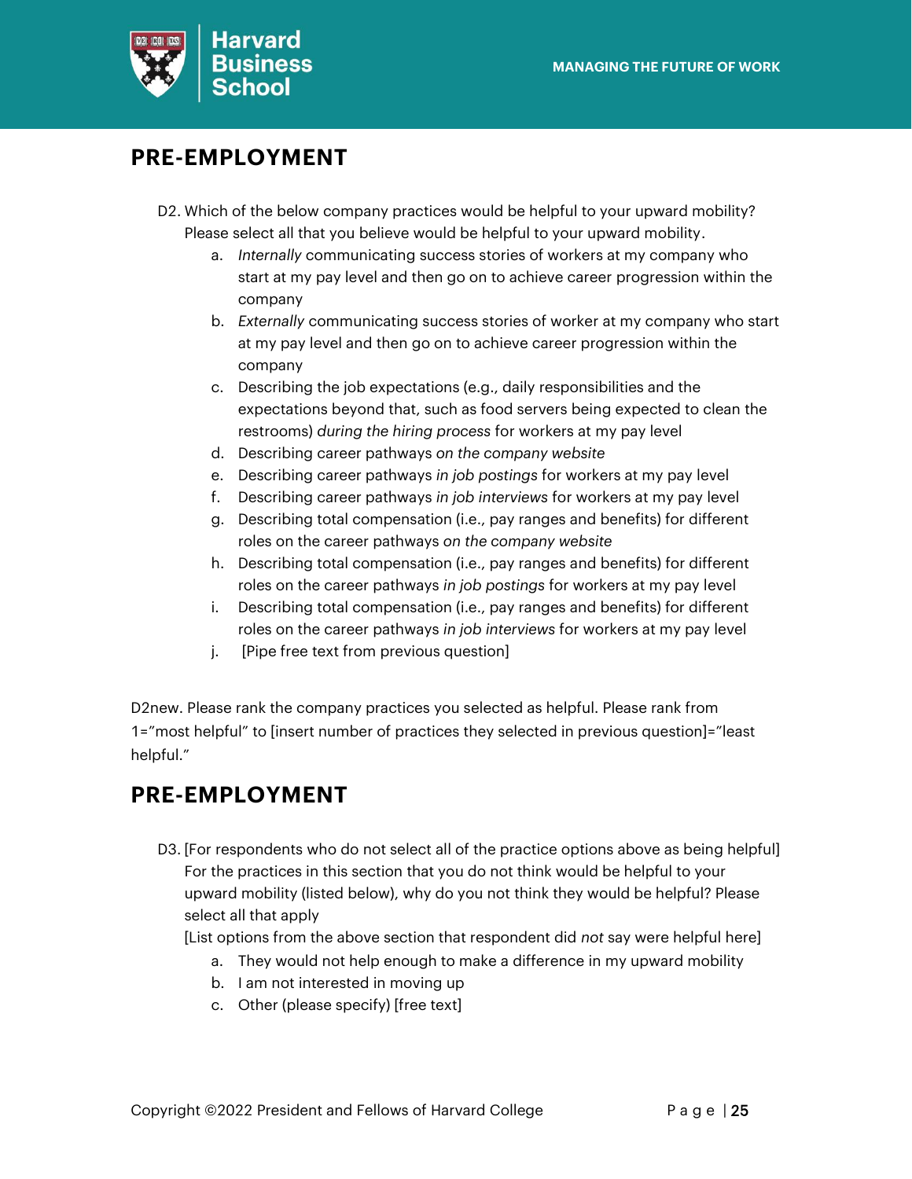## PRE-EMPLOYMENT

D2. Which of the below company practices would be helpful to your upward mobility? Please select all that you believe would be helpful to your upward mobility.

a. *Internally* communicating success stories of workers at my company who start at my pay level and then go on to achieve career progression within the company
b. *Externally* communicating success stories of worker at my company who start at my pay level and then go on to achieve career progression within the company
c. Describing the job expectations (e.g., daily responsibilities and the expectations beyond that, such as food servers being expected to clean the restrooms) *during the hiring process* for workers at my pay level
d. Describing career pathways *on the company website*
e. Describing career pathways *in job postings* for workers at my pay level
f. Describing career pathways *in job interviews* for workers at my pay level
g. Describing total compensation (i.e., pay ranges and benefits) for different roles on the career pathways *on the company website*
h. Describing total compensation (i.e., pay ranges and benefits) for different roles on the career pathways *in job postings* for workers at my pay level
i. Describing total compensation (i.e., pay ranges and benefits) for different roles on the career pathways *in job interviews* for workers at my pay level
j. [Pipe free text from previous question]

D2new. Please rank the company practices you selected as helpful. Please rank from 1="most helpful" to [insert number of practices they selected in previous question]="least helpful."

## PRE-EMPLOYMENT

D3. [For respondents who do not select all of the practice options above as being helpful] For the practices in this section that you do not think would be helpful to your upward mobility (listed below), why do you not think they would be helpful? Please select all that apply

[List options from the above section that respondent did *not* say were helpful here]

a. They would not help enough to make a difference in my upward mobility
b. I am not interested in moving up
c. Other (please specify) [free text]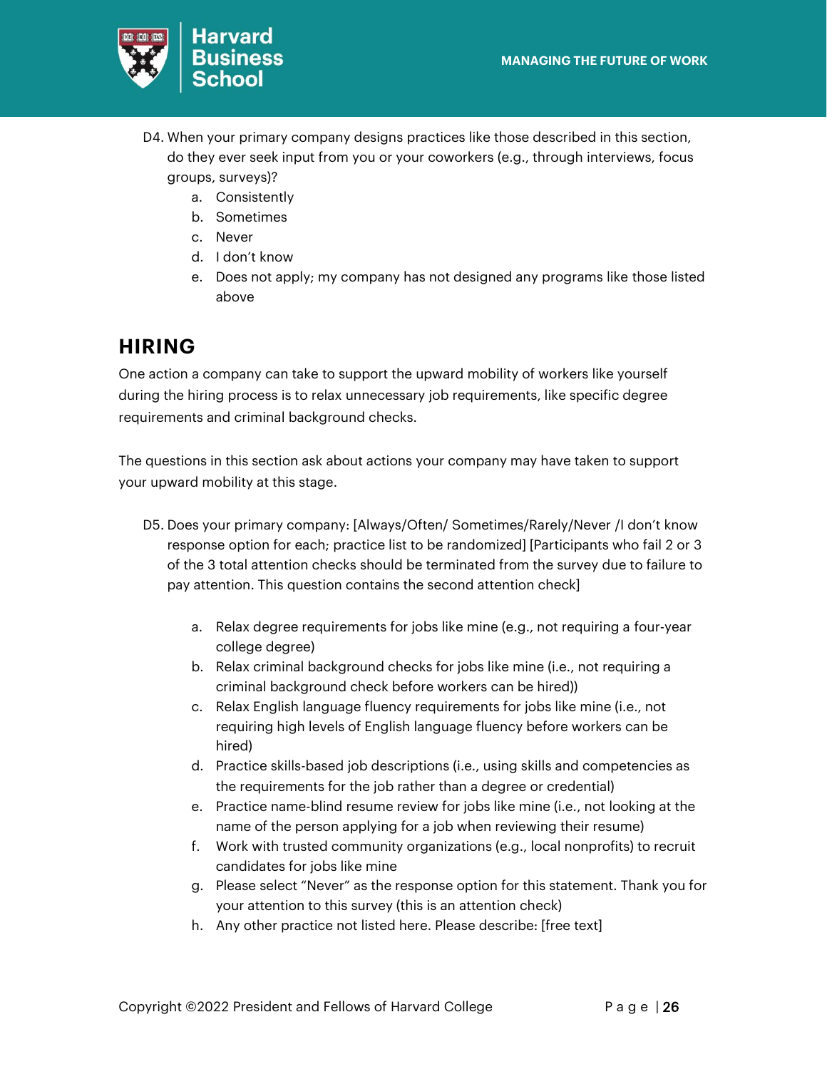D4. When your primary company designs practices like those described in this section, do they ever seek input from you or your coworkers (e.g., through interviews, focus groups, surveys)?

a. Consistently
b. Sometimes
c. Never
d. I don't know
e. Does not apply; my company has not designed any programs like those listed above

## HIRING

One action a company can take to support the upward mobility of workers like yourself during the hiring process is to relax unnecessary job requirements, like specific degree requirements and criminal background checks.

The questions in this section ask about actions your company may have taken to support your upward mobility at this stage.

D5. Does your primary company: [Always/Often/ Sometimes/Rarely/Never /I don't know response option for each; practice list to be randomized] [Participants who fail 2 or 3 of the 3 total attention checks should be terminated from the survey due to failure to pay attention. This question contains the second attention check]

a. Relax degree requirements for jobs like mine (e.g., not requiring a four-year college degree)
b. Relax criminal background checks for jobs like mine (i.e., not requiring a criminal background check before workers can be hired))
c. Relax English language fluency requirements for jobs like mine (i.e., not requiring high levels of English language fluency before workers can be hired)
d. Practice skills-based job descriptions (i.e., using skills and competencies as the requirements for the job rather than a degree or credential)
e. Practice name-blind resume review for jobs like mine (i.e., not looking at the name of the person applying for a job when reviewing their resume)
f. Work with trusted community organizations (e.g., local nonprofits) to recruit candidates for jobs like mine
g. Please select "Never" as the response option for this statement. Thank you for your attention to this survey (this is an attention check)
h. Any other practice not listed here. Please describe: [free text]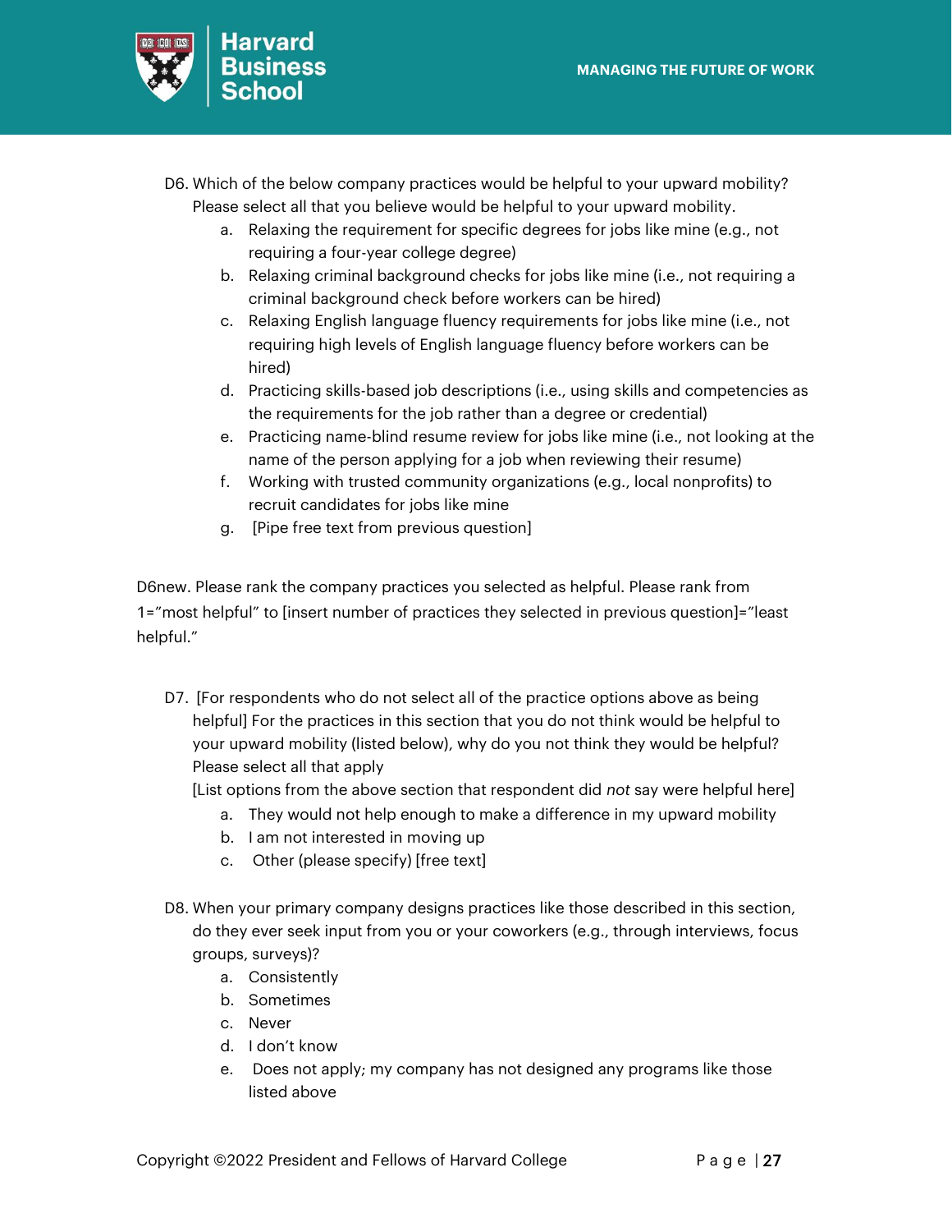D6. Which of the below company practices would be helpful to your upward mobility? Please select all that you believe would be helpful to your upward mobility.

   a. Relaxing the requirement for specific degrees for jobs like mine (e.g., not requiring a four-year college degree)
   b. Relaxing criminal background checks for jobs like mine (i.e., not requiring a criminal background check before workers can be hired)
   c. Relaxing English language fluency requirements for jobs like mine (i.e., not requiring high levels of English language fluency before workers can be hired)
   d. Practicing skills-based job descriptions (i.e., using skills and competencies as the requirements for the job rather than a degree or credential)
   e. Practicing name-blind resume review for jobs like mine (i.e., not looking at the name of the person applying for a job when reviewing their resume)
   f. Working with trusted community organizations (e.g., local nonprofits) to recruit candidates for jobs like mine
   g. [Pipe free text from previous question]

D6new. Please rank the company practices you selected as helpful. Please rank from 1="most helpful" to [insert number of practices they selected in previous question]="least helpful."

D7. [For respondents who do not select all of the practice options above as being helpful] For the practices in this section that you do not think would be helpful to your upward mobility (listed below), why do you not think they would be helpful? Please select all that apply
[List options from the above section that respondent did *not* say were helpful here]

   a. They would not help enough to make a difference in my upward mobility
   b. I am not interested in moving up
   c. Other (please specify) [free text]

D8. When your primary company designs practices like those described in this section, do they ever seek input from you or your coworkers (e.g., through interviews, focus groups, surveys)?

   a. Consistently
   b. Sometimes
   c. Never
   d. I don't know
   e. Does not apply; my company has not designed any programs like those listed above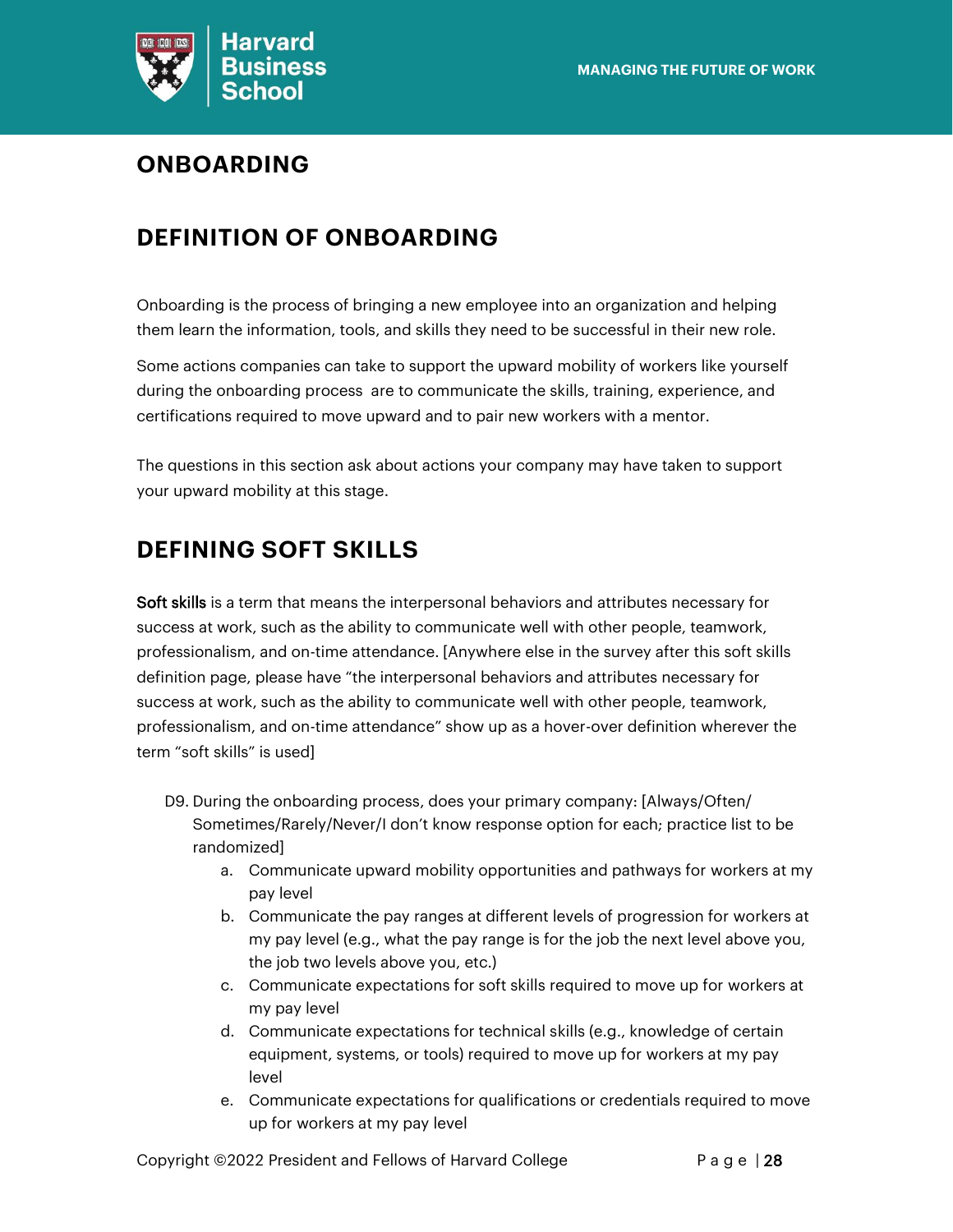# ONBOARDING

## DEFINITION OF ONBOARDING

Onboarding is the process of bringing a new employee into an organization and helping them learn the information, tools, and skills they need to be successful in their new role.

Some actions companies can take to support the upward mobility of workers like yourself during the onboarding process are to communicate the skills, training, experience, and certifications required to move upward and to pair new workers with a mentor.

The questions in this section ask about actions your company may have taken to support your upward mobility at this stage.

## DEFINING SOFT SKILLS

**Soft skills** is a term that means the interpersonal behaviors and attributes necessary for success at work, such as the ability to communicate well with other people, teamwork, professionalism, and on-time attendance. [Anywhere else in the survey after this soft skills definition page, please have "the interpersonal behaviors and attributes necessary for success at work, such as the ability to communicate well with other people, teamwork, professionalism, and on-time attendance" show up as a hover-over definition wherever the term "soft skills" is used]

D9. During the onboarding process, does your primary company: [Always/Often/ Sometimes/Rarely/Never/I don't know response option for each; practice list to be randomized]

a. Communicate upward mobility opportunities and pathways for workers at my pay level
b. Communicate the pay ranges at different levels of progression for workers at my pay level (e.g., what the pay range is for the job the next level above you, the job two levels above you, etc.)
c. Communicate expectations for soft skills required to move up for workers at my pay level
d. Communicate expectations for technical skills (e.g., knowledge of certain equipment, systems, or tools) required to move up for workers at my pay level
e. Communicate expectations for qualifications or credentials required to move up for workers at my pay level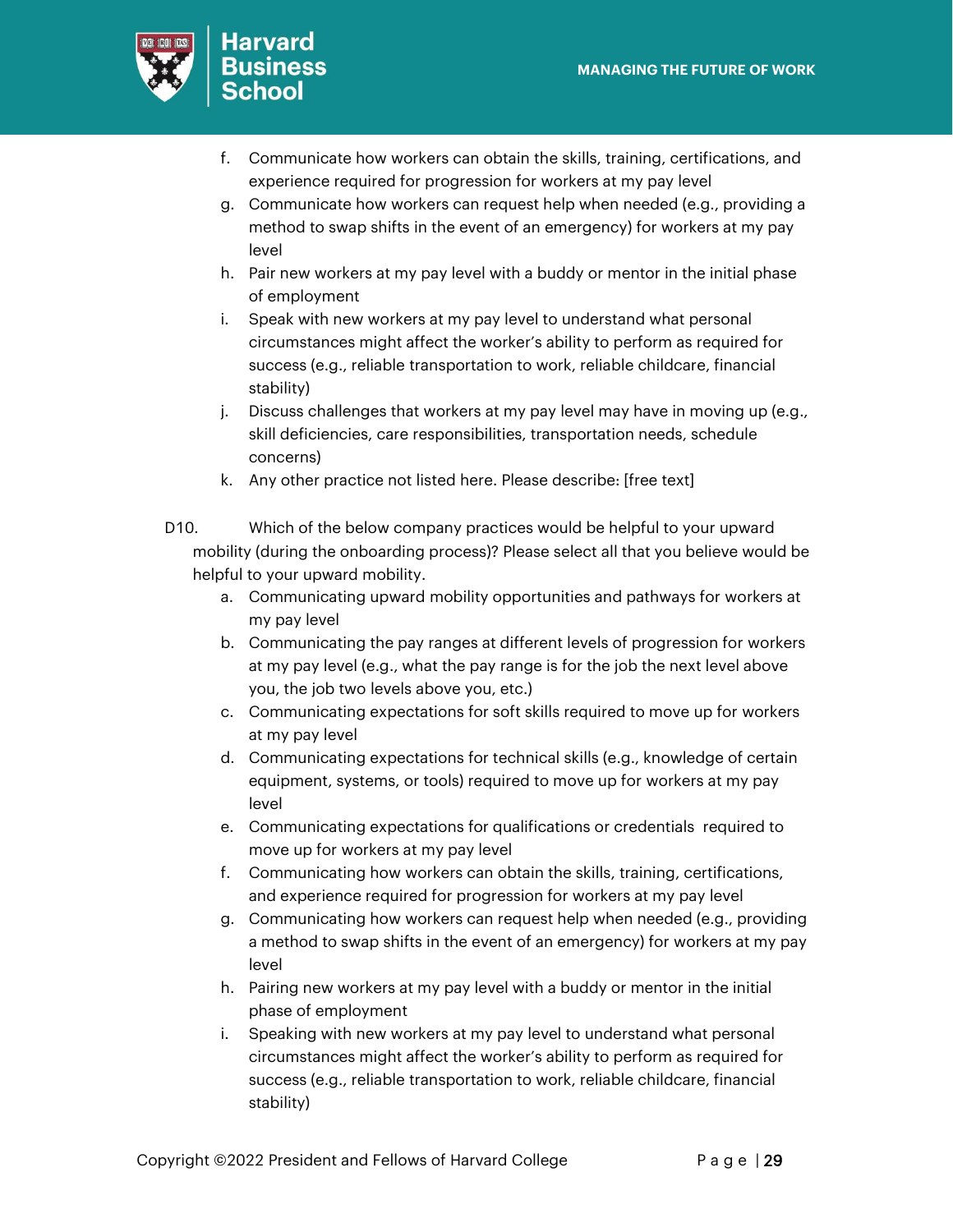f. Communicate how workers can obtain the skills, training, certifications, and experience required for progression for workers at my pay level
g. Communicate how workers can request help when needed (e.g., providing a method to swap shifts in the event of an emergency) for workers at my pay level
h. Pair new workers at my pay level with a buddy or mentor in the initial phase of employment
i. Speak with new workers at my pay level to understand what personal circumstances might affect the worker's ability to perform as required for success (e.g., reliable transportation to work, reliable childcare, financial stability)
j. Discuss challenges that workers at my pay level may have in moving up (e.g., skill deficiencies, care responsibilities, transportation needs, schedule concerns)
k. Any other practice not listed here. Please describe: [free text]

D10. Which of the below company practices would be helpful to your upward mobility (during the onboarding process)? Please select all that you believe would be helpful to your upward mobility.

a. Communicating upward mobility opportunities and pathways for workers at my pay level
b. Communicating the pay ranges at different levels of progression for workers at my pay level (e.g., what the pay range is for the job the next level above you, the job two levels above you, etc.)
c. Communicating expectations for soft skills required to move up for workers at my pay level
d. Communicating expectations for technical skills (e.g., knowledge of certain equipment, systems, or tools) required to move up for workers at my pay level
e. Communicating expectations for qualifications or credentials required to move up for workers at my pay level
f. Communicating how workers can obtain the skills, training, certifications, and experience required for progression for workers at my pay level
g. Communicating how workers can request help when needed (e.g., providing a method to swap shifts in the event of an emergency) for workers at my pay level
h. Pairing new workers at my pay level with a buddy or mentor in the initial phase of employment
i. Speaking with new workers at my pay level to understand what personal circumstances might affect the worker's ability to perform as required for success (e.g., reliable transportation to work, reliable childcare, financial stability)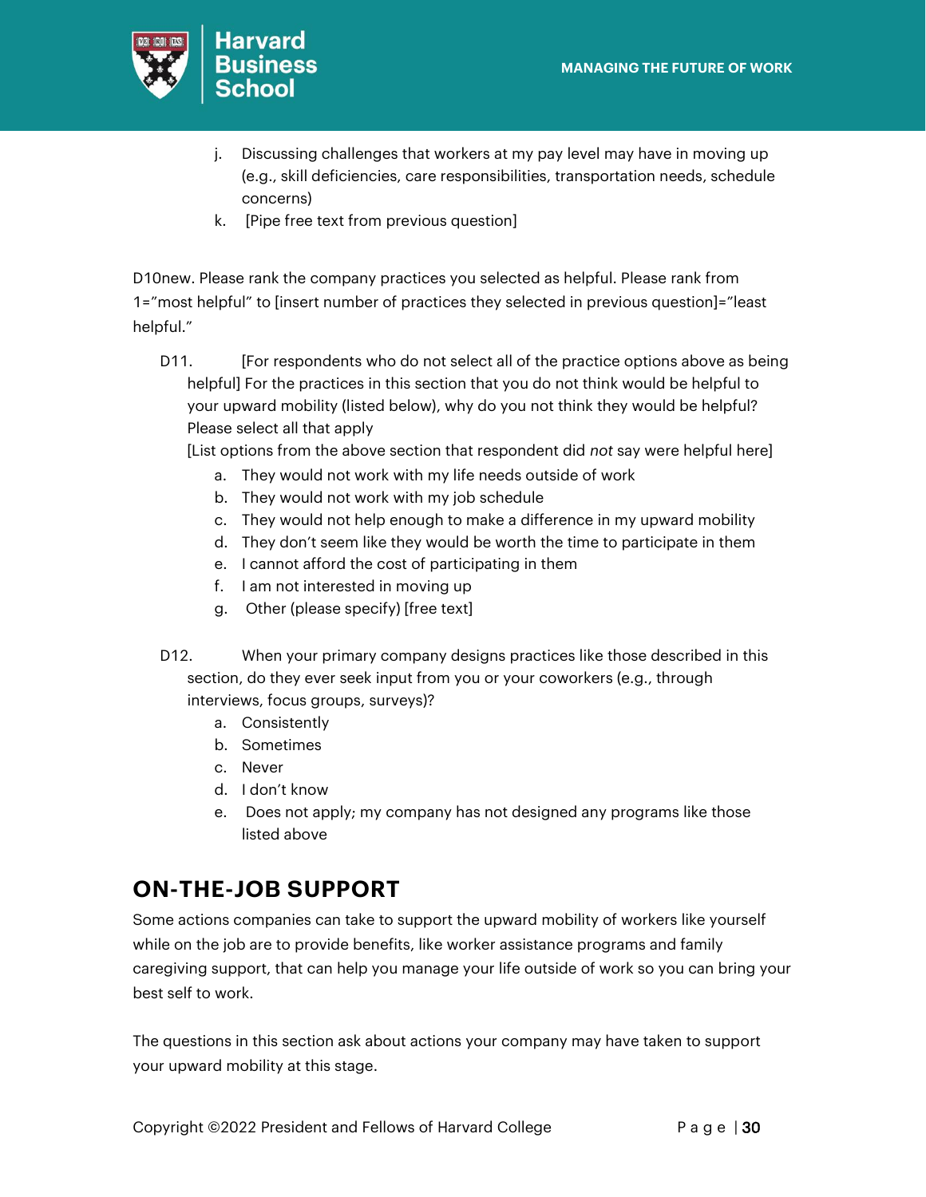j. Discussing challenges that workers at my pay level may have in moving up (e.g., skill deficiencies, care responsibilities, transportation needs, schedule concerns)
k. [Pipe free text from previous question]

D10new. Please rank the company practices you selected as helpful. Please rank from 1="most helpful" to [insert number of practices they selected in previous question]="least helpful."

D11. [For respondents who do not select all of the practice options above as being helpful] For the practices in this section that you do not think would be helpful to your upward mobility (listed below), why do you not think they would be helpful? Please select all that apply
[List options from the above section that respondent did *not* say were helpful here]

a. They would not work with my life needs outside of work
b. They would not work with my job schedule
c. They would not help enough to make a difference in my upward mobility
d. They don't seem like they would be worth the time to participate in them
e. I cannot afford the cost of participating in them
f. I am not interested in moving up
g. Other (please specify) [free text]

D12. When your primary company designs practices like those described in this section, do they ever seek input from you or your coworkers (e.g., through interviews, focus groups, surveys)?

a. Consistently
b. Sometimes
c. Never
d. I don't know
e. Does not apply; my company has not designed any programs like those listed above

## ON-THE-JOB SUPPORT

Some actions companies can take to support the upward mobility of workers like yourself while on the job are to provide benefits, like worker assistance programs and family caregiving support, that can help you manage your life outside of work so you can bring your best self to work.

The questions in this section ask about actions your company may have taken to support your upward mobility at this stage.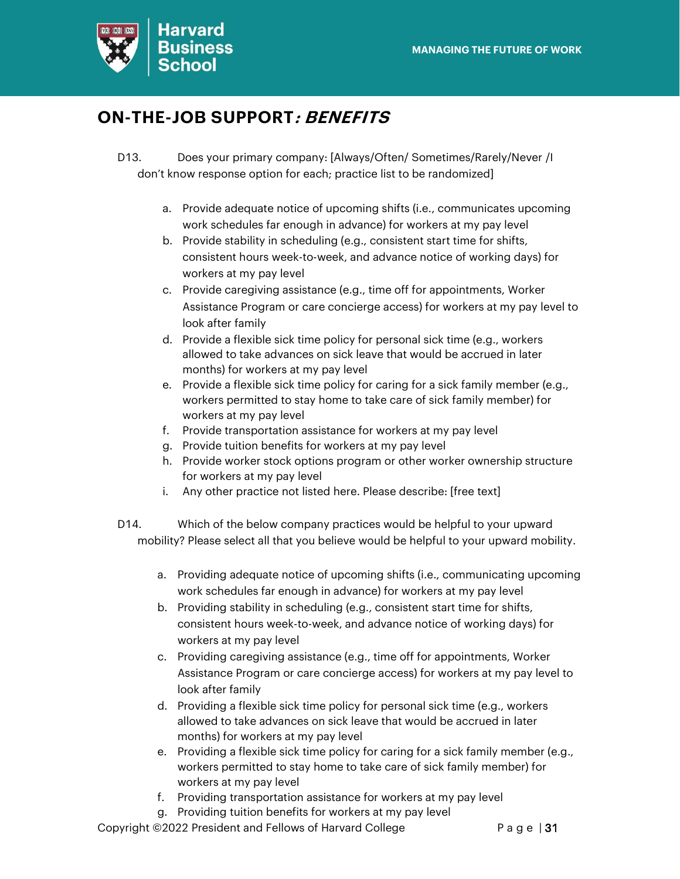## ON-THE-JOB SUPPORT: *BENEFITS*

D13. Does your primary company: [Always/Often/ Sometimes/Rarely/Never /I don't know response option for each; practice list to be randomized]

a. Provide adequate notice of upcoming shifts (i.e., communicates upcoming work schedules far enough in advance) for workers at my pay level
b. Provide stability in scheduling (e.g., consistent start time for shifts, consistent hours week-to-week, and advance notice of working days) for workers at my pay level
c. Provide caregiving assistance (e.g., time off for appointments, Worker Assistance Program or care concierge access) for workers at my pay level to look after family
d. Provide a flexible sick time policy for personal sick time (e.g., workers allowed to take advances on sick leave that would be accrued in later months) for workers at my pay level
e. Provide a flexible sick time policy for caring for a sick family member (e.g., workers permitted to stay home to take care of sick family member) for workers at my pay level
f. Provide transportation assistance for workers at my pay level
g. Provide tuition benefits for workers at my pay level
h. Provide worker stock options program or other worker ownership structure for workers at my pay level
i. Any other practice not listed here. Please describe: [free text]

D14. Which of the below company practices would be helpful to your upward mobility? Please select all that you believe would be helpful to your upward mobility.

a. Providing adequate notice of upcoming shifts (i.e., communicating upcoming work schedules far enough in advance) for workers at my pay level
b. Providing stability in scheduling (e.g., consistent start time for shifts, consistent hours week-to-week, and advance notice of working days) for workers at my pay level
c. Providing caregiving assistance (e.g., time off for appointments, Worker Assistance Program or care concierge access) for workers at my pay level to look after family
d. Providing a flexible sick time policy for personal sick time (e.g., workers allowed to take advances on sick leave that would be accrued in later months) for workers at my pay level
e. Providing a flexible sick time policy for caring for a sick family member (e.g., workers permitted to stay home to take care of sick family member) for workers at my pay level
f. Providing transportation assistance for workers at my pay level
g. Providing tuition benefits for workers at my pay level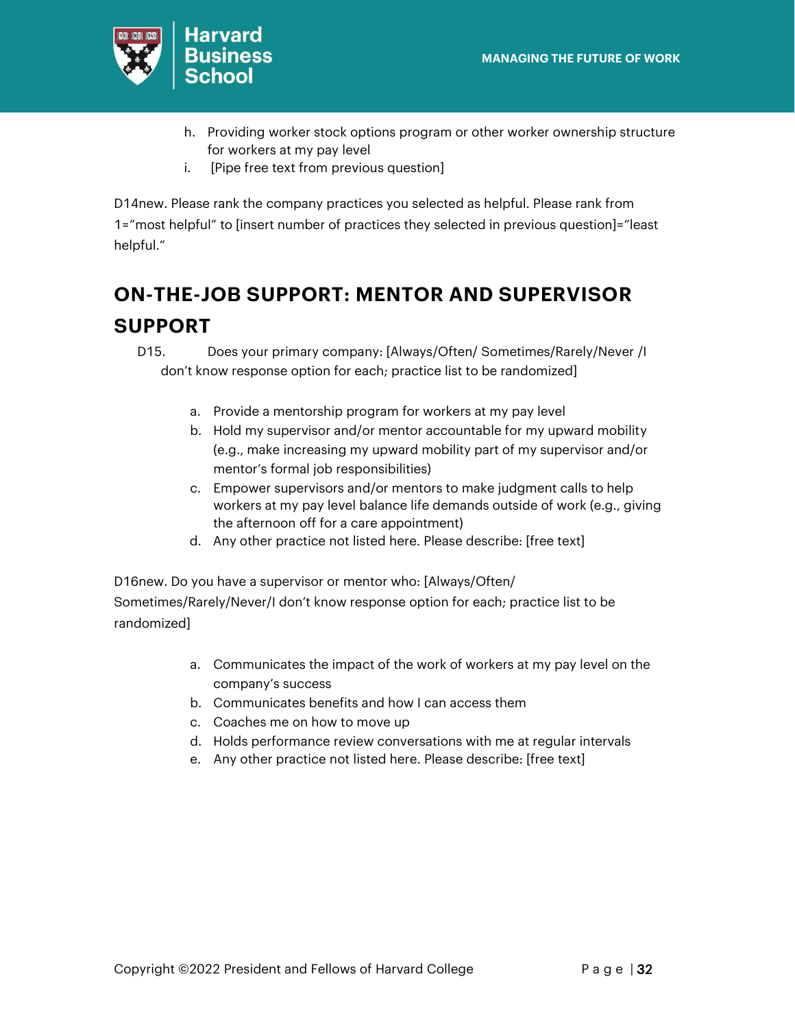h. Providing worker stock options program or other worker ownership structure for workers at my pay level
i. [Pipe free text from previous question]

D14new. Please rank the company practices you selected as helpful. Please rank from 1="most helpful" to [insert number of practices they selected in previous question]="least helpful."

## ON-THE-JOB SUPPORT: MENTOR AND SUPERVISOR SUPPORT

D15. Does your primary company: [Always/Often/ Sometimes/Rarely/Never /I don't know response option for each; practice list to be randomized]

a. Provide a mentorship program for workers at my pay level
b. Hold my supervisor and/or mentor accountable for my upward mobility (e.g., make increasing my upward mobility part of my supervisor and/or mentor's formal job responsibilities)
c. Empower supervisors and/or mentors to make judgment calls to help workers at my pay level balance life demands outside of work (e.g., giving the afternoon off for a care appointment)
d. Any other practice not listed here. Please describe: [free text]

D16new. Do you have a supervisor or mentor who: [Always/Often/ Sometimes/Rarely/Never/I don't know response option for each; practice list to be randomized]

a. Communicates the impact of the work of workers at my pay level on the company's success
b. Communicates benefits and how I can access them
c. Coaches me on how to move up
d. Holds performance review conversations with me at regular intervals
e. Any other practice not listed here. Please describe: [free text]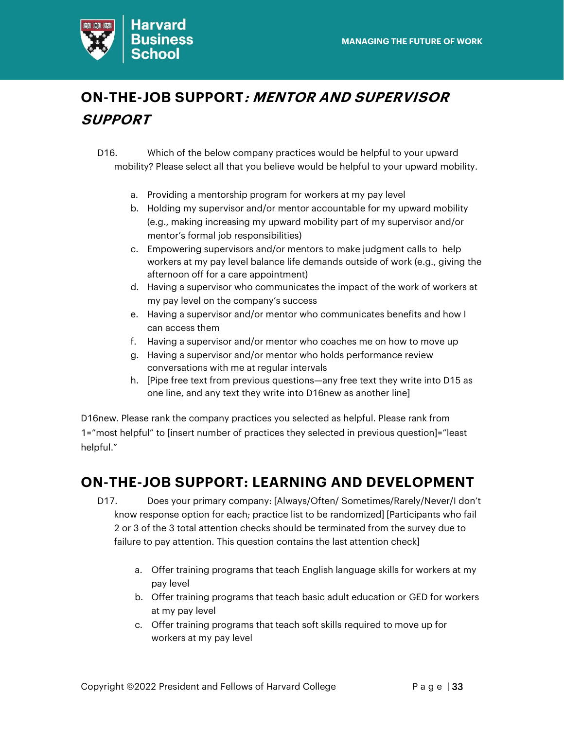## ON-THE-JOB SUPPORT*: MENTOR AND SUPERVISOR SUPPORT*

D16. Which of the below company practices would be helpful to your upward mobility? Please select all that you believe would be helpful to your upward mobility.

a. Providing a mentorship program for workers at my pay level
b. Holding my supervisor and/or mentor accountable for my upward mobility (e.g., making increasing my upward mobility part of my supervisor and/or mentor's formal job responsibilities)
c. Empowering supervisors and/or mentors to make judgment calls to help workers at my pay level balance life demands outside of work (e.g., giving the afternoon off for a care appointment)
d. Having a supervisor who communicates the impact of the work of workers at my pay level on the company's success
e. Having a supervisor and/or mentor who communicates benefits and how I can access them
f. Having a supervisor and/or mentor who coaches me on how to move up
g. Having a supervisor and/or mentor who holds performance review conversations with me at regular intervals
h. [Pipe free text from previous questions—any free text they write into D15 as one line, and any text they write into D16new as another line]

D16new. Please rank the company practices you selected as helpful. Please rank from 1="most helpful" to [insert number of practices they selected in previous question]="least helpful."

## ON-THE-JOB SUPPORT: LEARNING AND DEVELOPMENT

D17. Does your primary company: [Always/Often/ Sometimes/Rarely/Never/I don't know response option for each; practice list to be randomized] [Participants who fail 2 or 3 of the 3 total attention checks should be terminated from the survey due to failure to pay attention. This question contains the last attention check]

a. Offer training programs that teach English language skills for workers at my pay level
b. Offer training programs that teach basic adult education or GED for workers at my pay level
c. Offer training programs that teach soft skills required to move up for workers at my pay level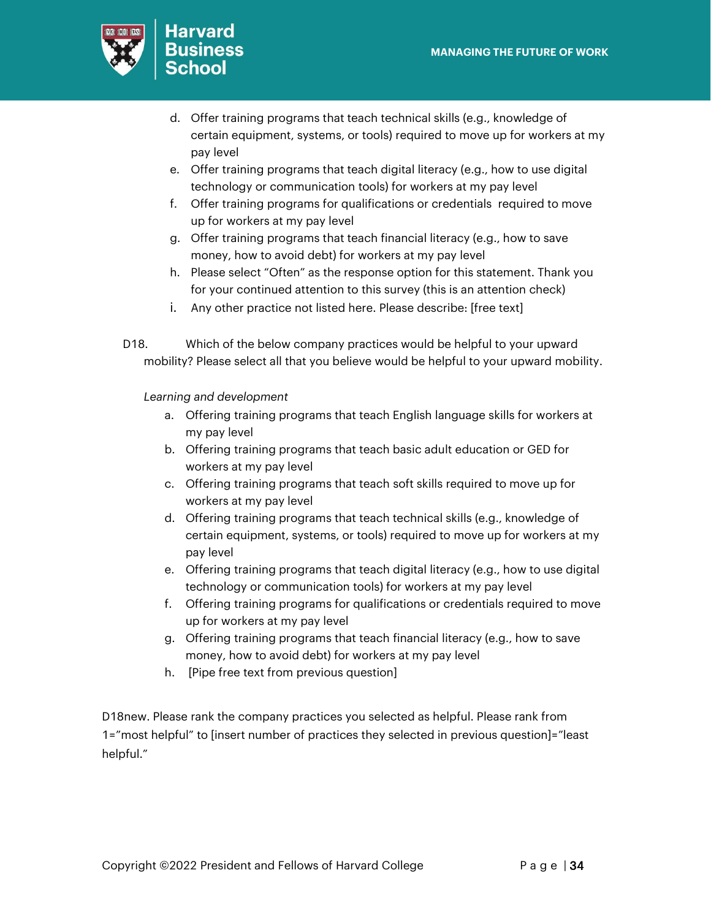d. Offer training programs that teach technical skills (e.g., knowledge of certain equipment, systems, or tools) required to move up for workers at my pay level
e. Offer training programs that teach digital literacy (e.g., how to use digital technology or communication tools) for workers at my pay level
f. Offer training programs for qualifications or credentials required to move up for workers at my pay level
g. Offer training programs that teach financial literacy (e.g., how to save money, how to avoid debt) for workers at my pay level
h. Please select "Often" as the response option for this statement. Thank you for your continued attention to this survey (this is an attention check)
i. Any other practice not listed here. Please describe: [free text]

D18. Which of the below company practices would be helpful to your upward mobility? Please select all that you believe would be helpful to your upward mobility.

*Learning and development*

a. Offering training programs that teach English language skills for workers at my pay level
b. Offering training programs that teach basic adult education or GED for workers at my pay level
c. Offering training programs that teach soft skills required to move up for workers at my pay level
d. Offering training programs that teach technical skills (e.g., knowledge of certain equipment, systems, or tools) required to move up for workers at my pay level
e. Offering training programs that teach digital literacy (e.g., how to use digital technology or communication tools) for workers at my pay level
f. Offering training programs for qualifications or credentials required to move up for workers at my pay level
g. Offering training programs that teach financial literacy (e.g., how to save money, how to avoid debt) for workers at my pay level
h. [Pipe free text from previous question]

D18new. Please rank the company practices you selected as helpful. Please rank from 1="most helpful" to [insert number of practices they selected in previous question]="least helpful."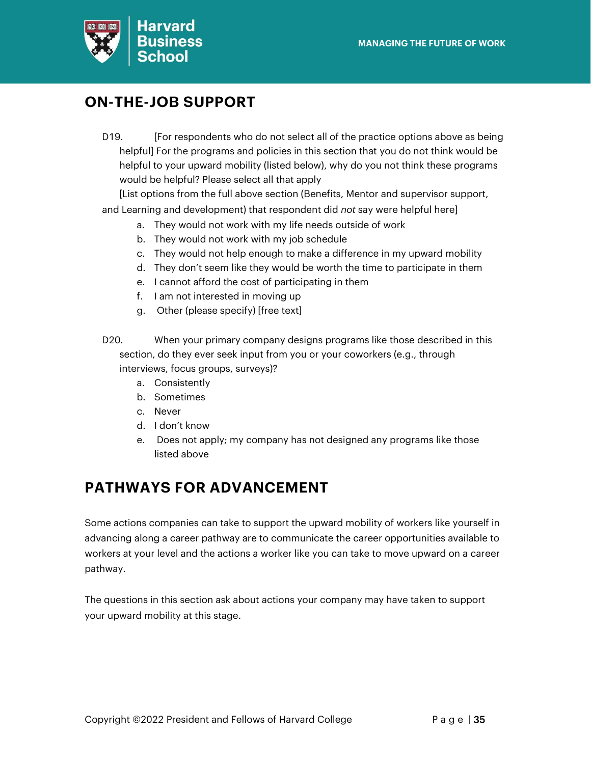## ON-THE-JOB SUPPORT

D19. [For respondents who do not select all of the practice options above as being helpful] For the programs and policies in this section that you do not think would be helpful to your upward mobility (listed below), why do you not think these programs would be helpful? Please select all that apply

[List options from the full above section (Benefits, Mentor and supervisor support, and Learning and development) that respondent did *not* say were helpful here]

a. They would not work with my life needs outside of work
b. They would not work with my job schedule
c. They would not help enough to make a difference in my upward mobility
d. They don't seem like they would be worth the time to participate in them
e. I cannot afford the cost of participating in them
f. I am not interested in moving up
g. Other (please specify) [free text]

D20. When your primary company designs programs like those described in this section, do they ever seek input from you or your coworkers (e.g., through interviews, focus groups, surveys)?

a. Consistently
b. Sometimes
c. Never
d. I don't know
e. Does not apply; my company has not designed any programs like those listed above

## PATHWAYS FOR ADVANCEMENT

Some actions companies can take to support the upward mobility of workers like yourself in advancing along a career pathway are to communicate the career opportunities available to workers at your level and the actions a worker like you can take to move upward on a career pathway.

The questions in this section ask about actions your company may have taken to support your upward mobility at this stage.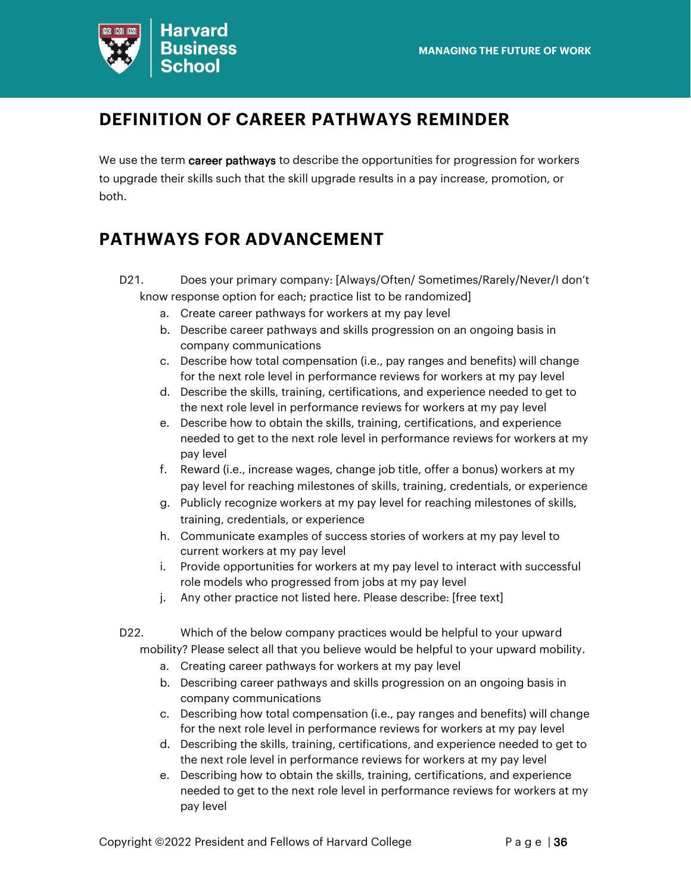## DEFINITION OF CAREER PATHWAYS REMINDER

We use the term **career pathways** to describe the opportunities for progression for workers to upgrade their skills such that the skill upgrade results in a pay increase, promotion, or both.

## PATHWAYS FOR ADVANCEMENT

D21. Does your primary company: [Always/Often/ Sometimes/Rarely/Never/I don't know response option for each; practice list to be randomized]

a. Create career pathways for workers at my pay level
b. Describe career pathways and skills progression on an ongoing basis in company communications
c. Describe how total compensation (i.e., pay ranges and benefits) will change for the next role level in performance reviews for workers at my pay level
d. Describe the skills, training, certifications, and experience needed to get to the next role level in performance reviews for workers at my pay level
e. Describe how to obtain the skills, training, certifications, and experience needed to get to the next role level in performance reviews for workers at my pay level
f. Reward (i.e., increase wages, change job title, offer a bonus) workers at my pay level for reaching milestones of skills, training, credentials, or experience
g. Publicly recognize workers at my pay level for reaching milestones of skills, training, credentials, or experience
h. Communicate examples of success stories of workers at my pay level to current workers at my pay level
i. Provide opportunities for workers at my pay level to interact with successful role models who progressed from jobs at my pay level
j. Any other practice not listed here. Please describe: [free text]

D22. Which of the below company practices would be helpful to your upward mobility? Please select all that you believe would be helpful to your upward mobility.

a. Creating career pathways for workers at my pay level
b. Describing career pathways and skills progression on an ongoing basis in company communications
c. Describing how total compensation (i.e., pay ranges and benefits) will change for the next role level in performance reviews for workers at my pay level
d. Describing the skills, training, certifications, and experience needed to get to the next role level in performance reviews for workers at my pay level
e. Describing how to obtain the skills, training, certifications, and experience needed to get to the next role level in performance reviews for workers at my pay level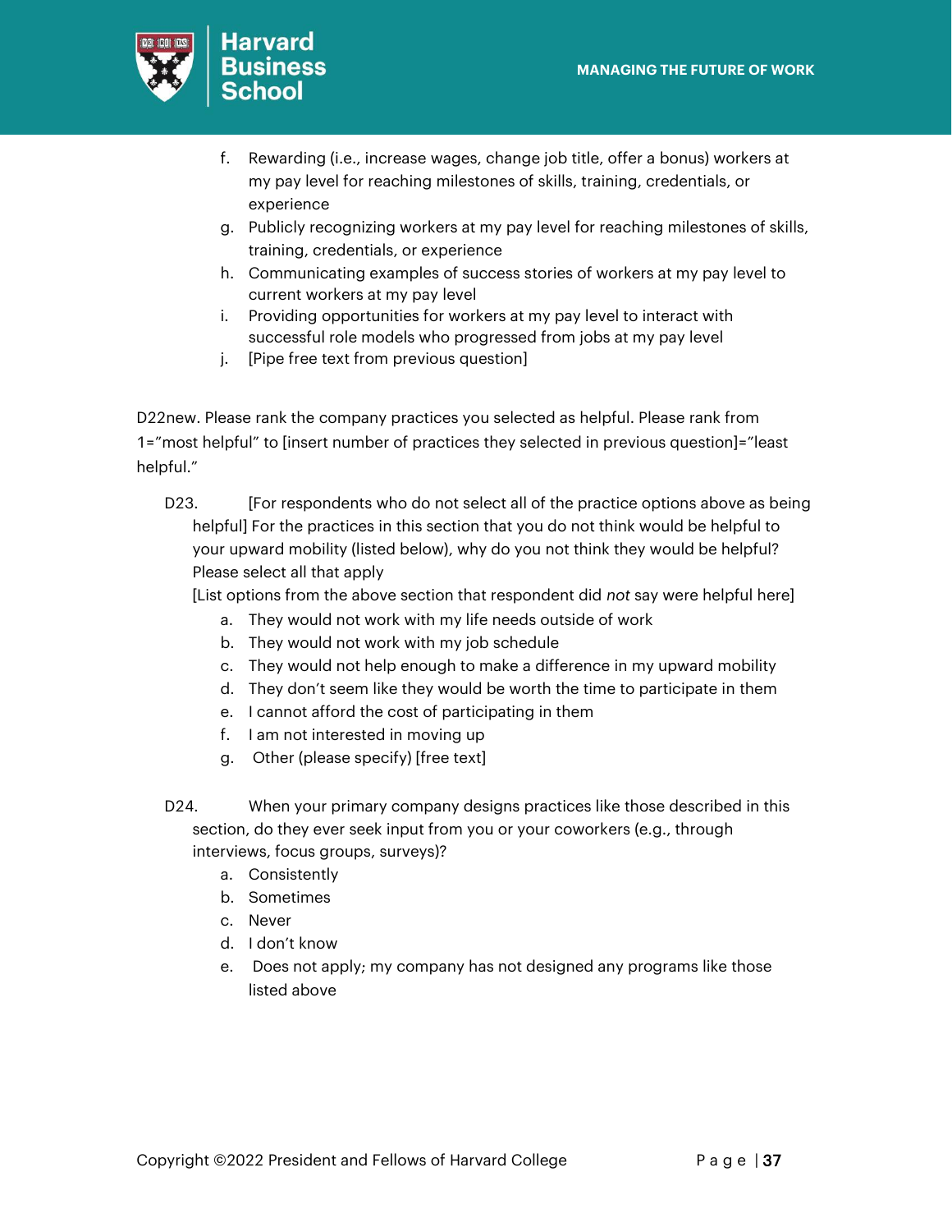f. Rewarding (i.e., increase wages, change job title, offer a bonus) workers at my pay level for reaching milestones of skills, training, credentials, or experience
g. Publicly recognizing workers at my pay level for reaching milestones of skills, training, credentials, or experience
h. Communicating examples of success stories of workers at my pay level to current workers at my pay level
i. Providing opportunities for workers at my pay level to interact with successful role models who progressed from jobs at my pay level
j. [Pipe free text from previous question]

D22new. Please rank the company practices you selected as helpful. Please rank from 1="most helpful" to [insert number of practices they selected in previous question]="least helpful."

D23. [For respondents who do not select all of the practice options above as being helpful] For the practices in this section that you do not think would be helpful to your upward mobility (listed below), why do you not think they would be helpful? Please select all that apply

[List options from the above section that respondent did *not* say were helpful here]

a. They would not work with my life needs outside of work
b. They would not work with my job schedule
c. They would not help enough to make a difference in my upward mobility
d. They don't seem like they would be worth the time to participate in them
e. I cannot afford the cost of participating in them
f. I am not interested in moving up
g. Other (please specify) [free text]

D24. When your primary company designs practices like those described in this section, do they ever seek input from you or your coworkers (e.g., through interviews, focus groups, surveys)?

a. Consistently
b. Sometimes
c. Never
d. I don't know
e. Does not apply; my company has not designed any programs like those listed above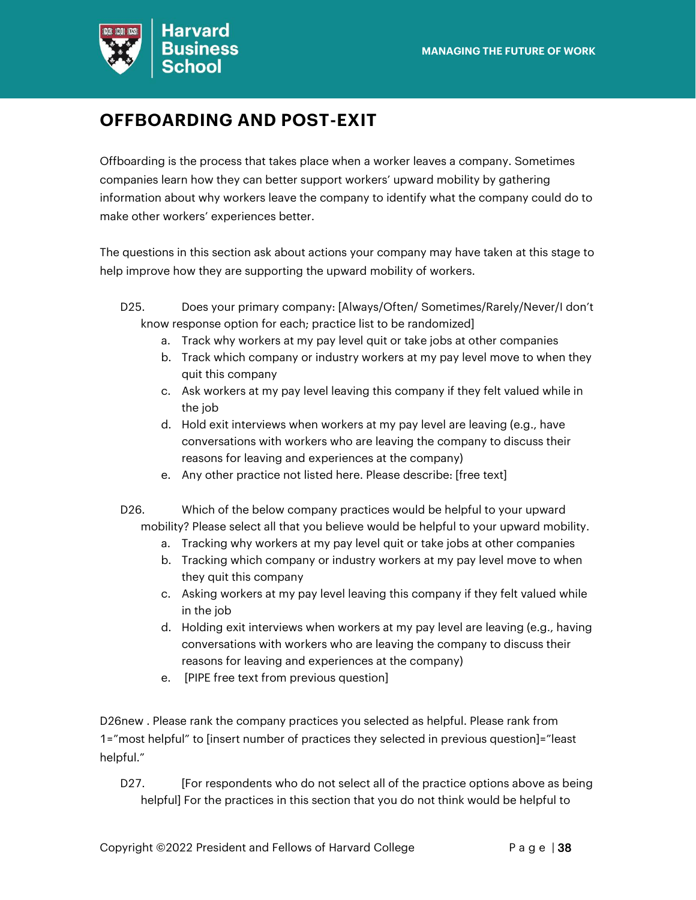## OFFBOARDING AND POST-EXIT

Offboarding is the process that takes place when a worker leaves a company. Sometimes companies learn how they can better support workers' upward mobility by gathering information about why workers leave the company to identify what the company could do to make other workers' experiences better.

The questions in this section ask about actions your company may have taken at this stage to help improve how they are supporting the upward mobility of workers.

D25. Does your primary company: [Always/Often/ Sometimes/Rarely/Never/I don't know response option for each; practice list to be randomized]

  a. Track why workers at my pay level quit or take jobs at other companies
  b. Track which company or industry workers at my pay level move to when they quit this company
  c. Ask workers at my pay level leaving this company if they felt valued while in the job
  d. Hold exit interviews when workers at my pay level are leaving (e.g., have conversations with workers who are leaving the company to discuss their reasons for leaving and experiences at the company)
  e. Any other practice not listed here. Please describe: [free text]

D26. Which of the below company practices would be helpful to your upward mobility? Please select all that you believe would be helpful to your upward mobility.

  a. Tracking why workers at my pay level quit or take jobs at other companies
  b. Tracking which company or industry workers at my pay level move to when they quit this company
  c. Asking workers at my pay level leaving this company if they felt valued while in the job
  d. Holding exit interviews when workers at my pay level are leaving (e.g., having conversations with workers who are leaving the company to discuss their reasons for leaving and experiences at the company)
  e. [PIPE free text from previous question]

D26new . Please rank the company practices you selected as helpful. Please rank from 1="most helpful" to [insert number of practices they selected in previous question]="least helpful."

D27. [For respondents who do not select all of the practice options above as being helpful] For the practices in this section that you do not think would be helpful to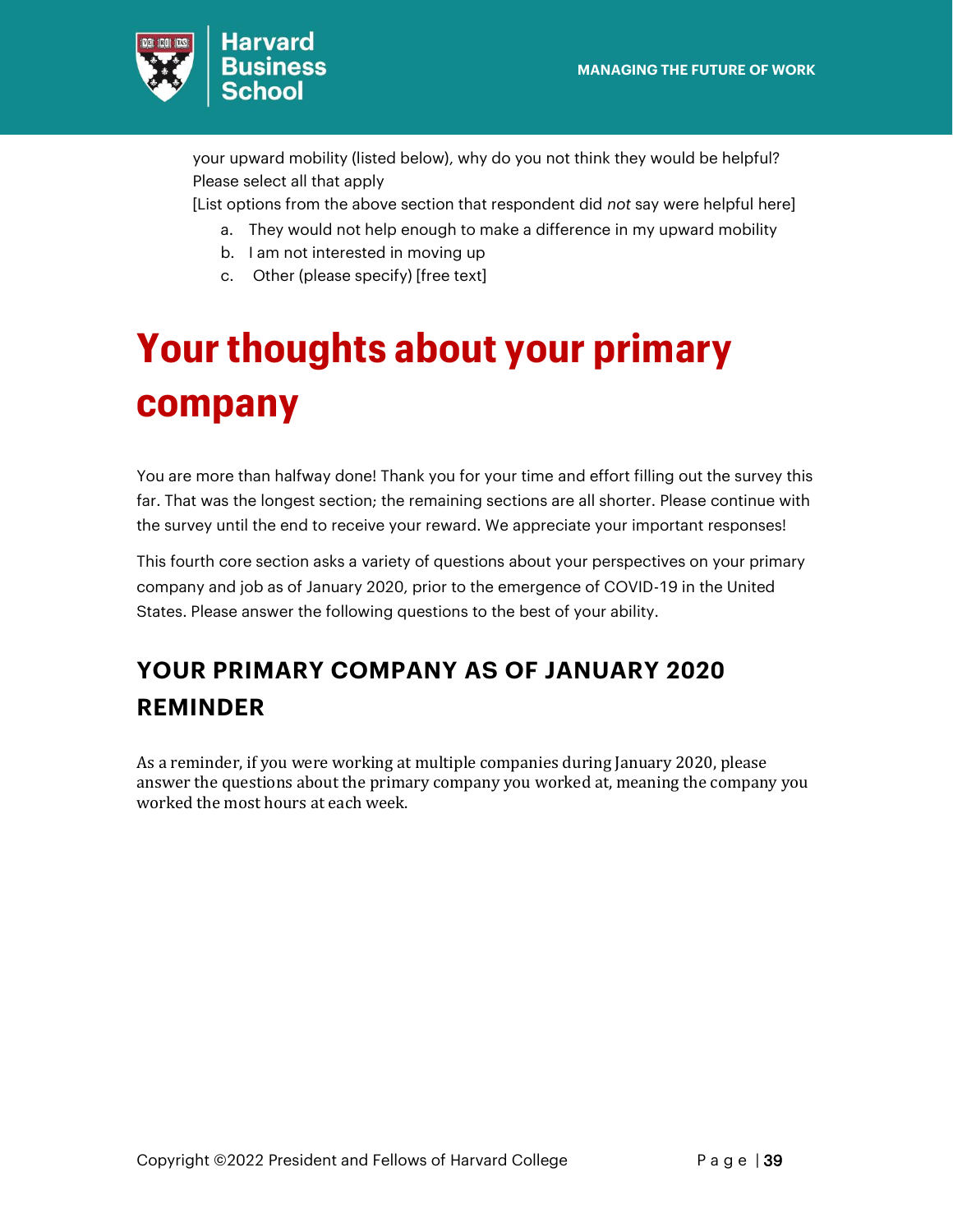your upward mobility (listed below), why do you not think they would be helpful? Please select all that apply

[List options from the above section that respondent did *not* say were helpful here]

a. They would not help enough to make a difference in my upward mobility
b. I am not interested in moving up
c. Other (please specify) [free text]

# Your thoughts about your primary company

You are more than halfway done! Thank you for your time and effort filling out the survey this far. That was the longest section; the remaining sections are all shorter. Please continue with the survey until the end to receive your reward. We appreciate your important responses!

This fourth core section asks a variety of questions about your perspectives on your primary company and job as of January 2020, prior to the emergence of COVID-19 in the United States. Please answer the following questions to the best of your ability.

## YOUR PRIMARY COMPANY AS OF JANUARY 2020 REMINDER

As a reminder, if you were working at multiple companies during January 2020, please answer the questions about the primary company you worked at, meaning the company you worked the most hours at each week.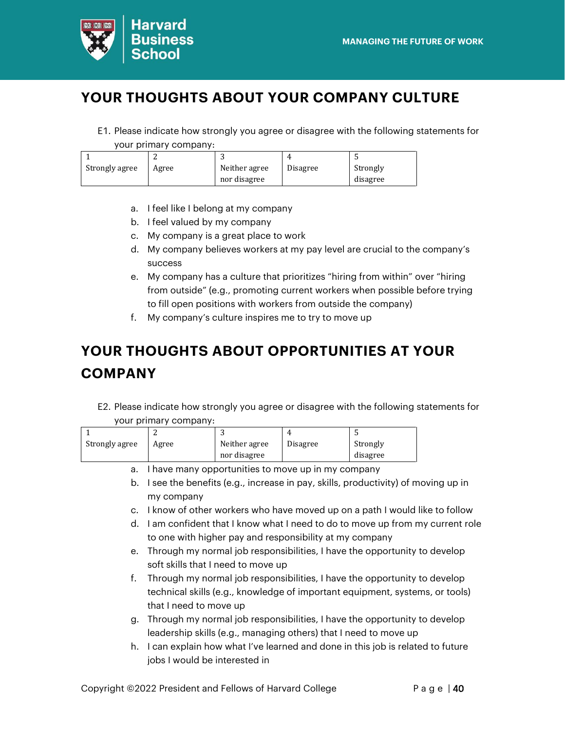## YOUR THOUGHTS ABOUT YOUR COMPANY CULTURE

E1. Please indicate how strongly you agree or disagree with the following statements for your primary company:

| 1 Strongly agree | 2 Agree | 3 Neither agree nor disagree | 4 Disagree | 5 Strongly disagree |
|---|---|---|---|---|

a. I feel like I belong at my company
b. I feel valued by my company
c. My company is a great place to work
d. My company believes workers at my pay level are crucial to the company's success
e. My company has a culture that prioritizes "hiring from within" over "hiring from outside" (e.g., promoting current workers when possible before trying to fill open positions with workers from outside the company)
f. My company's culture inspires me to try to move up

## YOUR THOUGHTS ABOUT OPPORTUNITIES AT YOUR COMPANY

E2. Please indicate how strongly you agree or disagree with the following statements for your primary company:

| 1 Strongly agree | 2 Agree | 3 Neither agree nor disagree | 4 Disagree | 5 Strongly disagree |
|---|---|---|---|---|

a. I have many opportunities to move up in my company
b. I see the benefits (e.g., increase in pay, skills, productivity) of moving up in my company
c. I know of other workers who have moved up on a path I would like to follow
d. I am confident that I know what I need to do to move up from my current role to one with higher pay and responsibility at my company
e. Through my normal job responsibilities, I have the opportunity to develop soft skills that I need to move up
f. Through my normal job responsibilities, I have the opportunity to develop technical skills (e.g., knowledge of important equipment, systems, or tools) that I need to move up
g. Through my normal job responsibilities, I have the opportunity to develop leadership skills (e.g., managing others) that I need to move up
h. I can explain how what I've learned and done in this job is related to future jobs I would be interested in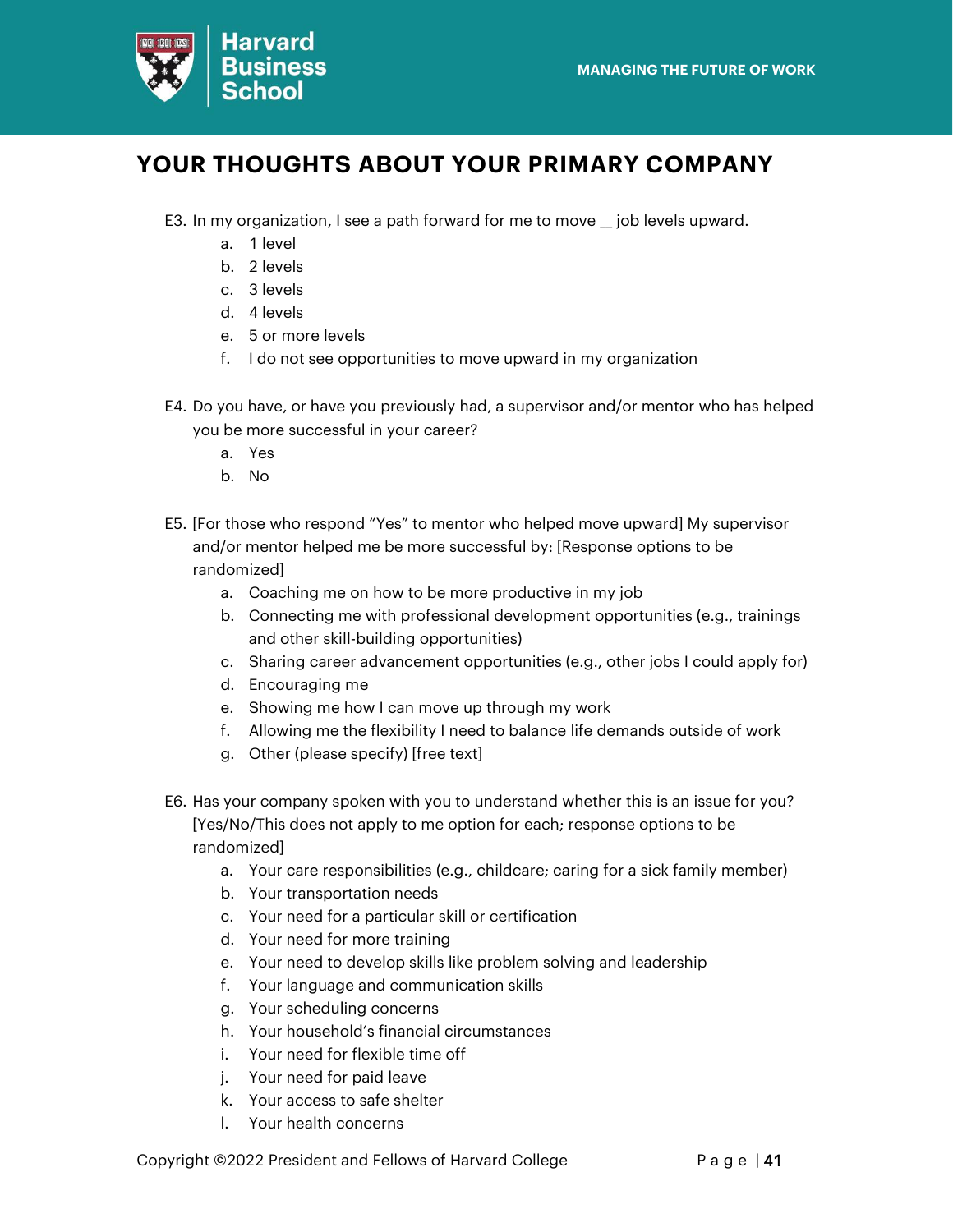## YOUR THOUGHTS ABOUT YOUR PRIMARY COMPANY

E3. In my organization, I see a path forward for me to move __ job levels upward.

a. 1 level
b. 2 levels
c. 3 levels
d. 4 levels
e. 5 or more levels
f. I do not see opportunities to move upward in my organization

E4. Do you have, or have you previously had, a supervisor and/or mentor who has helped you be more successful in your career?

a. Yes
b. No

E5. [For those who respond "Yes" to mentor who helped move upward] My supervisor and/or mentor helped me be more successful by: [Response options to be randomized]

a. Coaching me on how to be more productive in my job
b. Connecting me with professional development opportunities (e.g., trainings and other skill-building opportunities)
c. Sharing career advancement opportunities (e.g., other jobs I could apply for)
d. Encouraging me
e. Showing me how I can move up through my work
f. Allowing me the flexibility I need to balance life demands outside of work
g. Other (please specify) [free text]

E6. Has your company spoken with you to understand whether this is an issue for you? [Yes/No/This does not apply to me option for each; response options to be randomized]

a. Your care responsibilities (e.g., childcare; caring for a sick family member)
b. Your transportation needs
c. Your need for a particular skill or certification
d. Your need for more training
e. Your need to develop skills like problem solving and leadership
f. Your language and communication skills
g. Your scheduling concerns
h. Your household's financial circumstances
i. Your need for flexible time off
j. Your need for paid leave
k. Your access to safe shelter
l. Your health concerns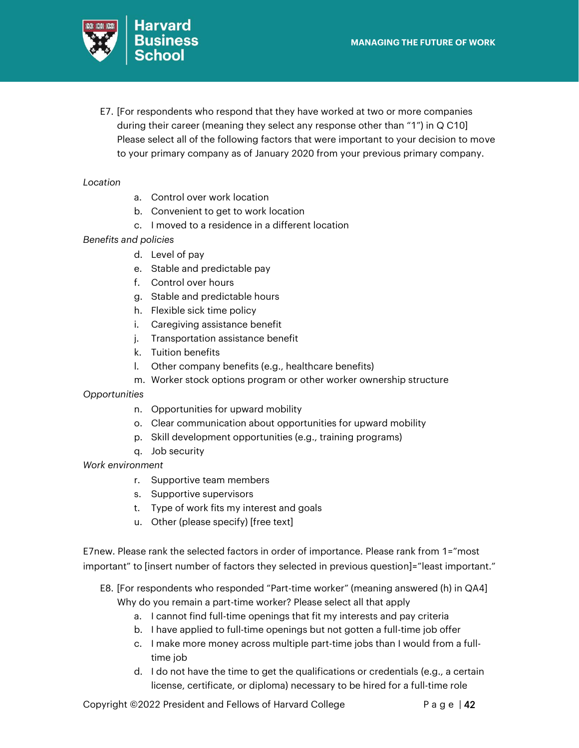E7. [For respondents who respond that they have worked at two or more companies during their career (meaning they select any response other than "1") in Q C10] Please select all of the following factors that were important to your decision to move to your primary company as of January 2020 from your previous primary company.

*Location*

a. Control over work location
b. Convenient to get to work location
c. I moved to a residence in a different location

*Benefits and policies*

d. Level of pay
e. Stable and predictable pay
f. Control over hours
g. Stable and predictable hours
h. Flexible sick time policy
i. Caregiving assistance benefit
j. Transportation assistance benefit
k. Tuition benefits
l. Other company benefits (e.g., healthcare benefits)
m. Worker stock options program or other worker ownership structure

*Opportunities*

n. Opportunities for upward mobility
o. Clear communication about opportunities for upward mobility
p. Skill development opportunities (e.g., training programs)
q. Job security

*Work environment*

r. Supportive team members
s. Supportive supervisors
t. Type of work fits my interest and goals
u. Other (please specify) [free text]

E7new. Please rank the selected factors in order of importance. Please rank from 1="most important" to [insert number of factors they selected in previous question]="least important."

E8. [For respondents who responded "Part-time worker" (meaning answered (h) in QA4] Why do you remain a part-time worker? Please select all that apply

a. I cannot find full-time openings that fit my interests and pay criteria
b. I have applied to full-time openings but not gotten a full-time job offer
c. I make more money across multiple part-time jobs than I would from a full-time job
d. I do not have the time to get the qualifications or credentials (e.g., a certain license, certificate, or diploma) necessary to be hired for a full-time role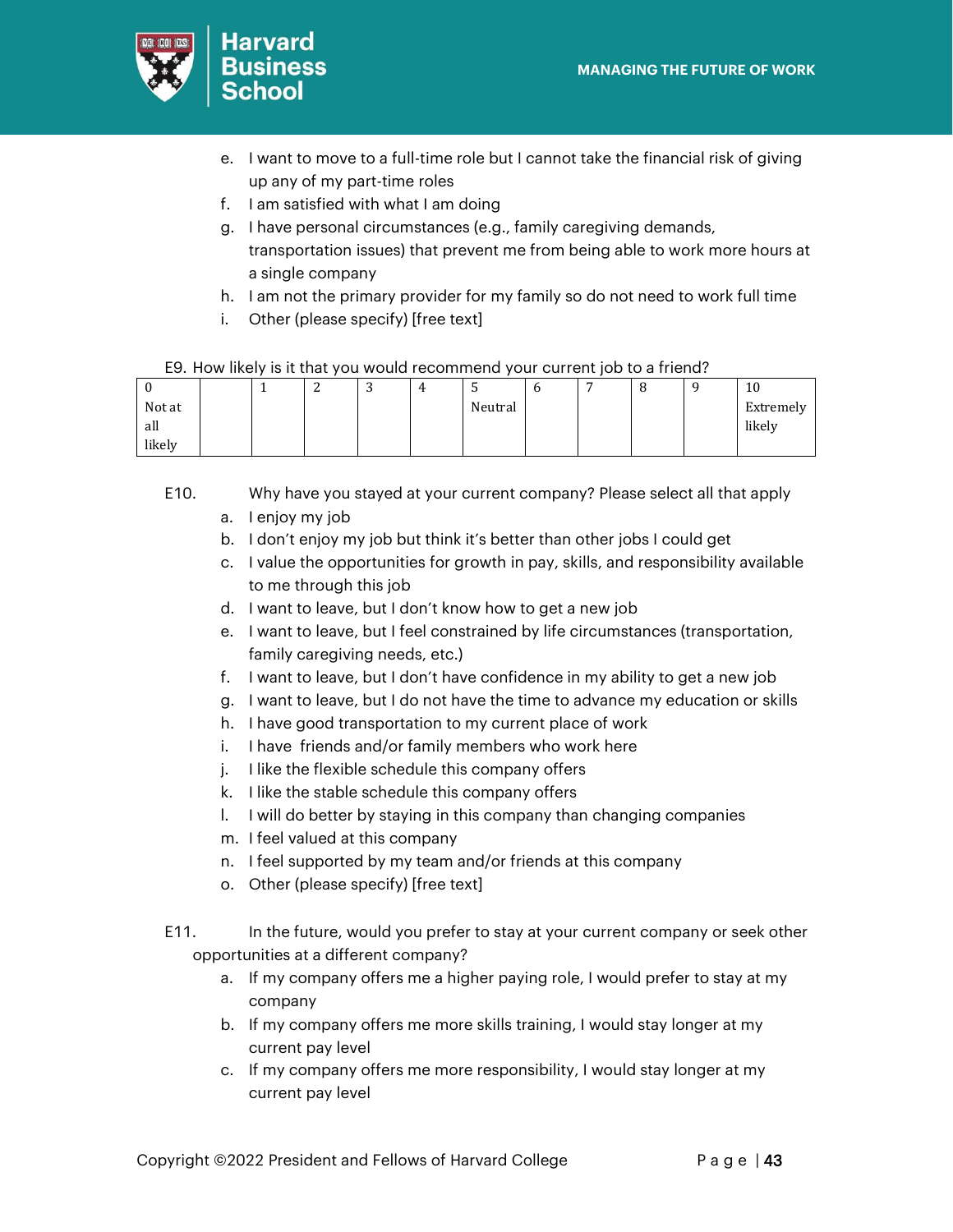e. I want to move to a full-time role but I cannot take the financial risk of giving up any of my part-time roles
f. I am satisfied with what I am doing
g. I have personal circumstances (e.g., family caregiving demands, transportation issues) that prevent me from being able to work more hours at a single company
h. I am not the primary provider for my family so do not need to work full time
i. Other (please specify) [free text]

E9. How likely is it that you would recommend your current job to a friend?

| 0 Not at all likely | | 1 | 2 | 3 | 4 | 5 Neutral | 6 | 7 | 8 | 9 | 10 Extremely likely |
|---|---|---|---|---|---|---|---|---|---|---|---|

E10. Why have you stayed at your current company? Please select all that apply

a. I enjoy my job
b. I don't enjoy my job but think it's better than other jobs I could get
c. I value the opportunities for growth in pay, skills, and responsibility available to me through this job
d. I want to leave, but I don't know how to get a new job
e. I want to leave, but I feel constrained by life circumstances (transportation, family caregiving needs, etc.)
f. I want to leave, but I don't have confidence in my ability to get a new job
g. I want to leave, but I do not have the time to advance my education or skills
h. I have good transportation to my current place of work
i. I have friends and/or family members who work here
j. I like the flexible schedule this company offers
k. I like the stable schedule this company offers
l. I will do better by staying in this company than changing companies
m. I feel valued at this company
n. I feel supported by my team and/or friends at this company
o. Other (please specify) [free text]

E11. In the future, would you prefer to stay at your current company or seek other opportunities at a different company?

a. If my company offers me a higher paying role, I would prefer to stay at my company
b. If my company offers me more skills training, I would stay longer at my current pay level
c. If my company offers me more responsibility, I would stay longer at my current pay level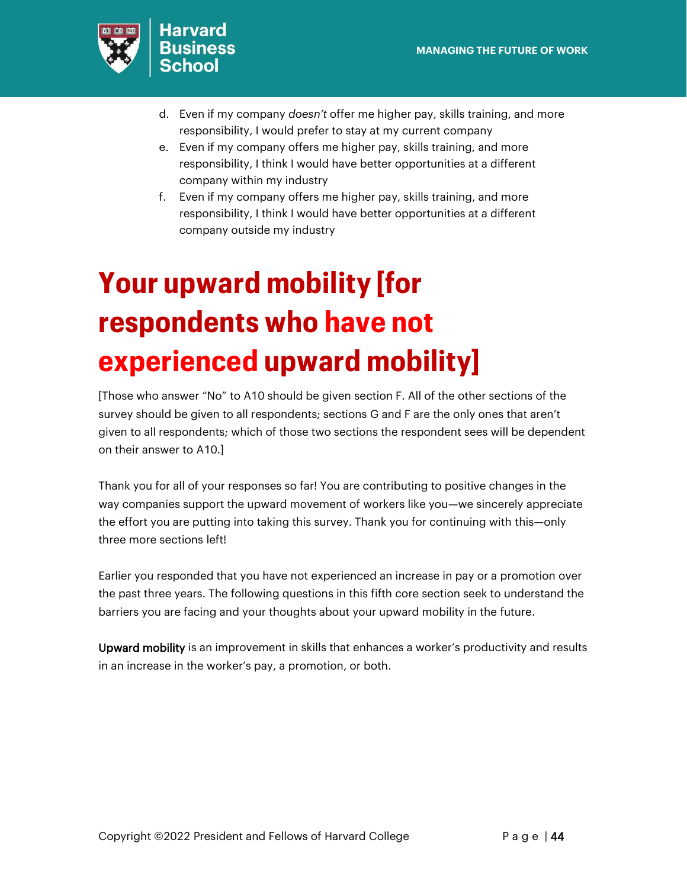d. Even if my company *doesn't* offer me higher pay, skills training, and more responsibility, I would prefer to stay at my current company
e. Even if my company offers me higher pay, skills training, and more responsibility, I think I would have better opportunities at a different company within my industry
f. Even if my company offers me higher pay, skills training, and more responsibility, I think I would have better opportunities at a different company outside my industry

# Your upward mobility [for respondents who have not experienced upward mobility]

[Those who answer "No" to A10 should be given section F. All of the other sections of the survey should be given to all respondents; sections G and F are the only ones that aren't given to all respondents; which of those two sections the respondent sees will be dependent on their answer to A10.]

Thank you for all of your responses so far! You are contributing to positive changes in the way companies support the upward movement of workers like you—we sincerely appreciate the effort you are putting into taking this survey. Thank you for continuing with this—only three more sections left!

Earlier you responded that you have not experienced an increase in pay or a promotion over the past three years. The following questions in this fifth core section seek to understand the barriers you are facing and your thoughts about your upward mobility in the future.

**Upward mobility** is an improvement in skills that enhances a worker's productivity and results in an increase in the worker's pay, a promotion, or both.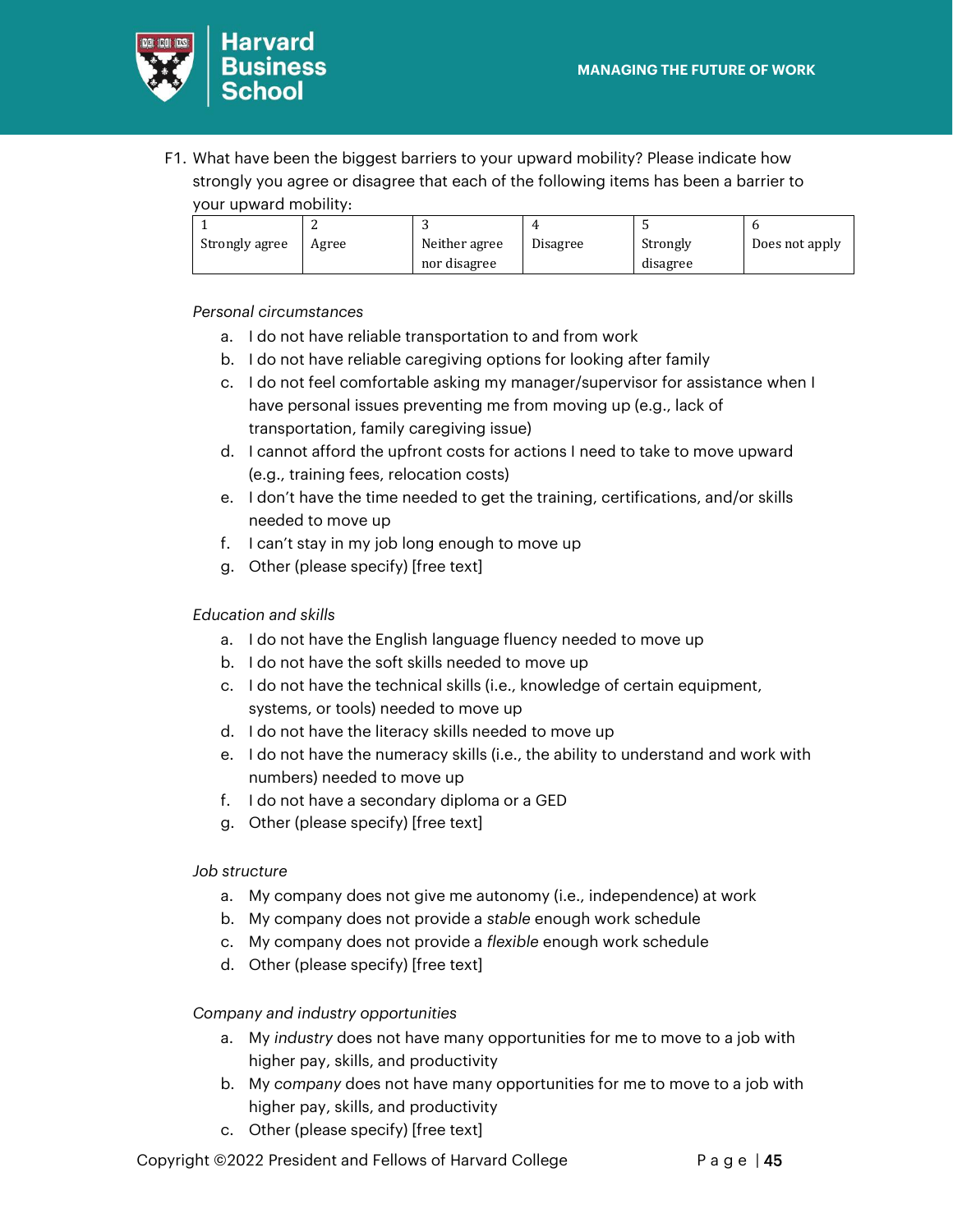F1. What have been the biggest barriers to your upward mobility? Please indicate how strongly you agree or disagree that each of the following items has been a barrier to your upward mobility:

| 1 Strongly agree | 2 Agree | 3 Neither agree nor disagree | 4 Disagree | 5 Strongly disagree | 6 Does not apply |
|---|---|---|---|---|---|

*Personal circumstances*

a. I do not have reliable transportation to and from work
b. I do not have reliable caregiving options for looking after family
c. I do not feel comfortable asking my manager/supervisor for assistance when I have personal issues preventing me from moving up (e.g., lack of transportation, family caregiving issue)
d. I cannot afford the upfront costs for actions I need to take to move upward (e.g., training fees, relocation costs)
e. I don't have the time needed to get the training, certifications, and/or skills needed to move up
f. I can't stay in my job long enough to move up
g. Other (please specify) [free text]

*Education and skills*

a. I do not have the English language fluency needed to move up
b. I do not have the soft skills needed to move up
c. I do not have the technical skills (i.e., knowledge of certain equipment, systems, or tools) needed to move up
d. I do not have the literacy skills needed to move up
e. I do not have the numeracy skills (i.e., the ability to understand and work with numbers) needed to move up
f. I do not have a secondary diploma or a GED
g. Other (please specify) [free text]

*Job structure*

a. My company does not give me autonomy (i.e., independence) at work
b. My company does not provide a *stable* enough work schedule
c. My company does not provide a *flexible* enough work schedule
d. Other (please specify) [free text]

*Company and industry opportunities*

a. My *industry* does not have many opportunities for me to move to a job with higher pay, skills, and productivity
b. My *company* does not have many opportunities for me to move to a job with higher pay, skills, and productivity
c. Other (please specify) [free text]

Copyright ©2022 President and Fellows of Harvard College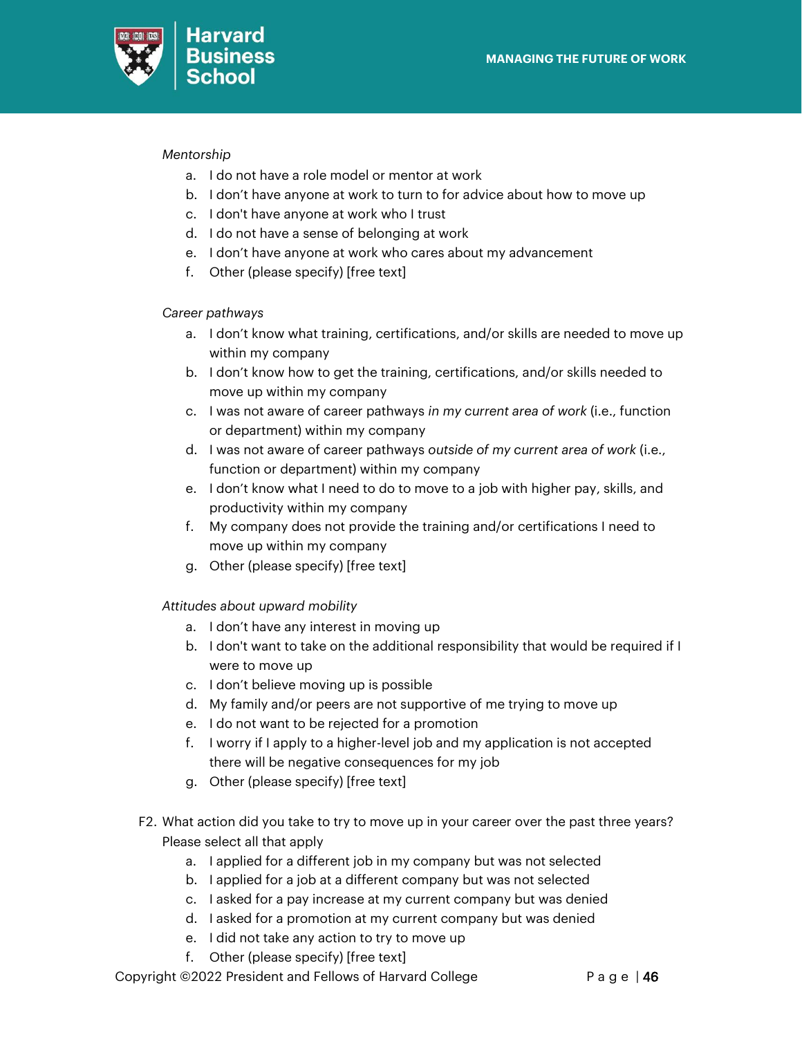*Mentorship*

a. I do not have a role model or mentor at work
b. I don't have anyone at work to turn to for advice about how to move up
c. I don't have anyone at work who I trust
d. I do not have a sense of belonging at work
e. I don't have anyone at work who cares about my advancement
f. Other (please specify) [free text]

*Career pathways*

a. I don't know what training, certifications, and/or skills are needed to move up within my company
b. I don't know how to get the training, certifications, and/or skills needed to move up within my company
c. I was not aware of career pathways *in my current area of work* (i.e., function or department) within my company
d. I was not aware of career pathways *outside of my current area of work* (i.e., function or department) within my company
e. I don't know what I need to do to move to a job with higher pay, skills, and productivity within my company
f. My company does not provide the training and/or certifications I need to move up within my company
g. Other (please specify) [free text]

*Attitudes about upward mobility*

a. I don't have any interest in moving up
b. I don't want to take on the additional responsibility that would be required if I were to move up
c. I don't believe moving up is possible
d. My family and/or peers are not supportive of me trying to move up
e. I do not want to be rejected for a promotion
f. I worry if I apply to a higher-level job and my application is not accepted there will be negative consequences for my job
g. Other (please specify) [free text]

F2. What action did you take to try to move up in your career over the past three years? Please select all that apply

a. I applied for a different job in my company but was not selected
b. I applied for a job at a different company but was not selected
c. I asked for a pay increase at my current company but was denied
d. I asked for a promotion at my current company but was denied
e. I did not take any action to try to move up
f. Other (please specify) [free text]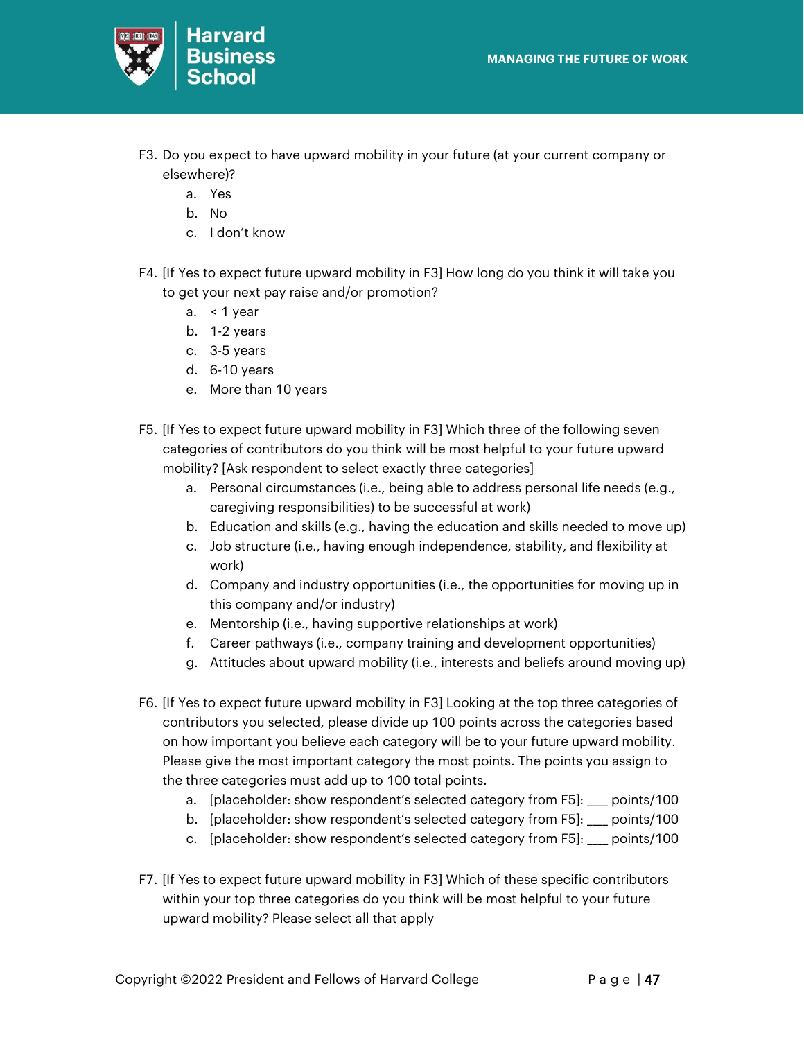F3. Do you expect to have upward mobility in your future (at your current company or elsewhere)?

a. Yes
b. No
c. I don't know

F4. [If Yes to expect future upward mobility in F3] How long do you think it will take you to get your next pay raise and/or promotion?

a. < 1 year
b. 1-2 years
c. 3-5 years
d. 6-10 years
e. More than 10 years

F5. [If Yes to expect future upward mobility in F3] Which three of the following seven categories of contributors do you think will be most helpful to your future upward mobility? [Ask respondent to select exactly three categories]

a. Personal circumstances (i.e., being able to address personal life needs (e.g., caregiving responsibilities) to be successful at work)
b. Education and skills (e.g., having the education and skills needed to move up)
c. Job structure (i.e., having enough independence, stability, and flexibility at work)
d. Company and industry opportunities (i.e., the opportunities for moving up in this company and/or industry)
e. Mentorship (i.e., having supportive relationships at work)
f. Career pathways (i.e., company training and development opportunities)
g. Attitudes about upward mobility (i.e., interests and beliefs around moving up)

F6. [If Yes to expect future upward mobility in F3] Looking at the top three categories of contributors you selected, please divide up 100 points across the categories based on how important you believe each category will be to your future upward mobility. Please give the most important category the most points. The points you assign to the three categories must add up to 100 total points.

a. [placeholder: show respondent's selected category from F5]: ___ points/100
b. [placeholder: show respondent's selected category from F5]: ___ points/100
c. [placeholder: show respondent's selected category from F5]: ___ points/100

F7. [If Yes to expect future upward mobility in F3] Which of these specific contributors within your top three categories do you think will be most helpful to your future upward mobility? Please select all that apply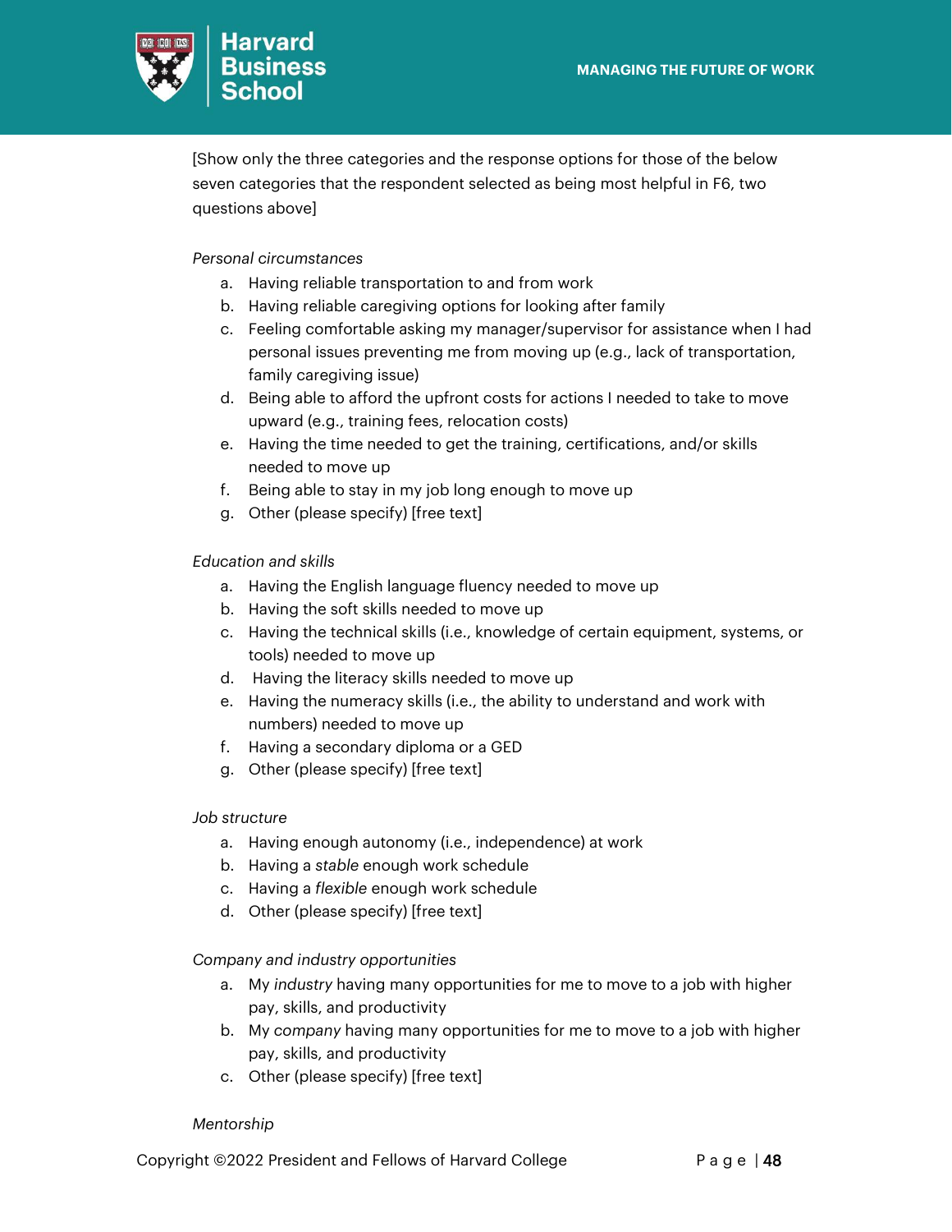[Show only the three categories and the response options for those of the below seven categories that the respondent selected as being most helpful in F6, two questions above]

*Personal circumstances*

a. Having reliable transportation to and from work
b. Having reliable caregiving options for looking after family
c. Feeling comfortable asking my manager/supervisor for assistance when I had personal issues preventing me from moving up (e.g., lack of transportation, family caregiving issue)
d. Being able to afford the upfront costs for actions I needed to take to move upward (e.g., training fees, relocation costs)
e. Having the time needed to get the training, certifications, and/or skills needed to move up
f. Being able to stay in my job long enough to move up
g. Other (please specify) [free text]

*Education and skills*

a. Having the English language fluency needed to move up
b. Having the soft skills needed to move up
c. Having the technical skills (i.e., knowledge of certain equipment, systems, or tools) needed to move up
d. Having the literacy skills needed to move up
e. Having the numeracy skills (i.e., the ability to understand and work with numbers) needed to move up
f. Having a secondary diploma or a GED
g. Other (please specify) [free text]

*Job structure*

a. Having enough autonomy (i.e., independence) at work
b. Having a *stable* enough work schedule
c. Having a *flexible* enough work schedule
d. Other (please specify) [free text]

*Company and industry opportunities*

a. My *industry* having many opportunities for me to move to a job with higher pay, skills, and productivity
b. My *company* having many opportunities for me to move to a job with higher pay, skills, and productivity
c. Other (please specify) [free text]

*Mentorship*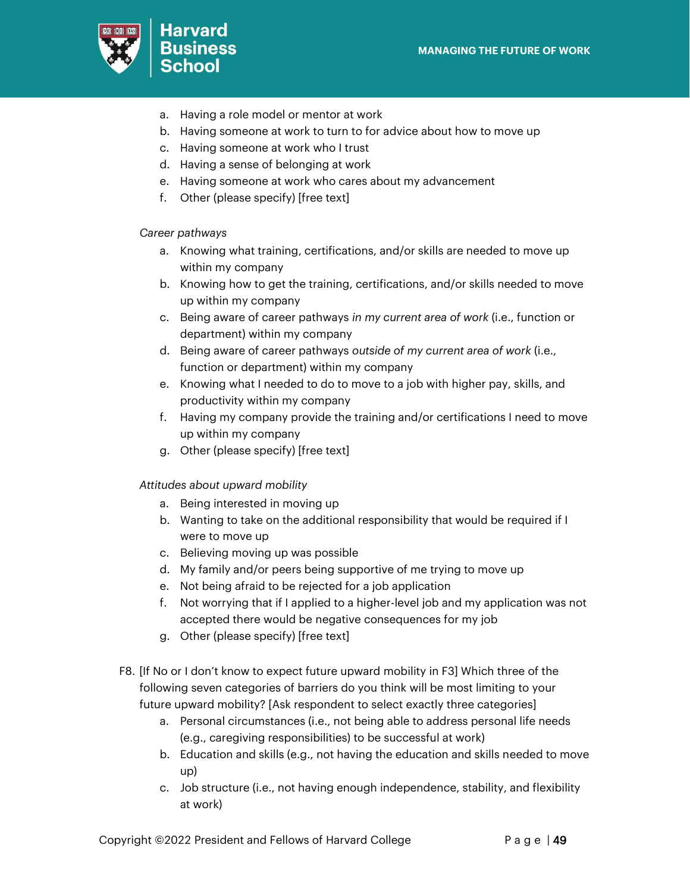a. Having a role model or mentor at work
b. Having someone at work to turn to for advice about how to move up
c. Having someone at work who I trust
d. Having a sense of belonging at work
e. Having someone at work who cares about my advancement
f. Other (please specify) [free text]

*Career pathways*

a. Knowing what training, certifications, and/or skills are needed to move up within my company
b. Knowing how to get the training, certifications, and/or skills needed to move up within my company
c. Being aware of career pathways *in my current area of work* (i.e., function or department) within my company
d. Being aware of career pathways *outside of my current area of work* (i.e., function or department) within my company
e. Knowing what I needed to do to move to a job with higher pay, skills, and productivity within my company
f. Having my company provide the training and/or certifications I need to move up within my company
g. Other (please specify) [free text]

*Attitudes about upward mobility*

a. Being interested in moving up
b. Wanting to take on the additional responsibility that would be required if I were to move up
c. Believing moving up was possible
d. My family and/or peers being supportive of me trying to move up
e. Not being afraid to be rejected for a job application
f. Not worrying that if I applied to a higher-level job and my application was not accepted there would be negative consequences for my job
g. Other (please specify) [free text]

F8. [If No or I don't know to expect future upward mobility in F3] Which three of the following seven categories of barriers do you think will be most limiting to your future upward mobility? [Ask respondent to select exactly three categories]

a. Personal circumstances (i.e., not being able to address personal life needs (e.g., caregiving responsibilities) to be successful at work)
b. Education and skills (e.g., not having the education and skills needed to move up)
c. Job structure (i.e., not having enough independence, stability, and flexibility at work)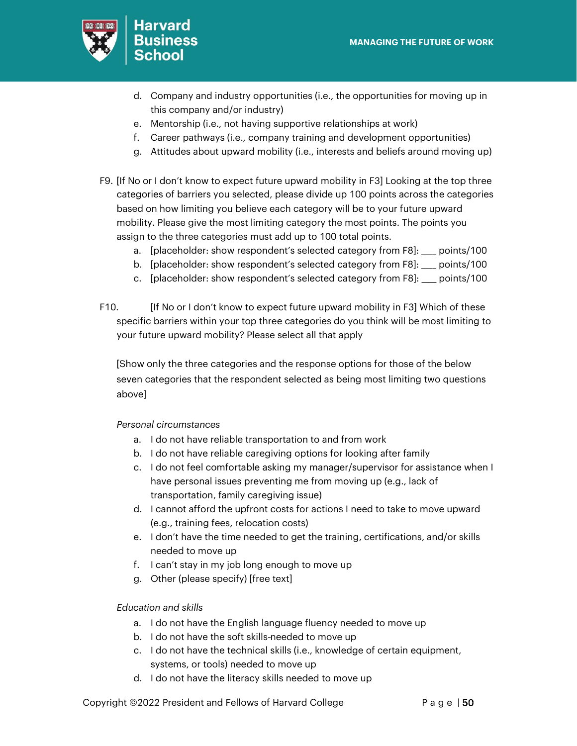d. Company and industry opportunities (i.e., the opportunities for moving up in this company and/or industry)
e. Mentorship (i.e., not having supportive relationships at work)
f. Career pathways (i.e., company training and development opportunities)
g. Attitudes about upward mobility (i.e., interests and beliefs around moving up)

F9. [If No or I don't know to expect future upward mobility in F3] Looking at the top three categories of barriers you selected, please divide up 100 points across the categories based on how limiting you believe each category will be to your future upward mobility. Please give the most limiting category the most points. The points you assign to the three categories must add up to 100 total points.

a. [placeholder: show respondent's selected category from F8]: ___ points/100
b. [placeholder: show respondent's selected category from F8]: ___ points/100
c. [placeholder: show respondent's selected category from F8]: ___ points/100

F10. [If No or I don't know to expect future upward mobility in F3] Which of these specific barriers within your top three categories do you think will be most limiting to your future upward mobility? Please select all that apply

[Show only the three categories and the response options for those of the below seven categories that the respondent selected as being most limiting two questions above]

*Personal circumstances*

a. I do not have reliable transportation to and from work
b. I do not have reliable caregiving options for looking after family
c. I do not feel comfortable asking my manager/supervisor for assistance when I have personal issues preventing me from moving up (e.g., lack of transportation, family caregiving issue)
d. I cannot afford the upfront costs for actions I need to take to move upward (e.g., training fees, relocation costs)
e. I don't have the time needed to get the training, certifications, and/or skills needed to move up
f. I can't stay in my job long enough to move up
g. Other (please specify) [free text]

*Education and skills*

a. I do not have the English language fluency needed to move up
b. I do not have the soft skills-needed to move up
c. I do not have the technical skills (i.e., knowledge of certain equipment, systems, or tools) needed to move up
d. I do not have the literacy skills needed to move up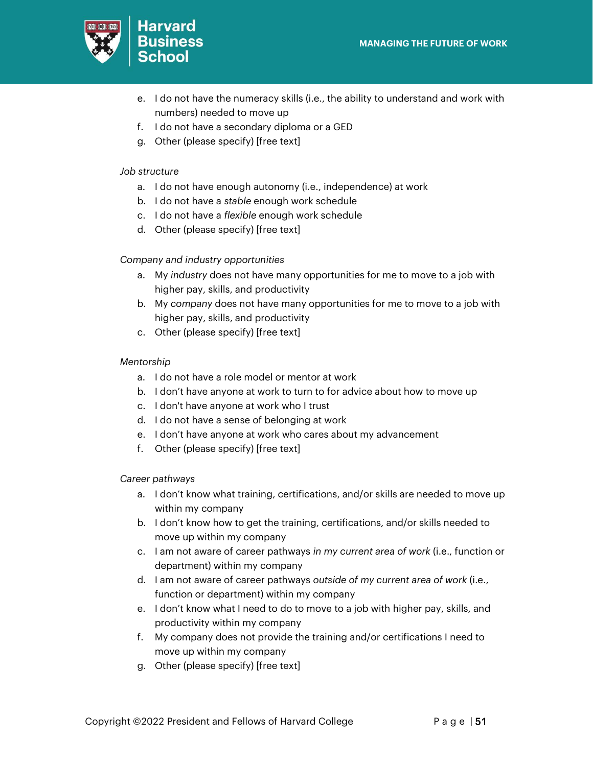e. I do not have the numeracy skills (i.e., the ability to understand and work with numbers) needed to move up
f. I do not have a secondary diploma or a GED
g. Other (please specify) [free text]

*Job structure*

a. I do not have enough autonomy (i.e., independence) at work
b. I do not have a *stable* enough work schedule
c. I do not have a *flexible* enough work schedule
d. Other (please specify) [free text]

*Company and industry opportunities*

a. My *industry* does not have many opportunities for me to move to a job with higher pay, skills, and productivity
b. My *company* does not have many opportunities for me to move to a job with higher pay, skills, and productivity
c. Other (please specify) [free text]

*Mentorship*

a. I do not have a role model or mentor at work
b. I don't have anyone at work to turn to for advice about how to move up
c. I don't have anyone at work who I trust
d. I do not have a sense of belonging at work
e. I don't have anyone at work who cares about my advancement
f. Other (please specify) [free text]

*Career pathways*

a. I don't know what training, certifications, and/or skills are needed to move up within my company
b. I don't know how to get the training, certifications, and/or skills needed to move up within my company
c. I am not aware of career pathways *in my current area of work* (i.e., function or department) within my company
d. I am not aware of career pathways *outside of my current area of work* (i.e., function or department) within my company
e. I don't know what I need to do to move to a job with higher pay, skills, and productivity within my company
f. My company does not provide the training and/or certifications I need to move up within my company
g. Other (please specify) [free text]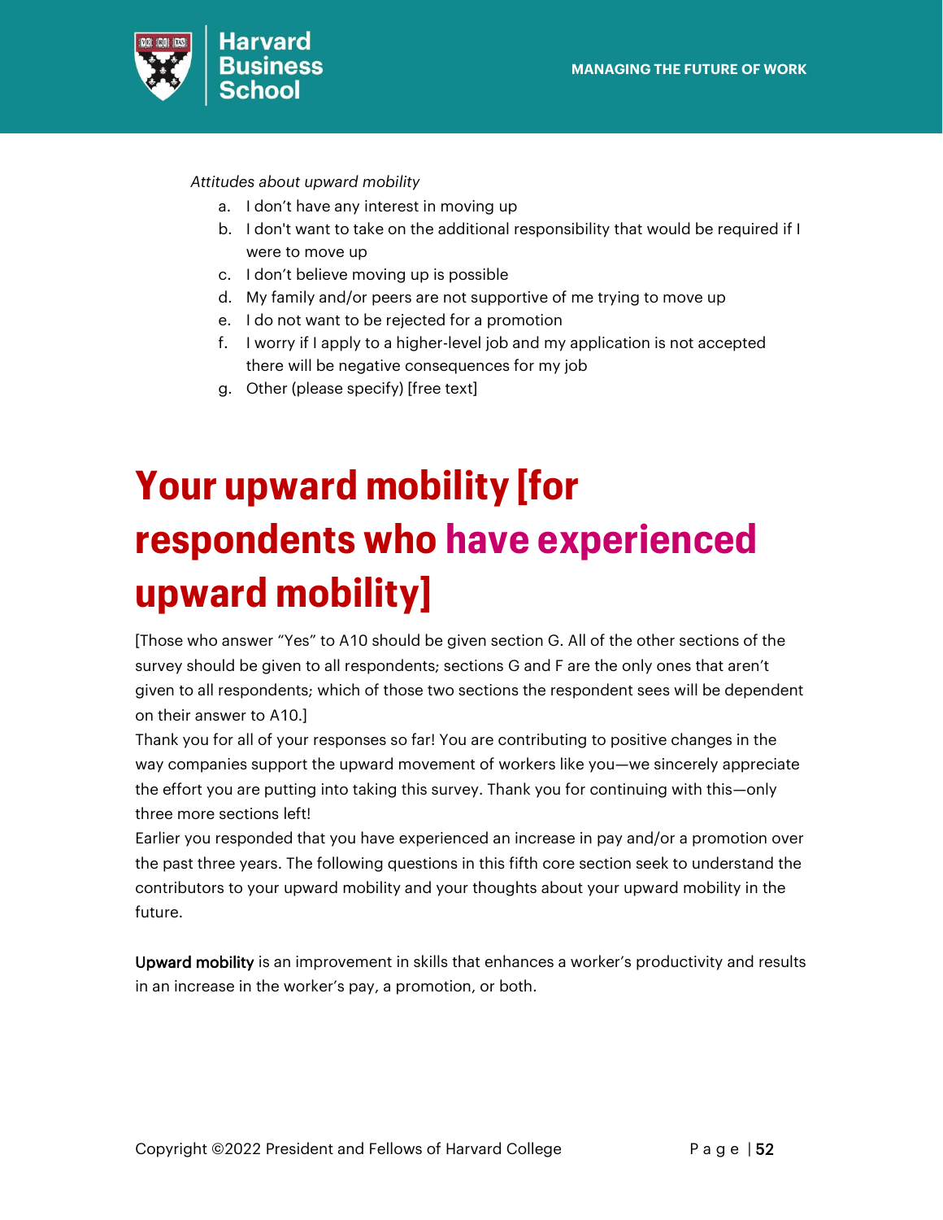*Attitudes about upward mobility*

a. I don't have any interest in moving up
b. I don't want to take on the additional responsibility that would be required if I were to move up
c. I don't believe moving up is possible
d. My family and/or peers are not supportive of me trying to move up
e. I do not want to be rejected for a promotion
f. I worry if I apply to a higher-level job and my application is not accepted there will be negative consequences for my job
g. Other (please specify) [free text]

# Your upward mobility [for respondents who have experienced upward mobility]

[Those who answer "Yes" to A10 should be given section G. All of the other sections of the survey should be given to all respondents; sections G and F are the only ones that aren't given to all respondents; which of those two sections the respondent sees will be dependent on their answer to A10.]

Thank you for all of your responses so far! You are contributing to positive changes in the way companies support the upward movement of workers like you—we sincerely appreciate the effort you are putting into taking this survey. Thank you for continuing with this—only three more sections left!

Earlier you responded that you have experienced an increase in pay and/or a promotion over the past three years. The following questions in this fifth core section seek to understand the contributors to your upward mobility and your thoughts about your upward mobility in the future.

**Upward mobility** is an improvement in skills that enhances a worker's productivity and results in an increase in the worker's pay, a promotion, or both.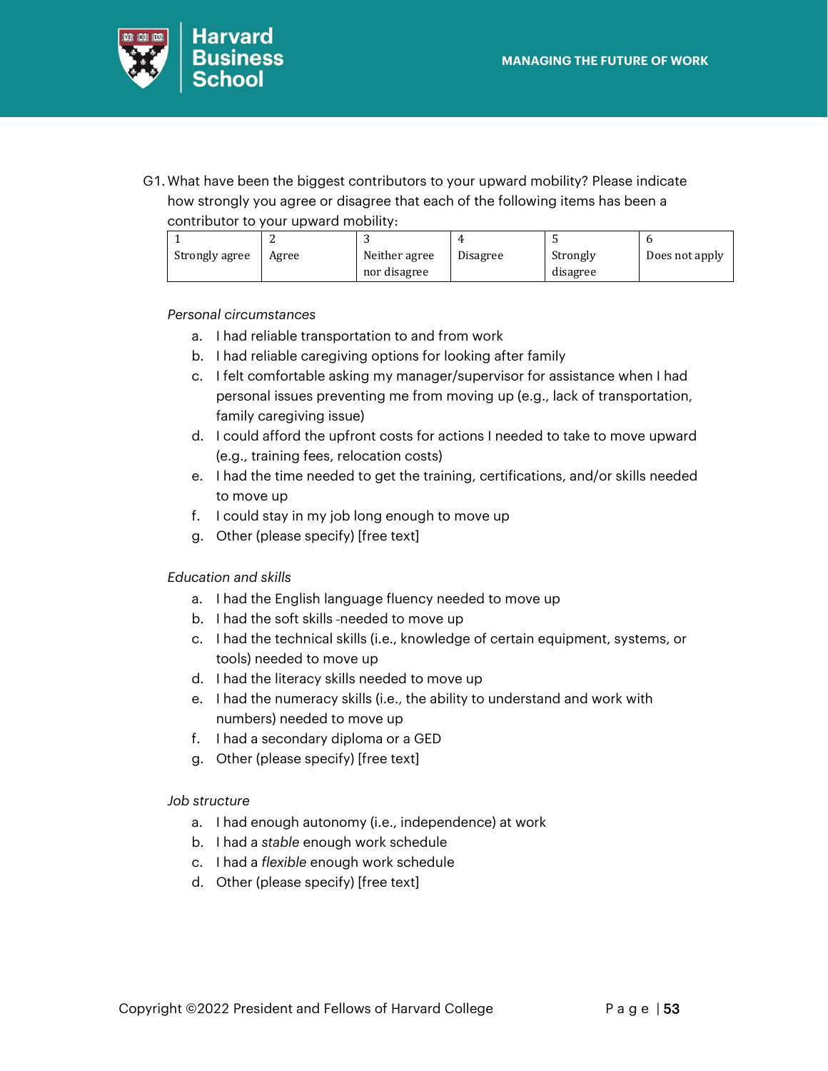G1. What have been the biggest contributors to your upward mobility? Please indicate how strongly you agree or disagree that each of the following items has been a contributor to your upward mobility:

| 1<br>Strongly agree | 2<br>Agree | 3<br>Neither agree nor disagree | 4<br>Disagree | 5<br>Strongly disagree | 6<br>Does not apply |
|---|---|---|---|---|---|

*Personal circumstances*

a. I had reliable transportation to and from work
b. I had reliable caregiving options for looking after family
c. I felt comfortable asking my manager/supervisor for assistance when I had personal issues preventing me from moving up (e.g., lack of transportation, family caregiving issue)
d. I could afford the upfront costs for actions I needed to take to move upward (e.g., training fees, relocation costs)
e. I had the time needed to get the training, certifications, and/or skills needed to move up
f. I could stay in my job long enough to move up
g. Other (please specify) [free text]

*Education and skills*

a. I had the English language fluency needed to move up
b. I had the soft skills -needed to move up
c. I had the technical skills (i.e., knowledge of certain equipment, systems, or tools) needed to move up
d. I had the literacy skills needed to move up
e. I had the numeracy skills (i.e., the ability to understand and work with numbers) needed to move up
f. I had a secondary diploma or a GED
g. Other (please specify) [free text]

*Job structure*

a. I had enough autonomy (i.e., independence) at work
b. I had a *stable* enough work schedule
c. I had a *flexible* enough work schedule
d. Other (please specify) [free text]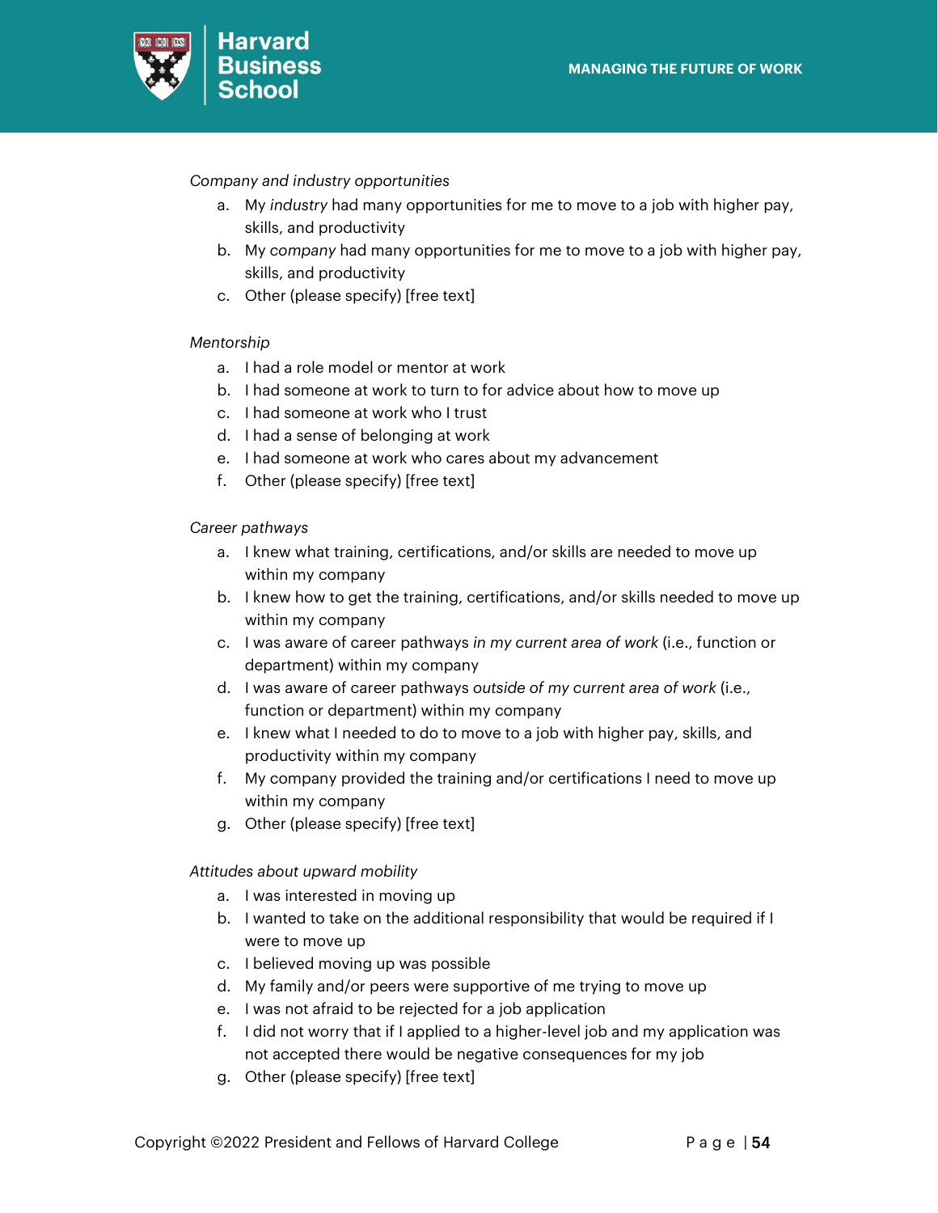*Company and industry opportunities*

a. My *industry* had many opportunities for me to move to a job with higher pay, skills, and productivity
b. My *company* had many opportunities for me to move to a job with higher pay, skills, and productivity
c. Other (please specify) [free text]

*Mentorship*

a. I had a role model or mentor at work
b. I had someone at work to turn to for advice about how to move up
c. I had someone at work who I trust
d. I had a sense of belonging at work
e. I had someone at work who cares about my advancement
f. Other (please specify) [free text]

*Career pathways*

a. I knew what training, certifications, and/or skills are needed to move up within my company
b. I knew how to get the training, certifications, and/or skills needed to move up within my company
c. I was aware of career pathways *in my current area of work* (i.e., function or department) within my company
d. I was aware of career pathways *outside of my current area of work* (i.e., function or department) within my company
e. I knew what I needed to do to move to a job with higher pay, skills, and productivity within my company
f. My company provided the training and/or certifications I need to move up within my company
g. Other (please specify) [free text]

*Attitudes about upward mobility*

a. I was interested in moving up
b. I wanted to take on the additional responsibility that would be required if I were to move up
c. I believed moving up was possible
d. My family and/or peers were supportive of me trying to move up
e. I was not afraid to be rejected for a job application
f. I did not worry that if I applied to a higher-level job and my application was not accepted there would be negative consequences for my job
g. Other (please specify) [free text]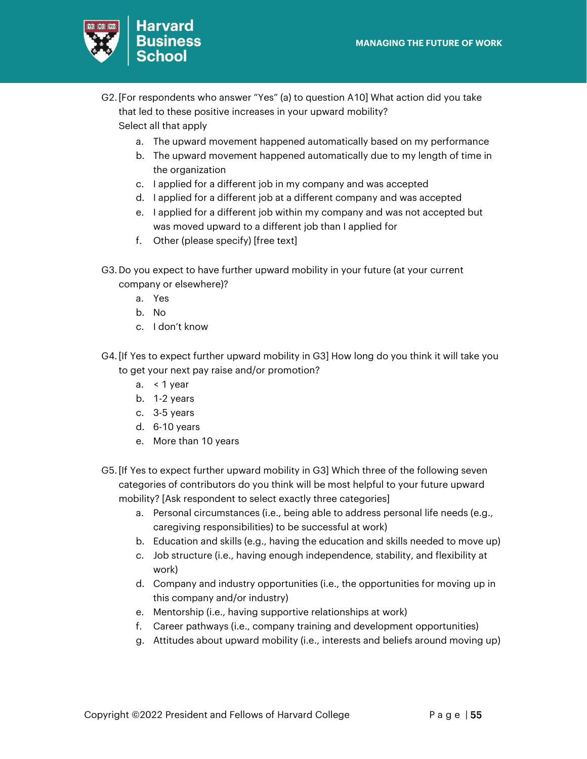G2. [For respondents who answer "Yes" (a) to question A10] What action did you take that led to these positive increases in your upward mobility?
Select all that apply

   a. The upward movement happened automatically based on my performance
   b. The upward movement happened automatically due to my length of time in the organization
   c. I applied for a different job in my company and was accepted
   d. I applied for a different job at a different company and was accepted
   e. I applied for a different job within my company and was not accepted but was moved upward to a different job than I applied for
   f. Other (please specify) [free text]

G3. Do you expect to have further upward mobility in your future (at your current company or elsewhere)?

   a. Yes
   b. No
   c. I don't know

G4. [If Yes to expect further upward mobility in G3] How long do you think it will take you to get your next pay raise and/or promotion?

   a. < 1 year
   b. 1-2 years
   c. 3-5 years
   d. 6-10 years
   e. More than 10 years

G5. [If Yes to expect further upward mobility in G3] Which three of the following seven categories of contributors do you think will be most helpful to your future upward mobility? [Ask respondent to select exactly three categories]

   a. Personal circumstances (i.e., being able to address personal life needs (e.g., caregiving responsibilities) to be successful at work)
   b. Education and skills (e.g., having the education and skills needed to move up)
   c. Job structure (i.e., having enough independence, stability, and flexibility at work)
   d. Company and industry opportunities (i.e., the opportunities for moving up in this company and/or industry)
   e. Mentorship (i.e., having supportive relationships at work)
   f. Career pathways (i.e., company training and development opportunities)
   g. Attitudes about upward mobility (i.e., interests and beliefs around moving up)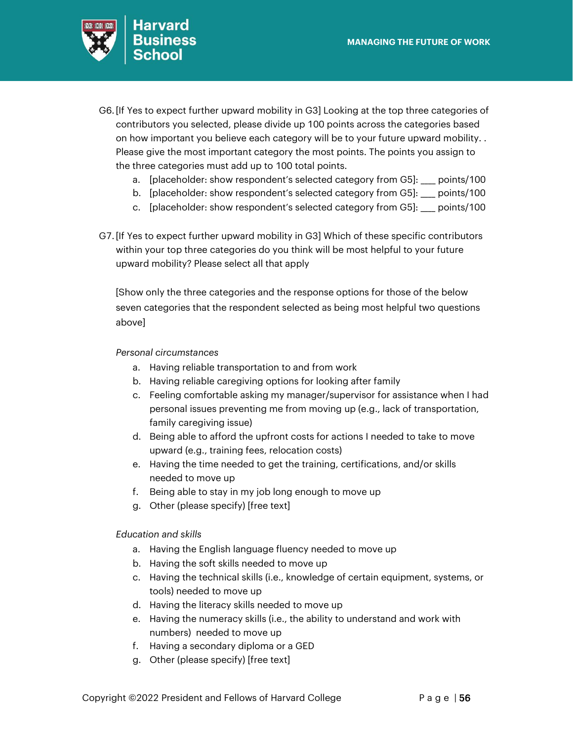G6. [If Yes to expect further upward mobility in G3] Looking at the top three categories of contributors you selected, please divide up 100 points across the categories based on how important you believe each category will be to your future upward mobility. . Please give the most important category the most points. The points you assign to the three categories must add up to 100 total points.

   a. [placeholder: show respondent's selected category from G5]: ___ points/100
   b. [placeholder: show respondent's selected category from G5]: ___ points/100
   c. [placeholder: show respondent's selected category from G5]: ___ points/100

G7. [If Yes to expect further upward mobility in G3] Which of these specific contributors within your top three categories do you think will be most helpful to your future upward mobility? Please select all that apply

[Show only the three categories and the response options for those of the below seven categories that the respondent selected as being most helpful two questions above]

*Personal circumstances*

   a. Having reliable transportation to and from work
   b. Having reliable caregiving options for looking after family
   c. Feeling comfortable asking my manager/supervisor for assistance when I had personal issues preventing me from moving up (e.g., lack of transportation, family caregiving issue)
   d. Being able to afford the upfront costs for actions I needed to take to move upward (e.g., training fees, relocation costs)
   e. Having the time needed to get the training, certifications, and/or skills needed to move up
   f. Being able to stay in my job long enough to move up
   g. Other (please specify) [free text]

*Education and skills*

   a. Having the English language fluency needed to move up
   b. Having the soft skills needed to move up
   c. Having the technical skills (i.e., knowledge of certain equipment, systems, or tools) needed to move up
   d. Having the literacy skills needed to move up
   e. Having the numeracy skills (i.e., the ability to understand and work with numbers) needed to move up
   f. Having a secondary diploma or a GED
   g. Other (please specify) [free text]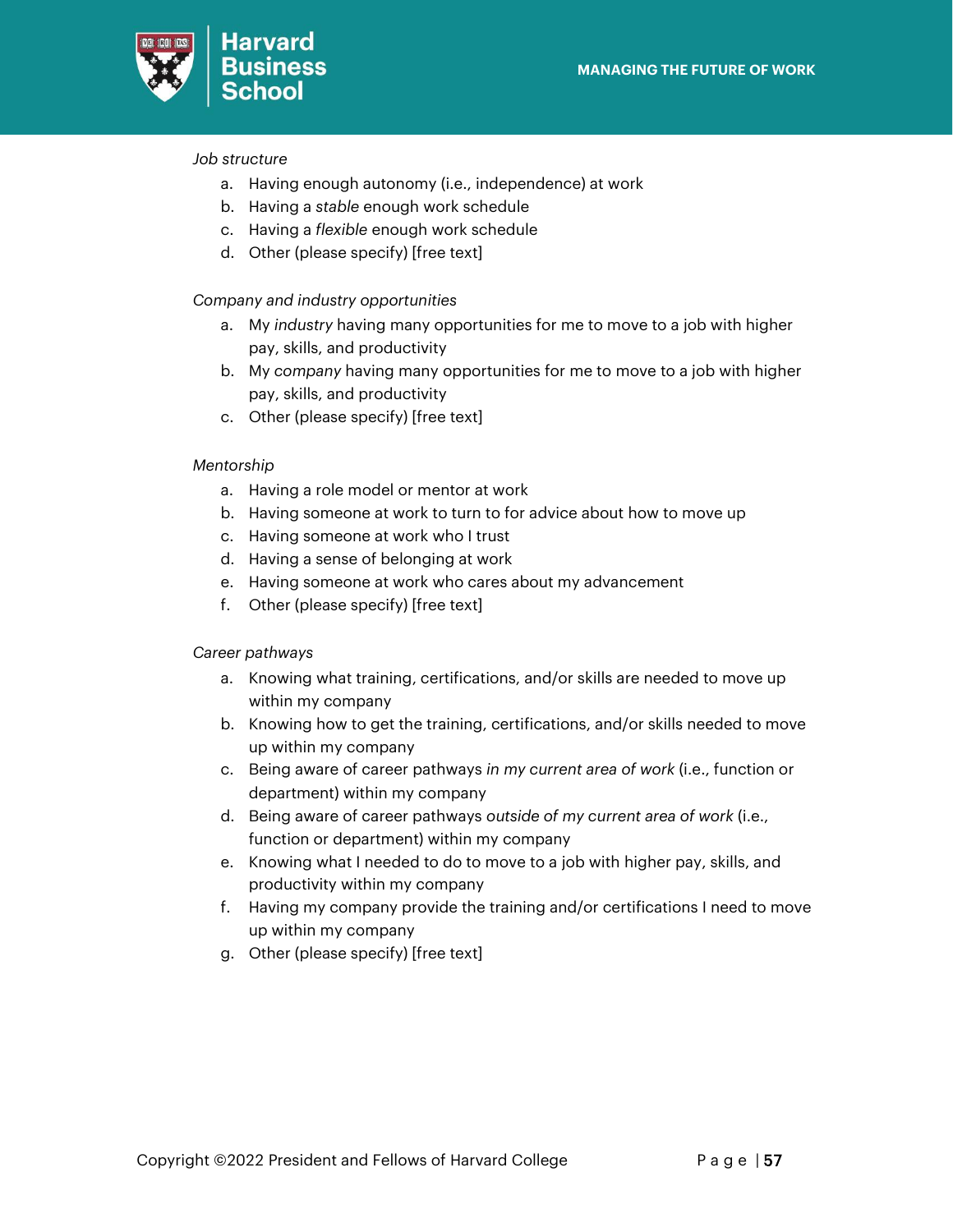*Job structure*

a. Having enough autonomy (i.e., independence) at work
b. Having a *stable* enough work schedule
c. Having a *flexible* enough work schedule
d. Other (please specify) [free text]

*Company and industry opportunities*

a. My *industry* having many opportunities for me to move to a job with higher pay, skills, and productivity
b. My *company* having many opportunities for me to move to a job with higher pay, skills, and productivity
c. Other (please specify) [free text]

*Mentorship*

a. Having a role model or mentor at work
b. Having someone at work to turn to for advice about how to move up
c. Having someone at work who I trust
d. Having a sense of belonging at work
e. Having someone at work who cares about my advancement
f. Other (please specify) [free text]

*Career pathways*

a. Knowing what training, certifications, and/or skills are needed to move up within my company
b. Knowing how to get the training, certifications, and/or skills needed to move up within my company
c. Being aware of career pathways *in my current area of work* (i.e., function or department) within my company
d. Being aware of career pathways *outside of my current area of work* (i.e., function or department) within my company
e. Knowing what I needed to do to move to a job with higher pay, skills, and productivity within my company
f. Having my company provide the training and/or certifications I need to move up within my company
g. Other (please specify) [free text]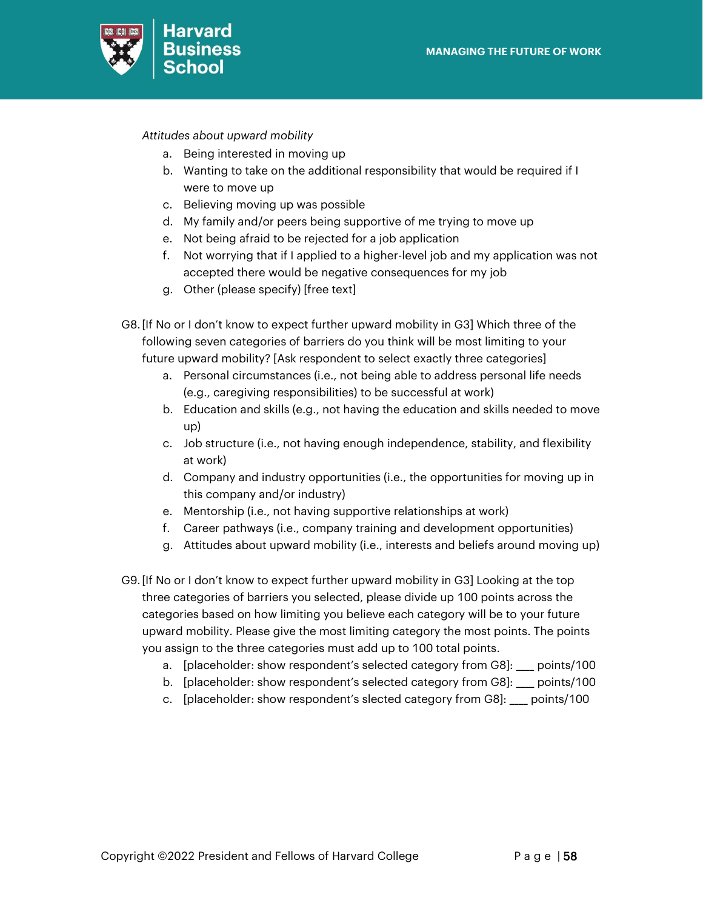*Attitudes about upward mobility*

a. Being interested in moving up
b. Wanting to take on the additional responsibility that would be required if I were to move up
c. Believing moving up was possible
d. My family and/or peers being supportive of me trying to move up
e. Not being afraid to be rejected for a job application
f. Not worrying that if I applied to a higher-level job and my application was not accepted there would be negative consequences for my job
g. Other (please specify) [free text]

G8. [If No or I don't know to expect further upward mobility in G3] Which three of the following seven categories of barriers do you think will be most limiting to your future upward mobility? [Ask respondent to select exactly three categories]

a. Personal circumstances (i.e., not being able to address personal life needs (e.g., caregiving responsibilities) to be successful at work)
b. Education and skills (e.g., not having the education and skills needed to move up)
c. Job structure (i.e., not having enough independence, stability, and flexibility at work)
d. Company and industry opportunities (i.e., the opportunities for moving up in this company and/or industry)
e. Mentorship (i.e., not having supportive relationships at work)
f. Career pathways (i.e., company training and development opportunities)
g. Attitudes about upward mobility (i.e., interests and beliefs around moving up)

G9. [If No or I don't know to expect further upward mobility in G3] Looking at the top three categories of barriers you selected, please divide up 100 points across the categories based on how limiting you believe each category will be to your future upward mobility. Please give the most limiting category the most points. The points you assign to the three categories must add up to 100 total points.

a. [placeholder: show respondent's selected category from G8]: ___ points/100
b. [placeholder: show respondent's selected category from G8]: ___ points/100
c. [placeholder: show respondent's slected category from G8]: ___ points/100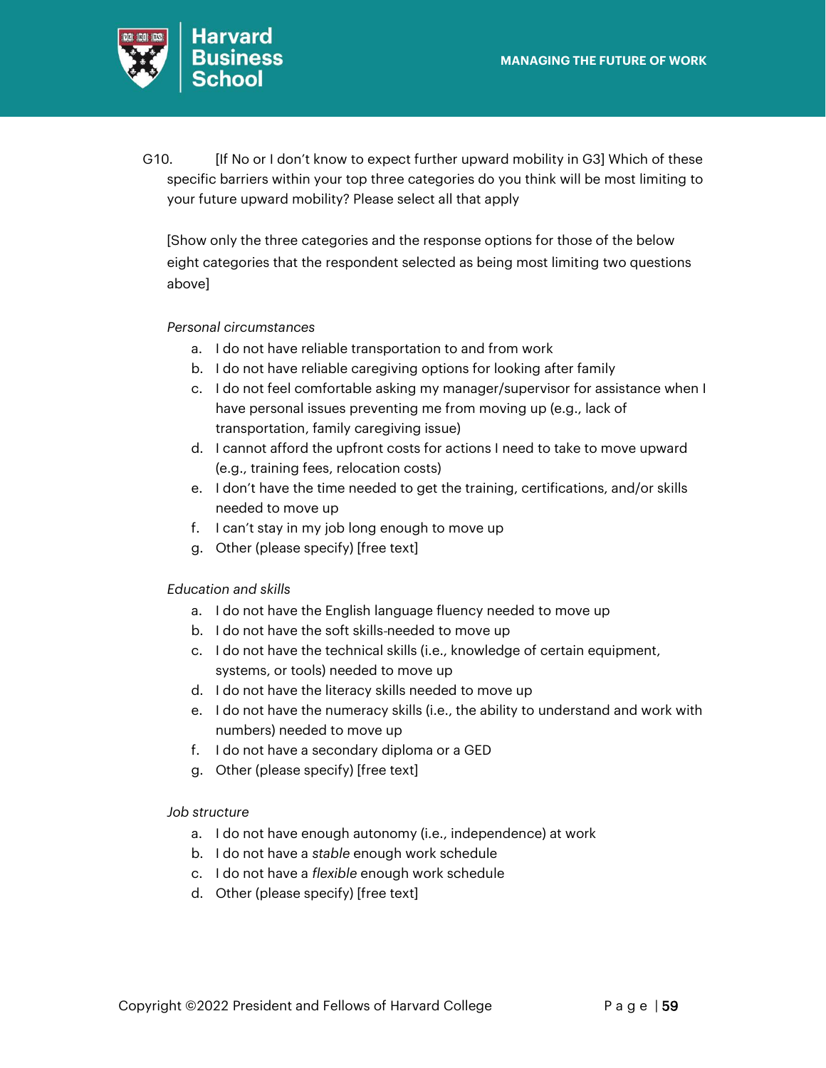G10. [If No or I don't know to expect further upward mobility in G3] Which of these specific barriers within your top three categories do you think will be most limiting to your future upward mobility? Please select all that apply

[Show only the three categories and the response options for those of the below eight categories that the respondent selected as being most limiting two questions above]

*Personal circumstances*

a. I do not have reliable transportation to and from work
b. I do not have reliable caregiving options for looking after family
c. I do not feel comfortable asking my manager/supervisor for assistance when I have personal issues preventing me from moving up (e.g., lack of transportation, family caregiving issue)
d. I cannot afford the upfront costs for actions I need to take to move upward (e.g., training fees, relocation costs)
e. I don't have the time needed to get the training, certifications, and/or skills needed to move up
f. I can't stay in my job long enough to move up
g. Other (please specify) [free text]

*Education and skills*

a. I do not have the English language fluency needed to move up
b. I do not have the soft skills-needed to move up
c. I do not have the technical skills (i.e., knowledge of certain equipment, systems, or tools) needed to move up
d. I do not have the literacy skills needed to move up
e. I do not have the numeracy skills (i.e., the ability to understand and work with numbers) needed to move up
f. I do not have a secondary diploma or a GED
g. Other (please specify) [free text]

*Job structure*

a. I do not have enough autonomy (i.e., independence) at work
b. I do not have a *stable* enough work schedule
c. I do not have a *flexible* enough work schedule
d. Other (please specify) [free text]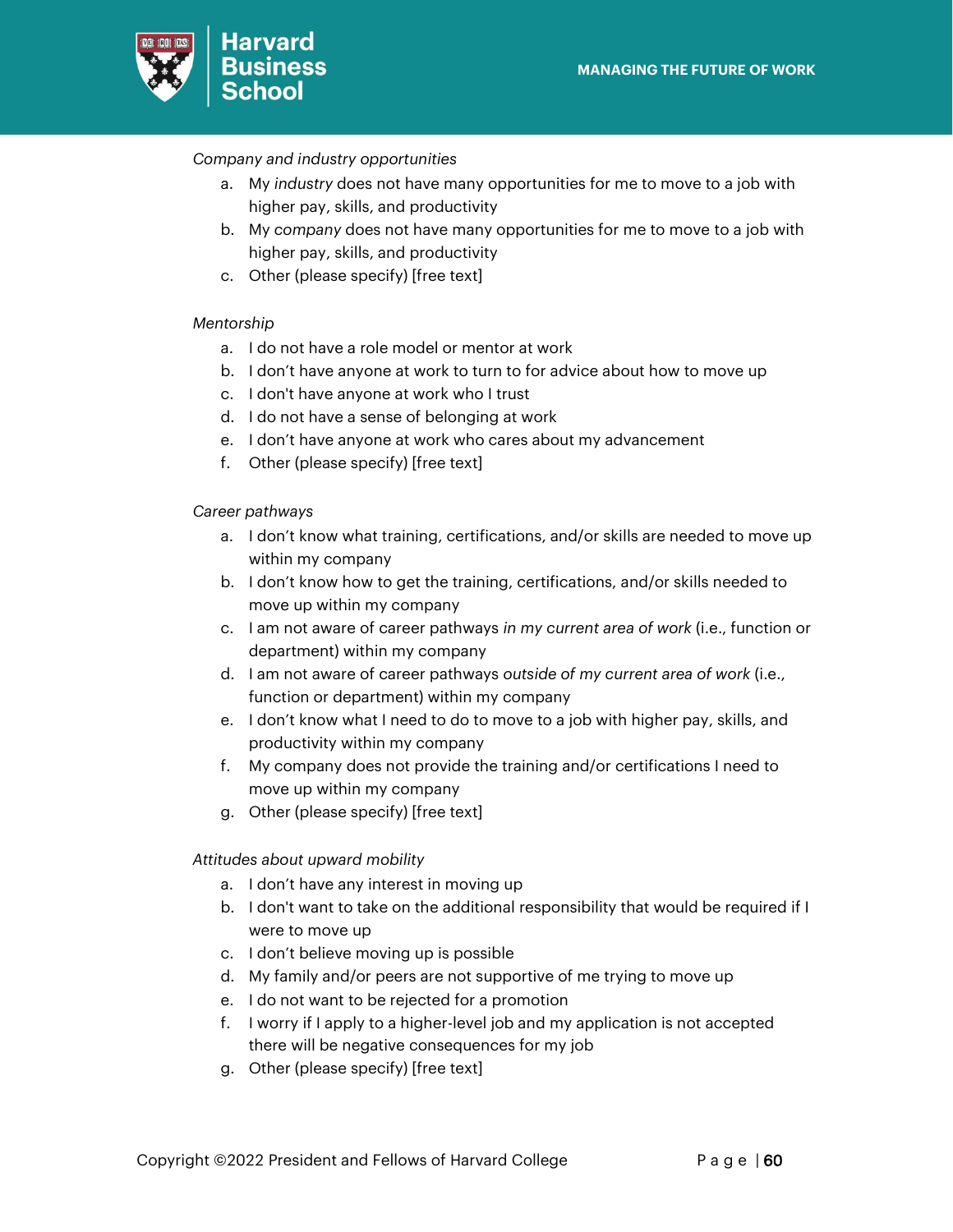*Company and industry opportunities*

a. My *industry* does not have many opportunities for me to move to a job with higher pay, skills, and productivity
b. My *company* does not have many opportunities for me to move to a job with higher pay, skills, and productivity
c. Other (please specify) [free text]

*Mentorship*

a. I do not have a role model or mentor at work
b. I don't have anyone at work to turn to for advice about how to move up
c. I don't have anyone at work who I trust
d. I do not have a sense of belonging at work
e. I don't have anyone at work who cares about my advancement
f. Other (please specify) [free text]

*Career pathways*

a. I don't know what training, certifications, and/or skills are needed to move up within my company
b. I don't know how to get the training, certifications, and/or skills needed to move up within my company
c. I am not aware of career pathways *in my current area of work* (i.e., function or department) within my company
d. I am not aware of career pathways *outside of my current area of work* (i.e., function or department) within my company
e. I don't know what I need to do to move to a job with higher pay, skills, and productivity within my company
f. My company does not provide the training and/or certifications I need to move up within my company
g. Other (please specify) [free text]

*Attitudes about upward mobility*

a. I don't have any interest in moving up
b. I don't want to take on the additional responsibility that would be required if I were to move up
c. I don't believe moving up is possible
d. My family and/or peers are not supportive of me trying to move up
e. I do not want to be rejected for a promotion
f. I worry if I apply to a higher-level job and my application is not accepted there will be negative consequences for my job
g. Other (please specify) [free text]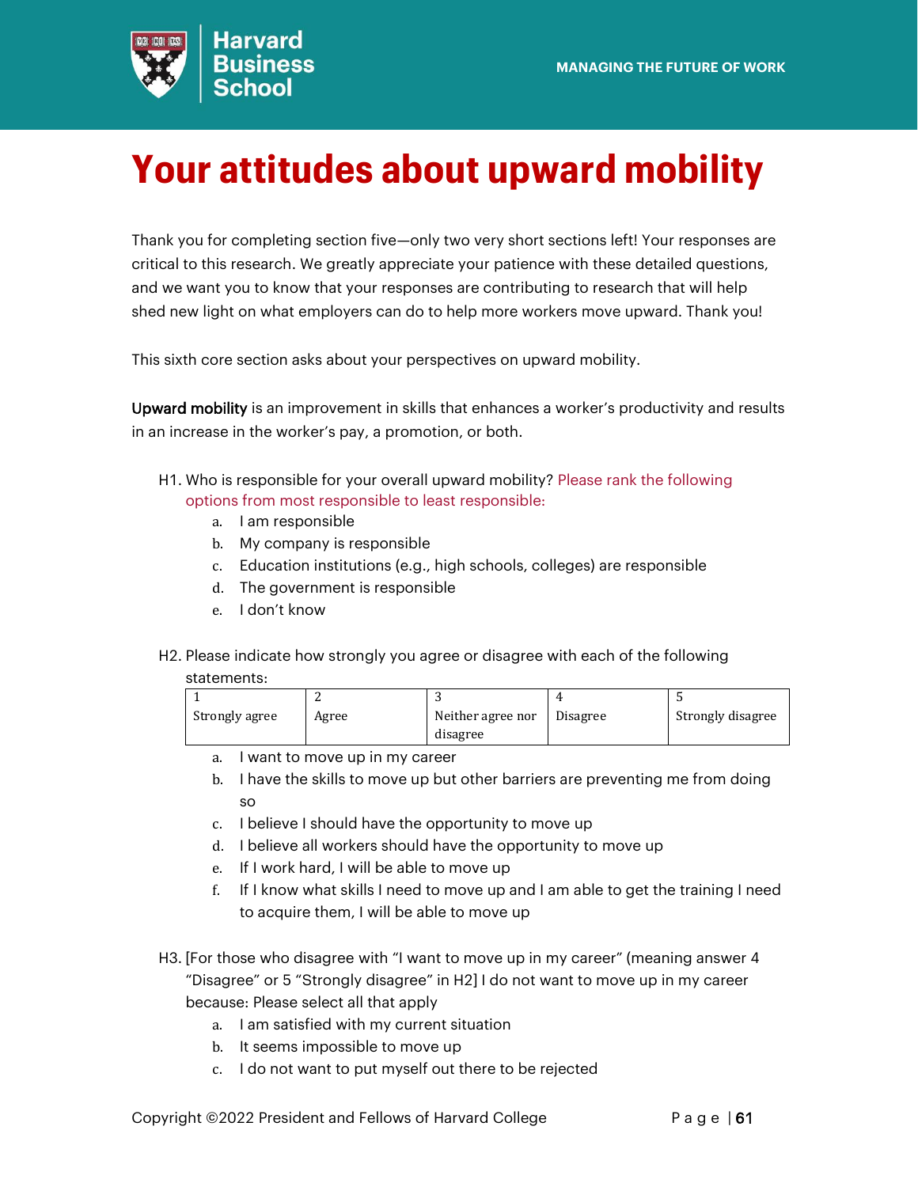# Your attitudes about upward mobility

Thank you for completing section five—only two very short sections left! Your responses are critical to this research. We greatly appreciate your patience with these detailed questions, and we want you to know that your responses are contributing to research that will help shed new light on what employers can do to help more workers move upward. Thank you!

This sixth core section asks about your perspectives on upward mobility.

**Upward mobility** is an improvement in skills that enhances a worker's productivity and results in an increase in the worker's pay, a promotion, or both.

H1. Who is responsible for your overall upward mobility? Please rank the following options from most responsible to least responsible:

a. I am responsible
b. My company is responsible
c. Education institutions (e.g., high schools, colleges) are responsible
d. The government is responsible
e. I don't know

H2. Please indicate how strongly you agree or disagree with each of the following statements:

| 1<br>Strongly agree | 2<br>Agree | 3<br>Neither agree nor disagree | 4<br>Disagree | 5<br>Strongly disagree |
|---|---|---|---|---|

a. I want to move up in my career
b. I have the skills to move up but other barriers are preventing me from doing so
c. I believe I should have the opportunity to move up
d. I believe all workers should have the opportunity to move up
e. If I work hard, I will be able to move up
f. If I know what skills I need to move up and I am able to get the training I need to acquire them, I will be able to move up

H3. [For those who disagree with "I want to move up in my career" (meaning answer 4 "Disagree" or 5 "Strongly disagree" in H2] I do not want to move up in my career because: Please select all that apply

a. I am satisfied with my current situation
b. It seems impossible to move up
c. I do not want to put myself out there to be rejected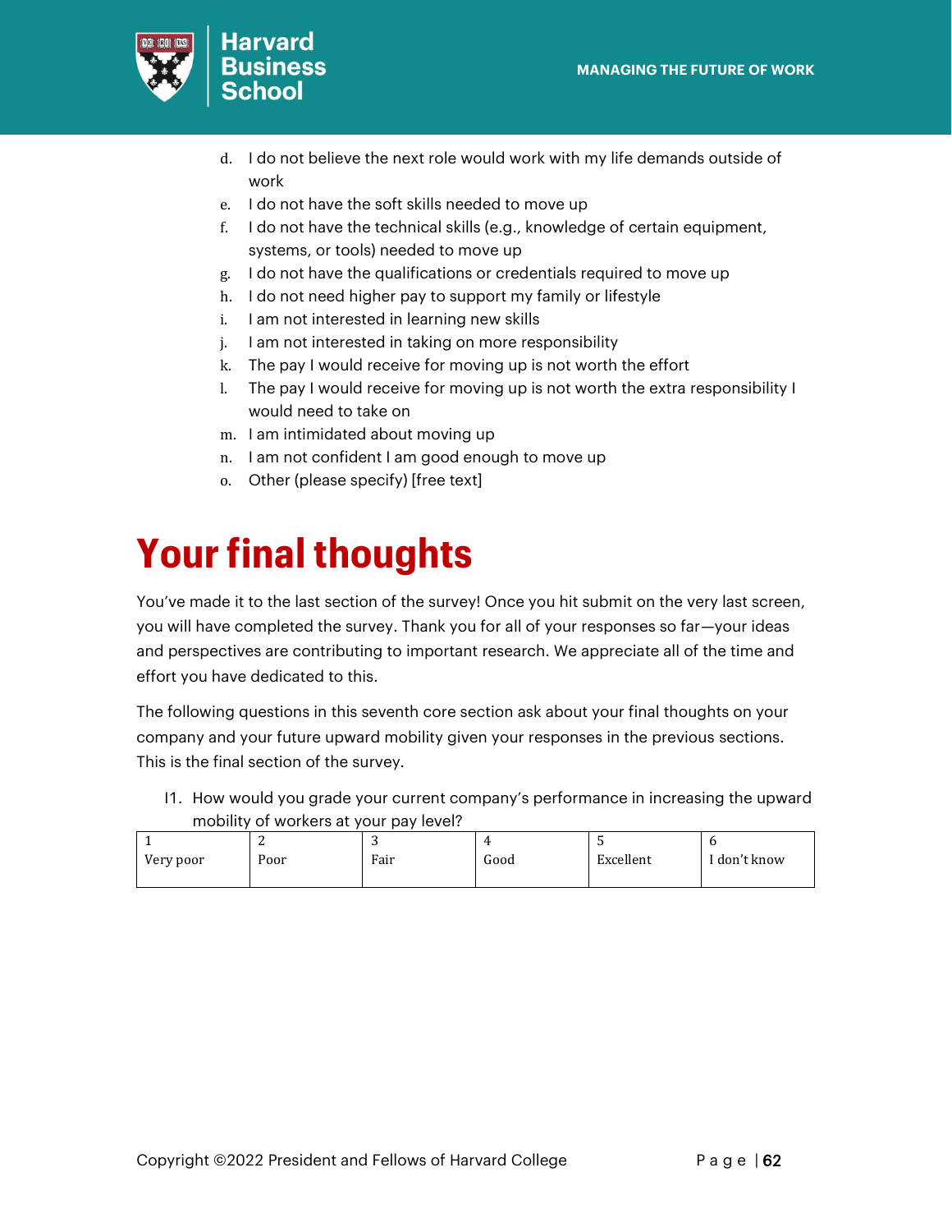d. I do not believe the next role would work with my life demands outside of work
e. I do not have the soft skills needed to move up
f. I do not have the technical skills (e.g., knowledge of certain equipment, systems, or tools) needed to move up
g. I do not have the qualifications or credentials required to move up
h. I do not need higher pay to support my family or lifestyle
i. I am not interested in learning new skills
j. I am not interested in taking on more responsibility
k. The pay I would receive for moving up is not worth the effort
l. The pay I would receive for moving up is not worth the extra responsibility I would need to take on
m. I am intimidated about moving up
n. I am not confident I am good enough to move up
o. Other (please specify) [free text]

# Your final thoughts

You've made it to the last section of the survey! Once you hit submit on the very last screen, you will have completed the survey. Thank you for all of your responses so far—your ideas and perspectives are contributing to important research. We appreciate all of the time and effort you have dedicated to this.

The following questions in this seventh core section ask about your final thoughts on your company and your future upward mobility given your responses in the previous sections. This is the final section of the survey.

I1. How would you grade your current company's performance in increasing the upward mobility of workers at your pay level?

| 1 Very poor | 2 Poor | 3 Fair | 4 Good | 5 Excellent | 6 I don't know |
|---|---|---|---|---|---|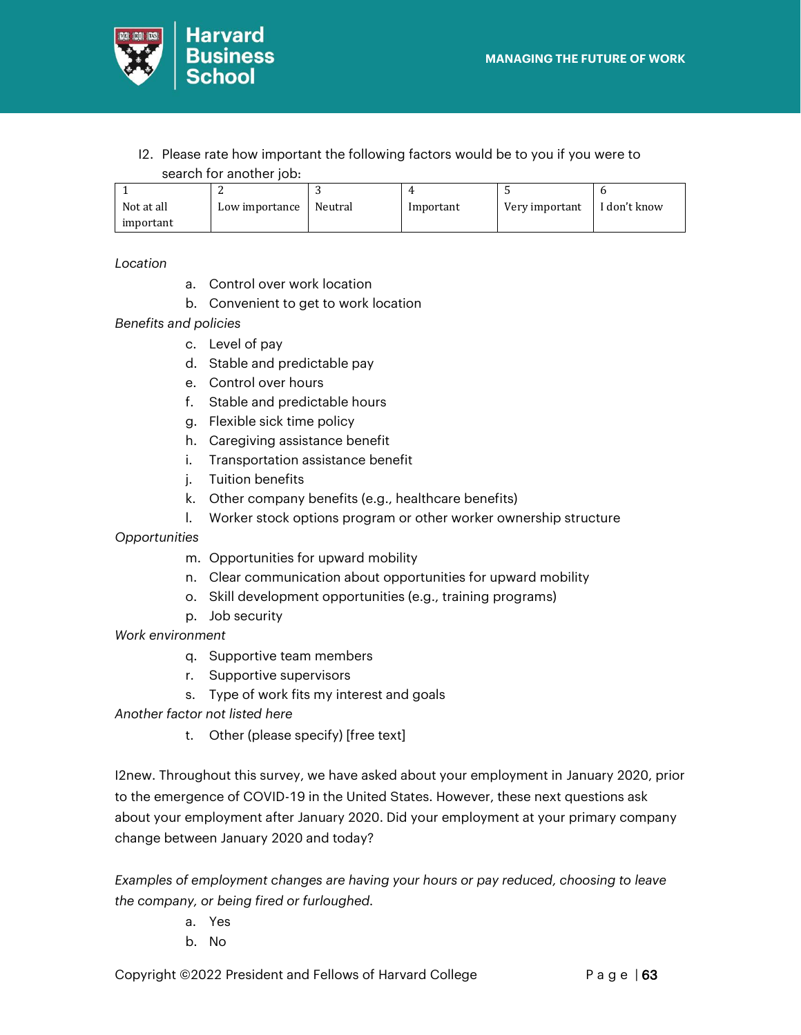I2. Please rate how important the following factors would be to you if you were to search for another job:

| 1 | 2 | 3 | 4 | 5 | 6 |
|---|---|---|---|---|---|
| Not at all important | Low importance | Neutral | Important | Very important | I don't know |

*Location*

a. Control over work location
b. Convenient to get to work location

*Benefits and policies*

c. Level of pay
d. Stable and predictable pay
e. Control over hours
f. Stable and predictable hours
g. Flexible sick time policy
h. Caregiving assistance benefit
i. Transportation assistance benefit
j. Tuition benefits
k. Other company benefits (e.g., healthcare benefits)
l. Worker stock options program or other worker ownership structure

*Opportunities*

m. Opportunities for upward mobility
n. Clear communication about opportunities for upward mobility
o. Skill development opportunities (e.g., training programs)
p. Job security

*Work environment*

q. Supportive team members
r. Supportive supervisors
s. Type of work fits my interest and goals

*Another factor not listed here*

t. Other (please specify) [free text]

I2new. Throughout this survey, we have asked about your employment in January 2020, prior to the emergence of COVID-19 in the United States. However, these next questions ask about your employment after January 2020. Did your employment at your primary company change between January 2020 and today?

*Examples of employment changes are having your hours or pay reduced, choosing to leave the company, or being fired or furloughed.*

a. Yes
b. No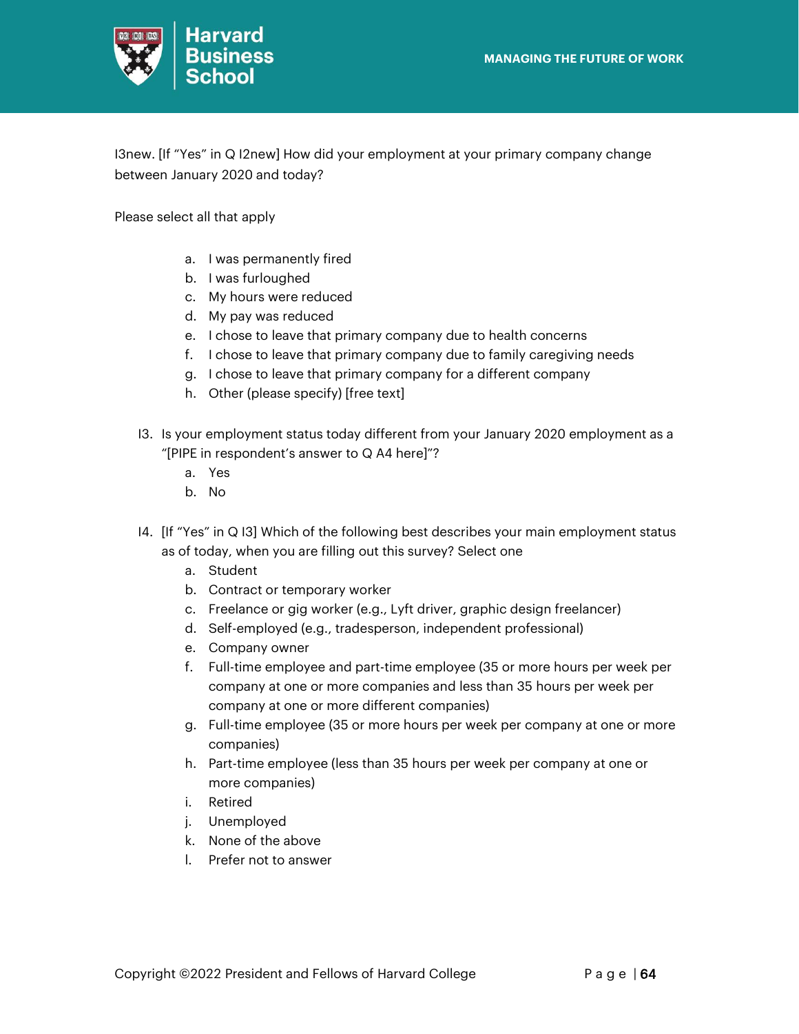I3new. [If “Yes” in Q I2new] How did your employment at your primary company change between January 2020 and today?

Please select all that apply

a. I was permanently fired
b. I was furloughed
c. My hours were reduced
d. My pay was reduced
e. I chose to leave that primary company due to health concerns
f. I chose to leave that primary company due to family caregiving needs
g. I chose to leave that primary company for a different company
h. Other (please specify) [free text]

I3. Is your employment status today different from your January 2020 employment as a “[PIPE in respondent’s answer to Q A4 here]”?
   a. Yes
   b. No

I4. [If “Yes” in Q I3] Which of the following best describes your main employment status as of today, when you are filling out this survey? Select one
   a. Student
   b. Contract or temporary worker
   c. Freelance or gig worker (e.g., Lyft driver, graphic design freelancer)
   d. Self-employed (e.g., tradesperson, independent professional)
   e. Company owner
   f. Full-time employee and part-time employee (35 or more hours per week per company at one or more companies and less than 35 hours per week per company at one or more different companies)
   g. Full-time employee (35 or more hours per week per company at one or more companies)
   h. Part-time employee (less than 35 hours per week per company at one or more companies)
   i. Retired
   j. Unemployed
   k. None of the above
   l. Prefer not to answer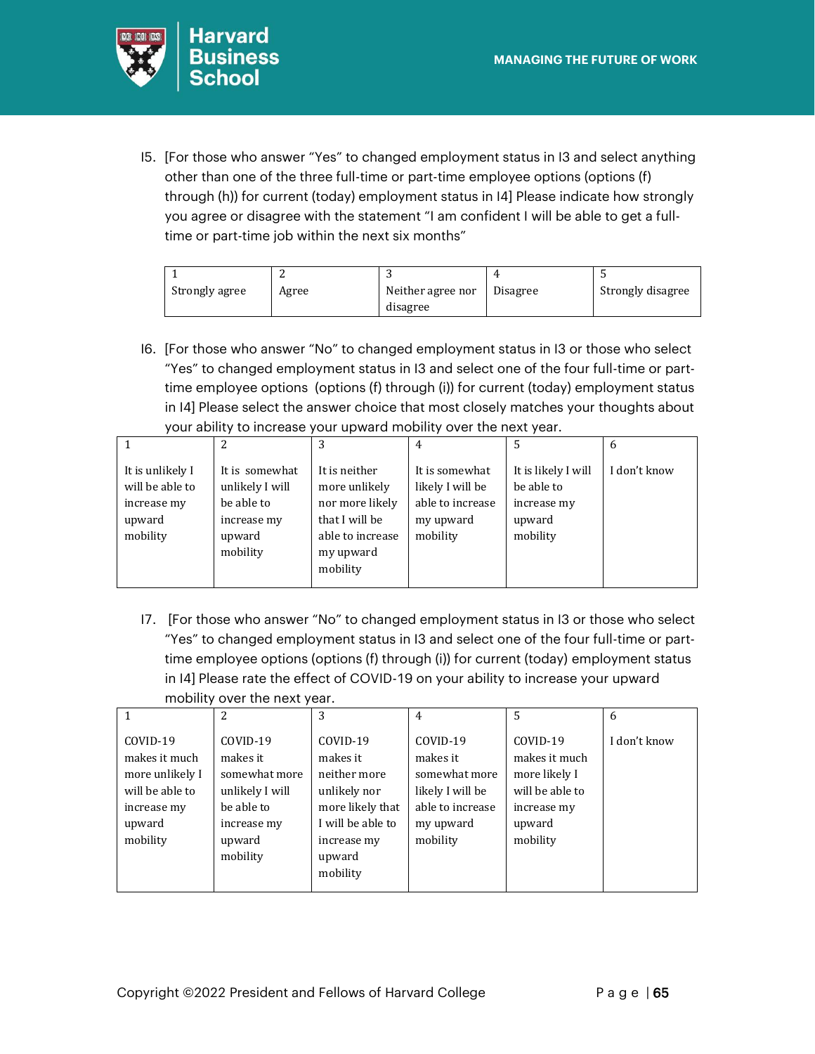I5. [For those who answer "Yes" to changed employment status in I3 and select anything other than one of the three full-time or part-time employee options (options (f) through (h)) for current (today) employment status in I4] Please indicate how strongly you agree or disagree with the statement "I am confident I will be able to get a full-time or part-time job within the next six months"

| 1 | 2 | 3 | 4 | 5 |
|---|---|---|---|---|
| Strongly agree | Agree | Neither agree nor disagree | Disagree | Strongly disagree |

I6. [For those who answer "No" to changed employment status in I3 or those who select "Yes" to changed employment status in I3 and select one of the four full-time or part-time employee options (options (f) through (i)) for current (today) employment status in I4] Please select the answer choice that most closely matches your thoughts about your ability to increase your upward mobility over the next year.

| 1 | 2 | 3 | 4 | 5 | 6 |
|---|---|---|---|---|---|
| It is unlikely I will be able to increase my upward mobility | It is somewhat unlikely I will be able to increase my upward mobility | It is neither more unlikely nor more likely that I will be able to increase my upward mobility | It is somewhat likely I will be able to increase my upward mobility | It is likely I will be able to increase my upward mobility | I don't know |

I7. [For those who answer "No" to changed employment status in I3 or those who select "Yes" to changed employment status in I3 and select one of the four full-time or part-time employee options (options (f) through (i)) for current (today) employment status in I4] Please rate the effect of COVID-19 on your ability to increase your upward mobility over the next year.

| 1 | 2 | 3 | 4 | 5 | 6 |
|---|---|---|---|---|---|
| COVID-19 makes it much more unlikely I will be able to increase my upward mobility | COVID-19 makes it somewhat more unlikely I will be able to increase my upward mobility | COVID-19 makes it neither more unlikely nor more likely that I will be able to increase my upward mobility | COVID-19 makes it somewhat more likely I will be able to increase my upward mobility | COVID-19 makes it much more likely I will be able to increase my upward mobility | I don't know |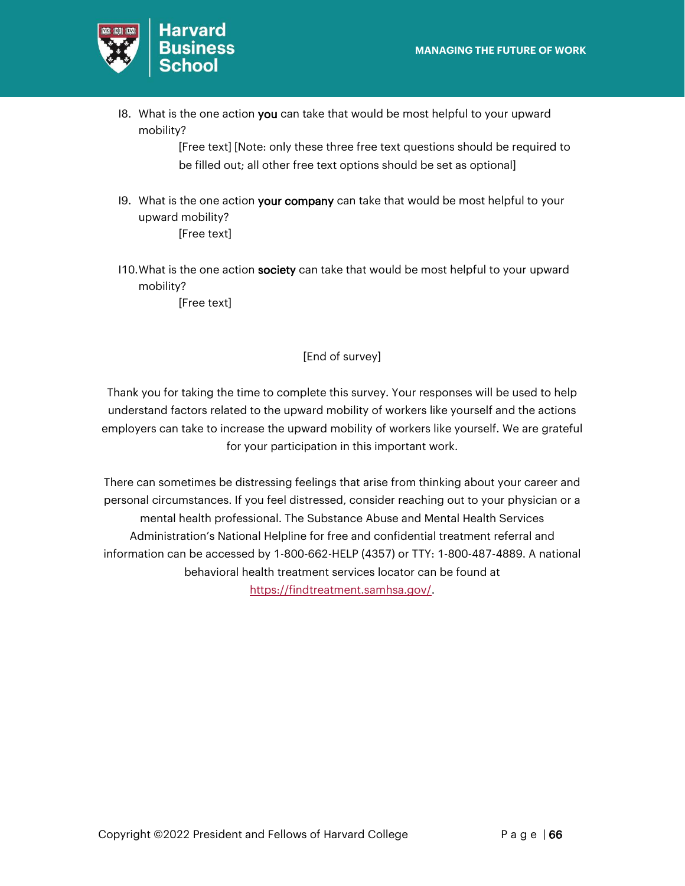I8. What is the one action **you** can take that would be most helpful to your upward mobility?

[Free text] [Note: only these three free text questions should be required to be filled out; all other free text options should be set as optional]

I9. What is the one action **your company** can take that would be most helpful to your upward mobility?

[Free text]

I10. What is the one action **society** can take that would be most helpful to your upward mobility?

[Free text]

[End of survey]

Thank you for taking the time to complete this survey. Your responses will be used to help understand factors related to the upward mobility of workers like yourself and the actions employers can take to increase the upward mobility of workers like yourself. We are grateful for your participation in this important work.

There can sometimes be distressing feelings that arise from thinking about your career and personal circumstances. If you feel distressed, consider reaching out to your physician or a mental health professional. The Substance Abuse and Mental Health Services Administration's National Helpline for free and confidential treatment referral and information can be accessed by 1-800-662-HELP (4357) or TTY: 1-800-487-4889. A national behavioral health treatment services locator can be found at [https://findtreatment.samhsa.gov/](https://findtreatment.samhsa.gov/).